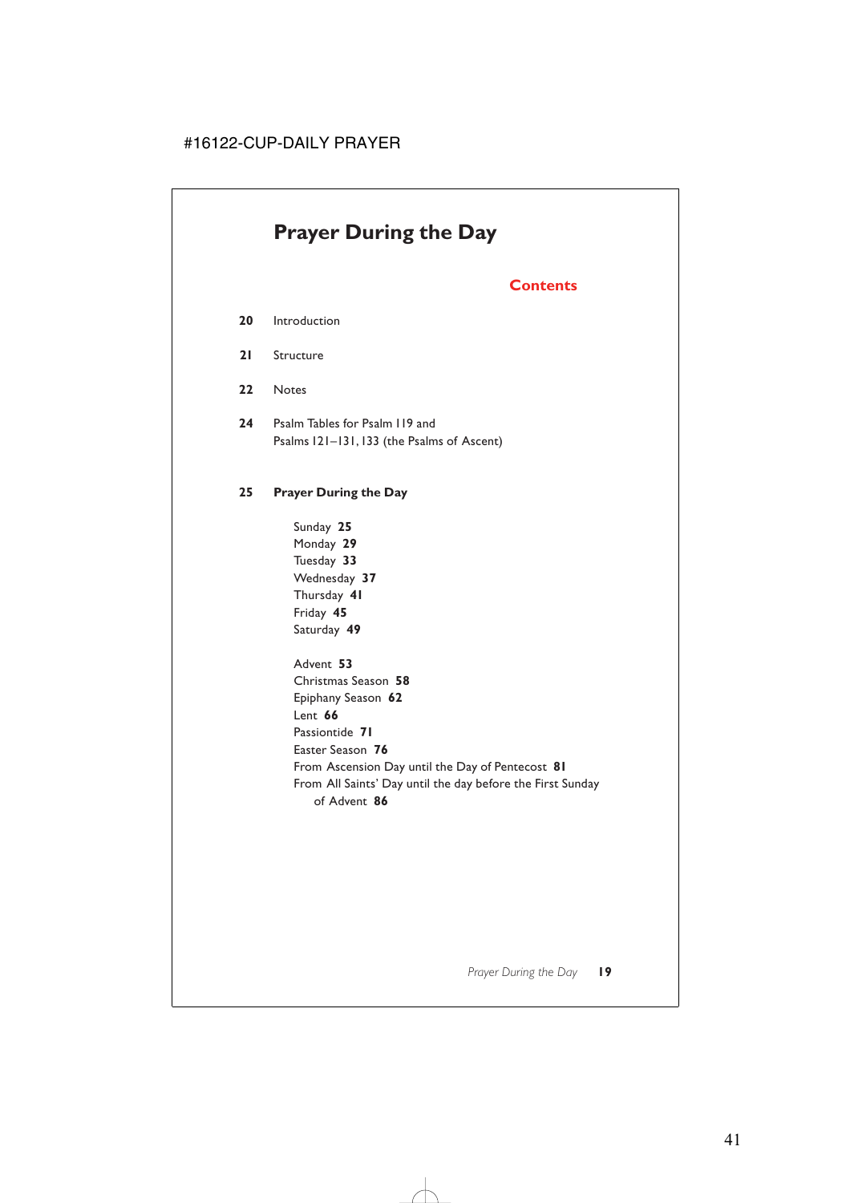# Prayer During the Day

## Contents

**20** Introduction

**21** Structure

**22** Notes

**24** Psalm Tables for Psalm 119 and Psalms 121–131, 133 (the Psalms of Ascent)

**25** **Prayer During the Day**

Sunday **25**
Monday **29**
Tuesday **33**
Wednesday **37**
Thursday **41**
Friday **45**
Saturday **49**

Advent **53**
Christmas Season **58**
Epiphany Season **62**
Lent **66**
Passiontide **71**
Easter Season **76**
From Ascension Day until the Day of Pentecost **81**
From All Saints' Day until the day before the First Sunday of Advent **86**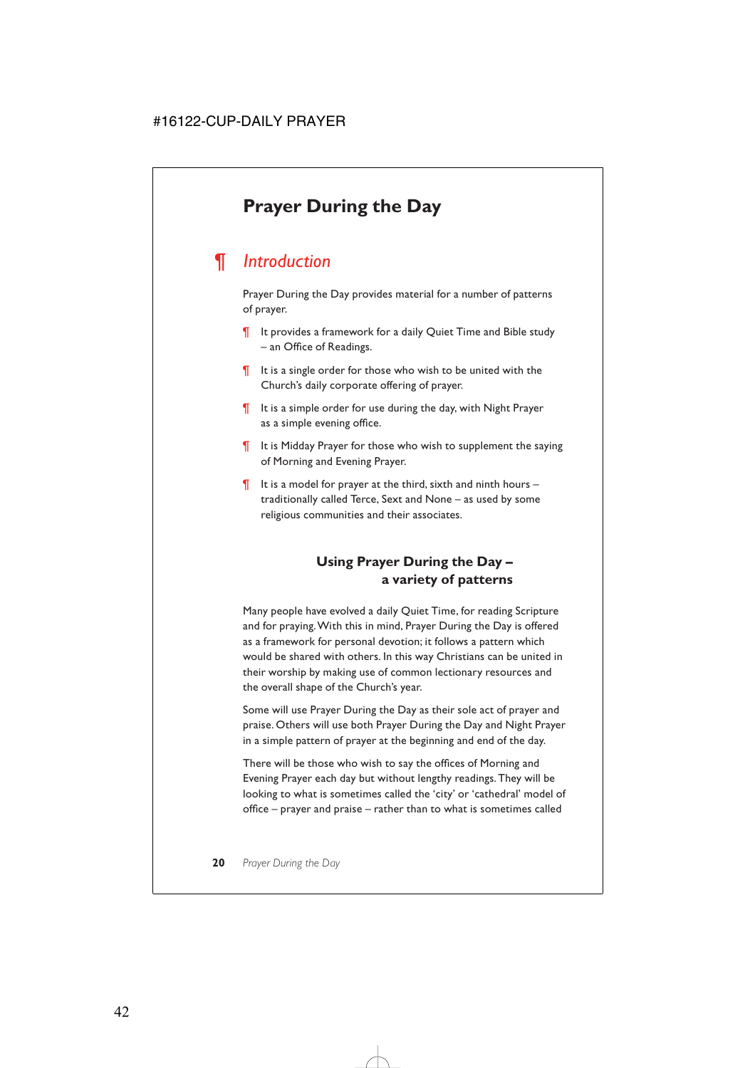# Prayer During the Day

## ¶ *Introduction*

Prayer During the Day provides material for a number of patterns of prayer.

¶ It provides a framework for a daily Quiet Time and Bible study – an Office of Readings.

¶ It is a single order for those who wish to be united with the Church's daily corporate offering of prayer.

¶ It is a simple order for use during the day, with Night Prayer as a simple evening office.

¶ It is Midday Prayer for those who wish to supplement the saying of Morning and Evening Prayer.

¶ It is a model for prayer at the third, sixth and ninth hours – traditionally called Terce, Sext and None – as used by some religious communities and their associates.

### Using Prayer During the Day – a variety of patterns

Many people have evolved a daily Quiet Time, for reading Scripture and for praying. With this in mind, Prayer During the Day is offered as a framework for personal devotion; it follows a pattern which would be shared with others. In this way Christians can be united in their worship by making use of common lectionary resources and the overall shape of the Church's year.

Some will use Prayer During the Day as their sole act of prayer and praise. Others will use both Prayer During the Day and Night Prayer in a simple pattern of prayer at the beginning and end of the day.

There will be those who wish to say the offices of Morning and Evening Prayer each day but without lengthy readings. They will be looking to what is sometimes called the 'city' or 'cathedral' model of office – prayer and praise – rather than to what is sometimes called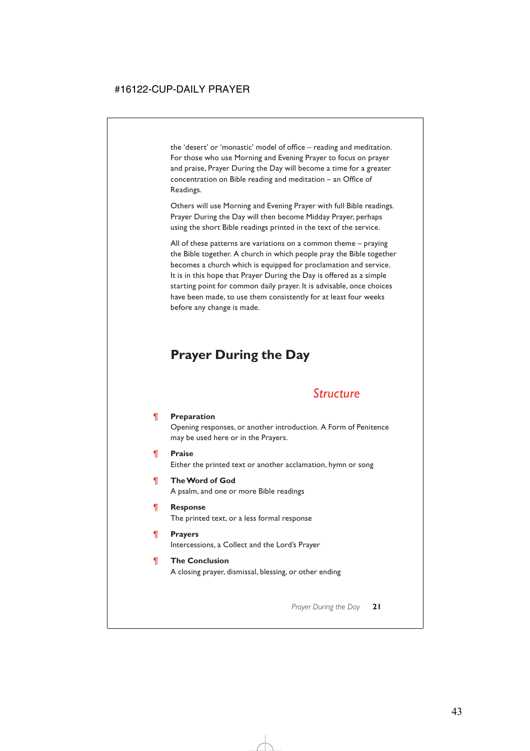the 'desert' or 'monastic' model of office – reading and meditation. For those who use Morning and Evening Prayer to focus on prayer and praise, Prayer During the Day will become a time for a greater concentration on Bible reading and meditation – an Office of Readings.

Others will use Morning and Evening Prayer with full Bible readings. Prayer During the Day will then become Midday Prayer, perhaps using the short Bible readings printed in the text of the service.

All of these patterns are variations on a common theme – praying the Bible together. A church in which people pray the Bible together becomes a church which is equipped for proclamation and service. It is in this hope that Prayer During the Day is offered as a simple starting point for common daily prayer. It is advisable, once choices have been made, to use them consistently for at least four weeks before any change is made.

# Prayer During the Day

## *Structure*

¶ **Preparation**
Opening responses, or another introduction. A Form of Penitence may be used here or in the Prayers.

¶ **Praise**
Either the printed text or another acclamation, hymn or song

¶ **The Word of God**
A psalm, and one or more Bible readings

¶ **Response**
The printed text, or a less formal response

¶ **Prayers**
Intercessions, a Collect and the Lord's Prayer

¶ **The Conclusion**
A closing prayer, dismissal, blessing, or other ending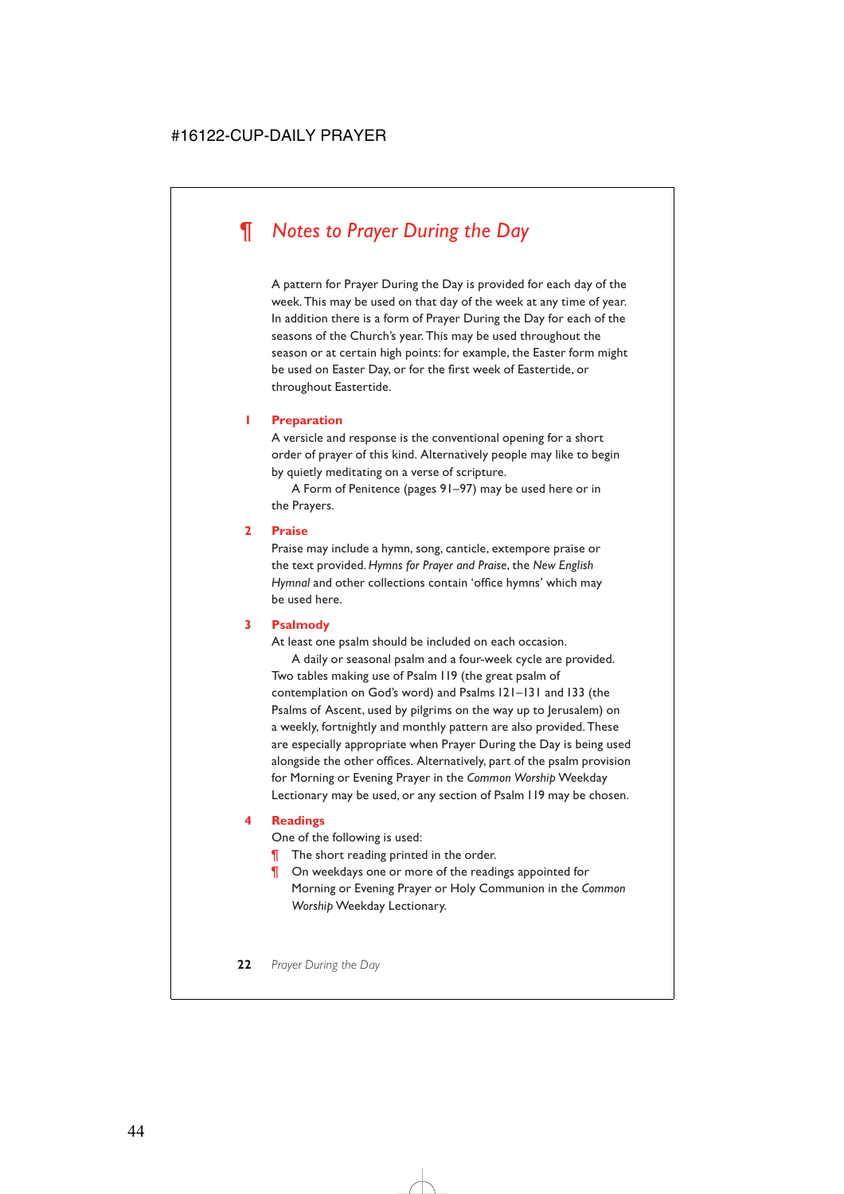## ¶ *Notes to Prayer During the Day*

A pattern for Prayer During the Day is provided for each day of the week. This may be used on that day of the week at any time of year. In addition there is a form of Prayer During the Day for each of the seasons of the Church's year. This may be used throughout the season or at certain high points: for example, the Easter form might be used on Easter Day, or for the first week of Eastertide, or throughout Eastertide.

### 1 Preparation

A versicle and response is the conventional opening for a short order of prayer of this kind. Alternatively people may like to begin by quietly meditating on a verse of scripture.

A Form of Penitence (pages 91–97) may be used here or in the Prayers.

### 2 Praise

Praise may include a hymn, song, canticle, extempore praise or the text provided. *Hymns for Prayer and Praise*, the *New English Hymnal* and other collections contain 'office hymns' which may be used here.

### 3 Psalmody

At least one psalm should be included on each occasion.

A daily or seasonal psalm and a four-week cycle are provided. Two tables making use of Psalm 119 (the great psalm of contemplation on God's word) and Psalms 121–131 and 133 (the Psalms of Ascent, used by pilgrims on the way up to Jerusalem) on a weekly, fortnightly and monthly pattern are also provided. These are especially appropriate when Prayer During the Day is being used alongside the other offices. Alternatively, part of the psalm provision for Morning or Evening Prayer in the *Common Worship* Weekday Lectionary may be used, or any section of Psalm 119 may be chosen.

### 4 Readings

One of the following is used:

¶ The short reading printed in the order.

¶ On weekdays one or more of the readings appointed for Morning or Evening Prayer or Holy Communion in the *Common Worship* Weekday Lectionary.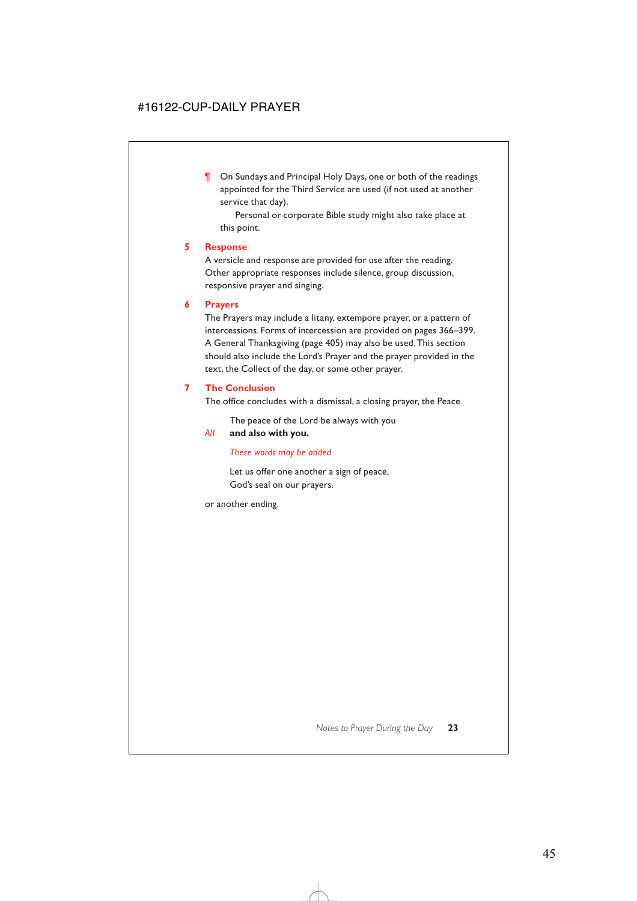¶ On Sundays and Principal Holy Days, one or both of the readings appointed for the Third Service are used (if not used at another service that day).

Personal or corporate Bible study might also take place at this point.

### 5 Response

A versicle and response are provided for use after the reading. Other appropriate responses include silence, group discussion, responsive prayer and singing.

### 6 Prayers

The Prayers may include a litany, extempore prayer, or a pattern of intercessions. Forms of intercession are provided on pages 366–399. A General Thanksgiving (page 405) may also be used. This section should also include the Lord's Prayer and the prayer provided in the text, the Collect of the day, or some other prayer.

### 7 The Conclusion

The office concludes with a dismissal, a closing prayer, the Peace

The peace of the Lord be always with you
*All* **and also with you.**

*These words may be added*

Let us offer one another a sign of peace,
God's seal on our prayers.

or another ending.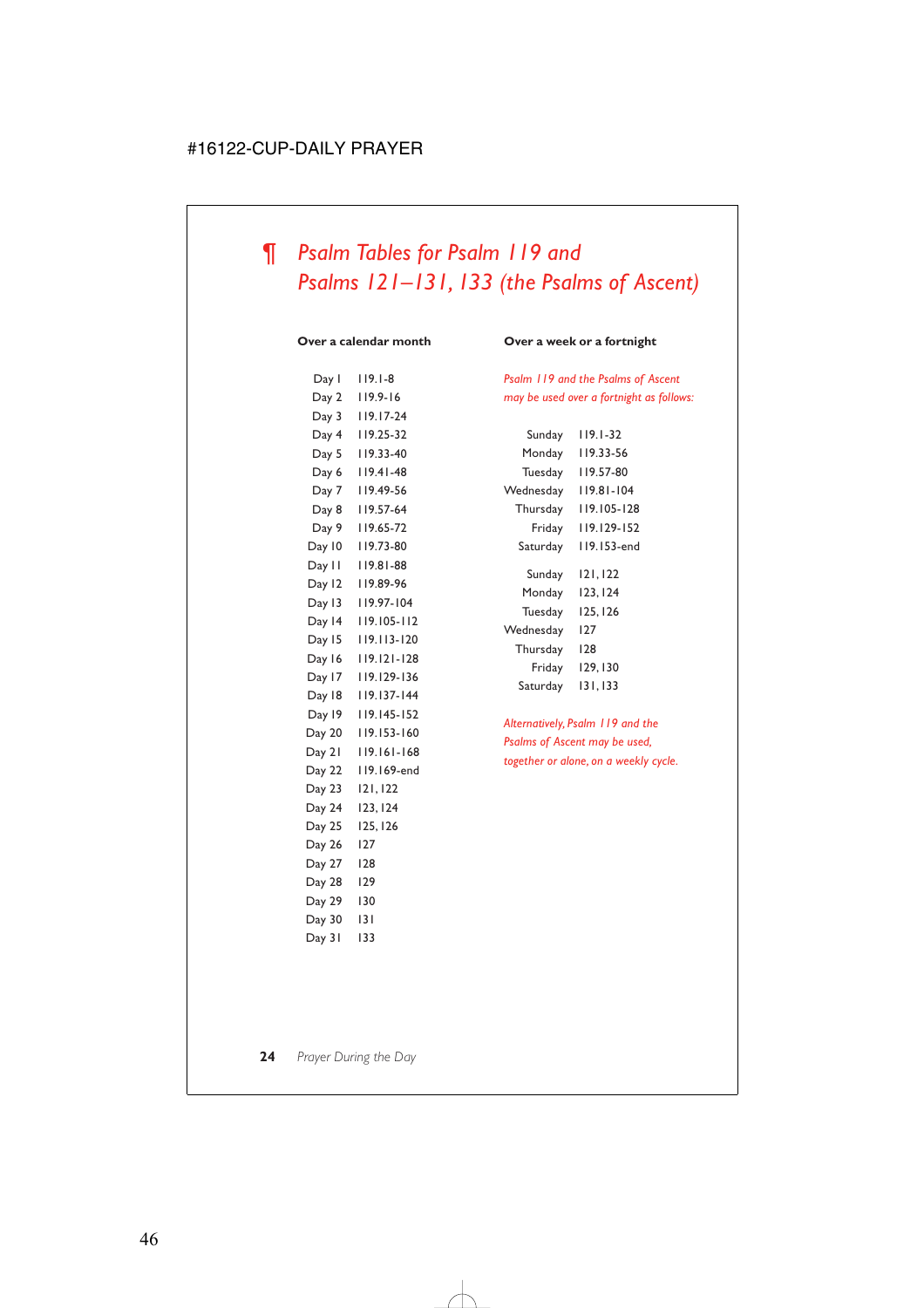## ¶ *Psalm Tables for Psalm 119 and Psalms 121–131, 133 (the Psalms of Ascent)*

**Over a calendar month**

| | |
|---|---|
| Day 1 | 119.1-8 |
| Day 2 | 119.9-16 |
| Day 3 | 119.17-24 |
| Day 4 | 119.25-32 |
| Day 5 | 119.33-40 |
| Day 6 | 119.41-48 |
| Day 7 | 119.49-56 |
| Day 8 | 119.57-64 |
| Day 9 | 119.65-72 |
| Day 10 | 119.73-80 |
| Day 11 | 119.81-88 |
| Day 12 | 119.89-96 |
| Day 13 | 119.97-104 |
| Day 14 | 119.105-112 |
| Day 15 | 119.113-120 |
| Day 16 | 119.121-128 |
| Day 17 | 119.129-136 |
| Day 18 | 119.137-144 |
| Day 19 | 119.145-152 |
| Day 20 | 119.153-160 |
| Day 21 | 119.161-168 |
| Day 22 | 119.169-end |
| Day 23 | 121, 122 |
| Day 24 | 123, 124 |
| Day 25 | 125, 126 |
| Day 26 | 127 |
| Day 27 | 128 |
| Day 28 | 129 |
| Day 29 | 130 |
| Day 30 | 131 |
| Day 31 | 133 |

**Over a week or a fortnight**

*Psalm 119 and the Psalms of Ascent may be used over a fortnight as follows:*

| | |
|---|---|
| Sunday | 119.1-32 |
| Monday | 119.33-56 |
| Tuesday | 119.57-80 |
| Wednesday | 119.81-104 |
| Thursday | 119.105-128 |
| Friday | 119.129-152 |
| Saturday | 119.153-end |
| Sunday | 121, 122 |
| Monday | 123, 124 |
| Tuesday | 125, 126 |
| Wednesday | 127 |
| Thursday | 128 |
| Friday | 129, 130 |
| Saturday | 131, 133 |

*Alternatively, Psalm 119 and the Psalms of Ascent may be used, together or alone, on a weekly cycle.*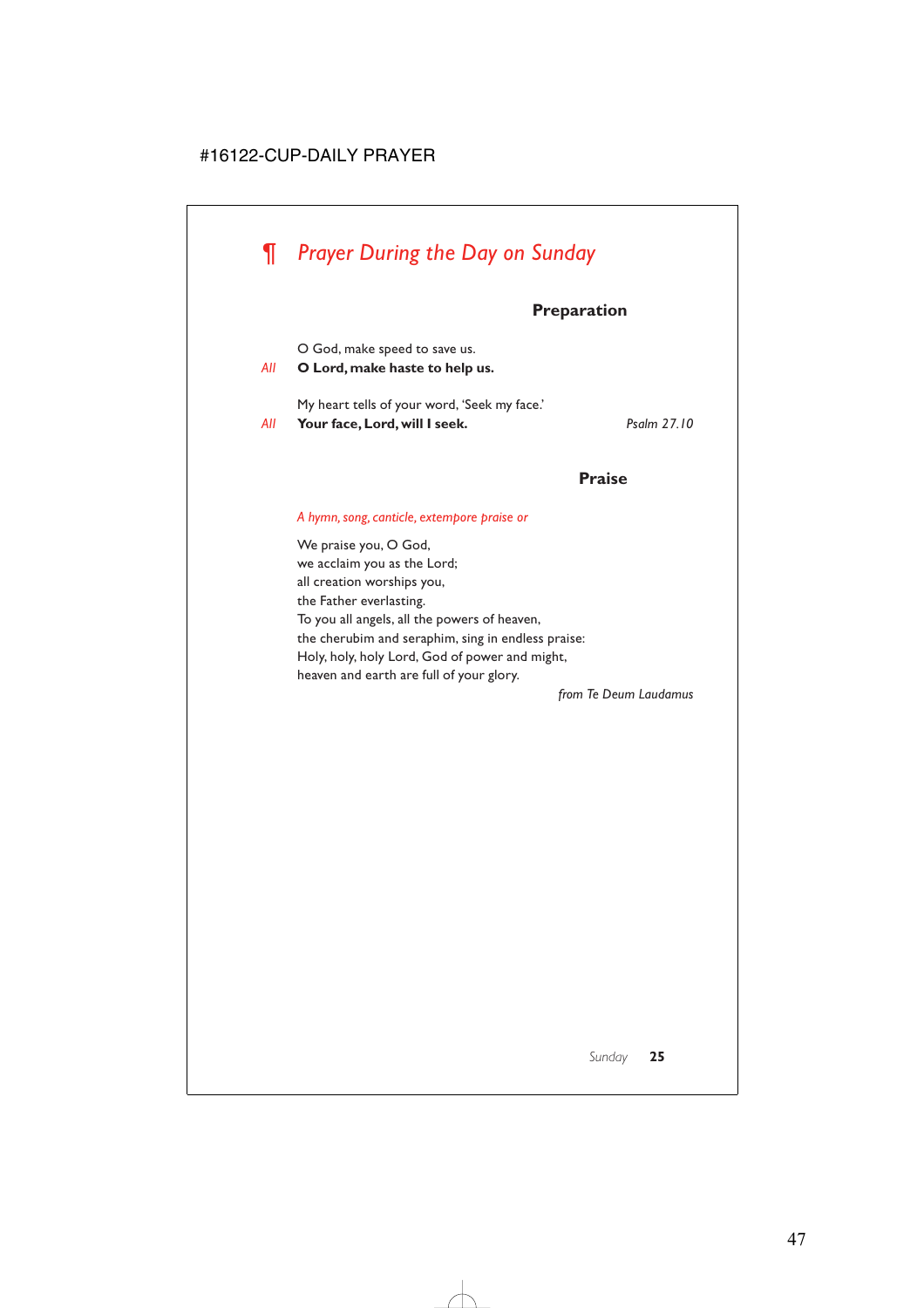# ¶ *Prayer During the Day on Sunday*

### Preparation

O God, make speed to save us.
*All* **O Lord, make haste to help us.**

My heart tells of your word, 'Seek my face.'
*All* **Your face, Lord, will I seek.** *Psalm 27.10*

### Praise

*A hymn, song, canticle, extempore praise or*

We praise you, O God,
we acclaim you as the Lord;
all creation worships you,
the Father everlasting.
To you all angels, all the powers of heaven,
the cherubim and seraphim, sing in endless praise:
Holy, holy, holy Lord, God of power and might,
heaven and earth are full of your glory.

*from Te Deum Laudamus*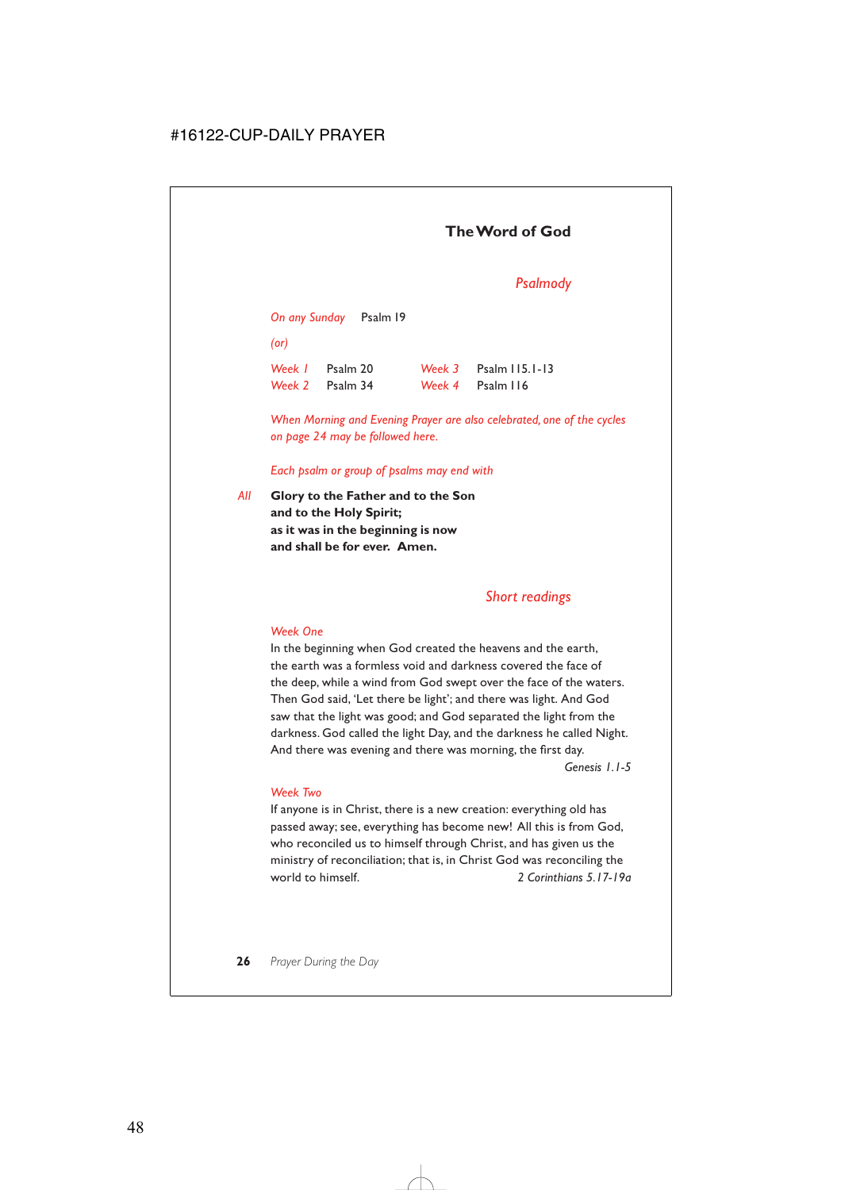## The Word of God

### *Psalmody*

*On any Sunday* Psalm 19

*(or)*

| | | | |
|---|---|---|---|
| *Week 1* | Psalm 20 | *Week 3* | Psalm 115.1-13 |
| *Week 2* | Psalm 34 | *Week 4* | Psalm 116 |

*When Morning and Evening Prayer are also celebrated, one of the cycles on page 24 may be followed here.*

*Each psalm or group of psalms may end with*

*All* **Glory to the Father and to the Son**
**and to the Holy Spirit;**
**as it was in the beginning is now**
**and shall be for ever. Amen.**

### *Short readings*

*Week One*

In the beginning when God created the heavens and the earth, the earth was a formless void and darkness covered the face of the deep, while a wind from God swept over the face of the waters. Then God said, 'Let there be light'; and there was light. And God saw that the light was good; and God separated the light from the darkness. God called the light Day, and the darkness he called Night. And there was evening and there was morning, the first day.

*Genesis 1.1-5*

*Week Two*

If anyone is in Christ, there is a new creation: everything old has passed away; see, everything has become new! All this is from God, who reconciled us to himself through Christ, and has given us the ministry of reconciliation; that is, in Christ God was reconciling the world to himself.

*2 Corinthians 5.17-19a*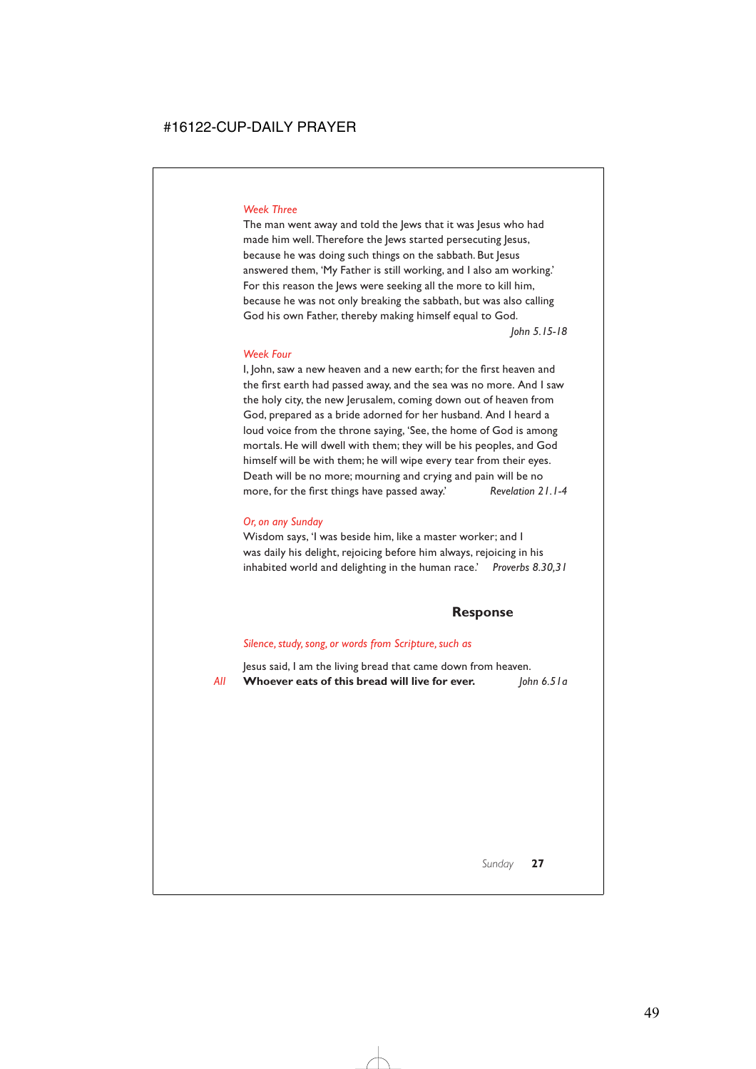*Week Three*

The man went away and told the Jews that it was Jesus who had made him well. Therefore the Jews started persecuting Jesus, because he was doing such things on the sabbath. But Jesus answered them, 'My Father is still working, and I also am working.' For this reason the Jews were seeking all the more to kill him, because he was not only breaking the sabbath, but was also calling God his own Father, thereby making himself equal to God.

*John 5.15-18*

*Week Four*

I, John, saw a new heaven and a new earth; for the first heaven and the first earth had passed away, and the sea was no more. And I saw the holy city, the new Jerusalem, coming down out of heaven from God, prepared as a bride adorned for her husband. And I heard a loud voice from the throne saying, 'See, the home of God is among mortals. He will dwell with them; they will be his peoples, and God himself will be with them; he will wipe every tear from their eyes. Death will be no more; mourning and crying and pain will be no more, for the first things have passed away.' *Revelation 21.1-4*

*Or, on any Sunday*

Wisdom says, 'I was beside him, like a master worker; and I was daily his delight, rejoicing before him always, rejoicing in his inhabited world and delighting in the human race.' *Proverbs 8.30,31*

## Response

*Silence, study, song, or words from Scripture, such as*

Jesus said, I am the living bread that came down from heaven.

*All* **Whoever eats of this bread will live for ever.** *John 6.51a*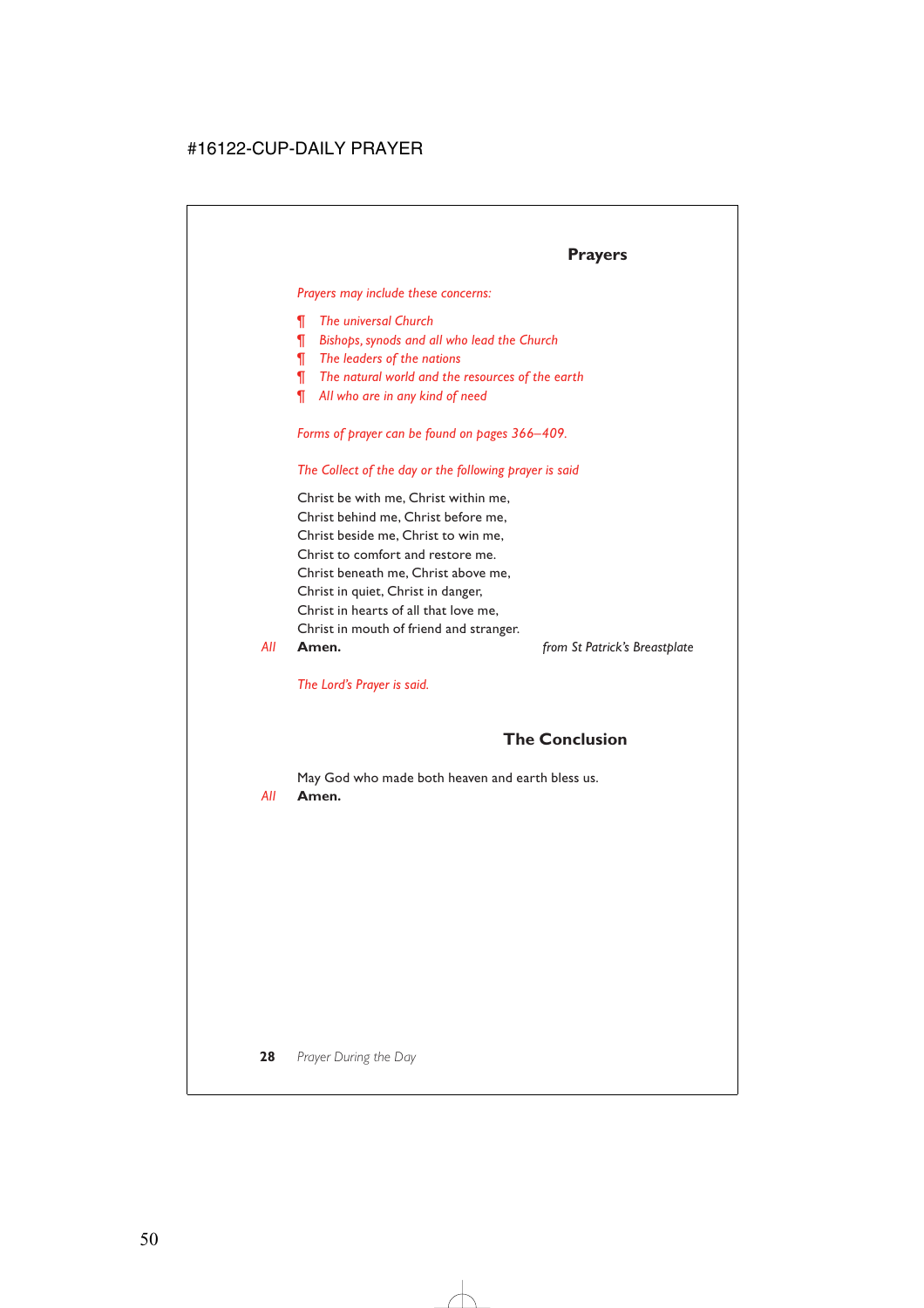## Prayers

*Prayers may include these concerns:*

- ¶ *The universal Church*
- ¶ *Bishops, synods and all who lead the Church*
- ¶ *The leaders of the nations*
- ¶ *The natural world and the resources of the earth*
- ¶ *All who are in any kind of need*

*Forms of prayer can be found on pages 366–409.*

*The Collect of the day or the following prayer is said*

Christ be with me, Christ within me,
Christ behind me, Christ before me,
Christ beside me, Christ to win me,
Christ to comfort and restore me.
Christ beneath me, Christ above me,
Christ in quiet, Christ in danger,
Christ in hearts of all that love me,
Christ in mouth of friend and stranger.

*All* **Amen.** *from St Patrick's Breastplate*

*The Lord's Prayer is said.*

## The Conclusion

May God who made both heaven and earth bless us.

*All* **Amen.**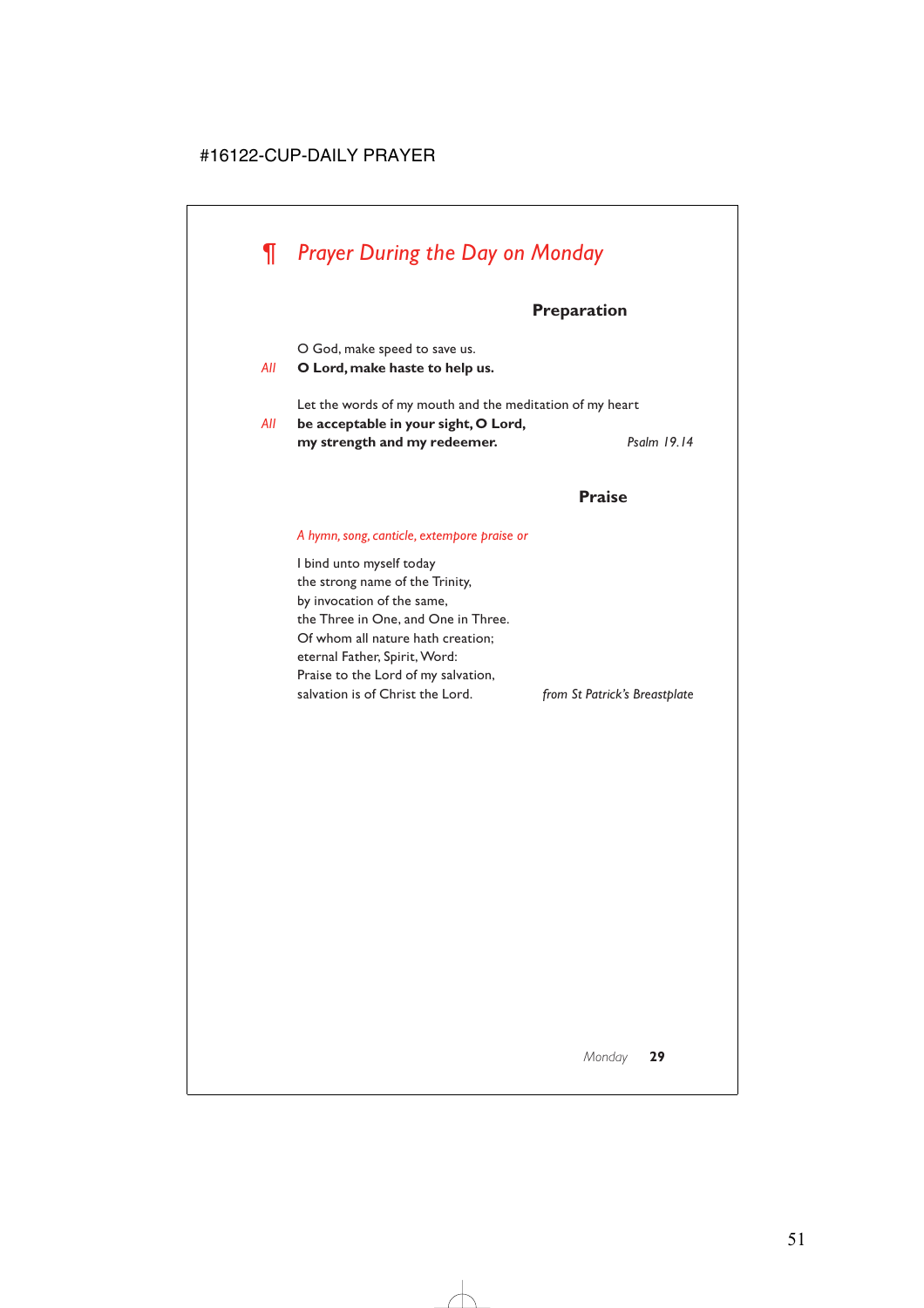# ¶ *Prayer During the Day on Monday*

### Preparation

O God, make speed to save us.

*All* **O Lord, make haste to help us.**

Let the words of my mouth and the meditation of my heart

*All* **be acceptable in your sight, O Lord,**
**my strength and my redeemer.** *Psalm 19.14*

### Praise

*A hymn, song, canticle, extempore praise or*

I bind unto myself today
the strong name of the Trinity,
by invocation of the same,
the Three in One, and One in Three.
Of whom all nature hath creation;
eternal Father, Spirit, Word:
Praise to the Lord of my salvation,
salvation is of Christ the Lord. *from St Patrick's Breastplate*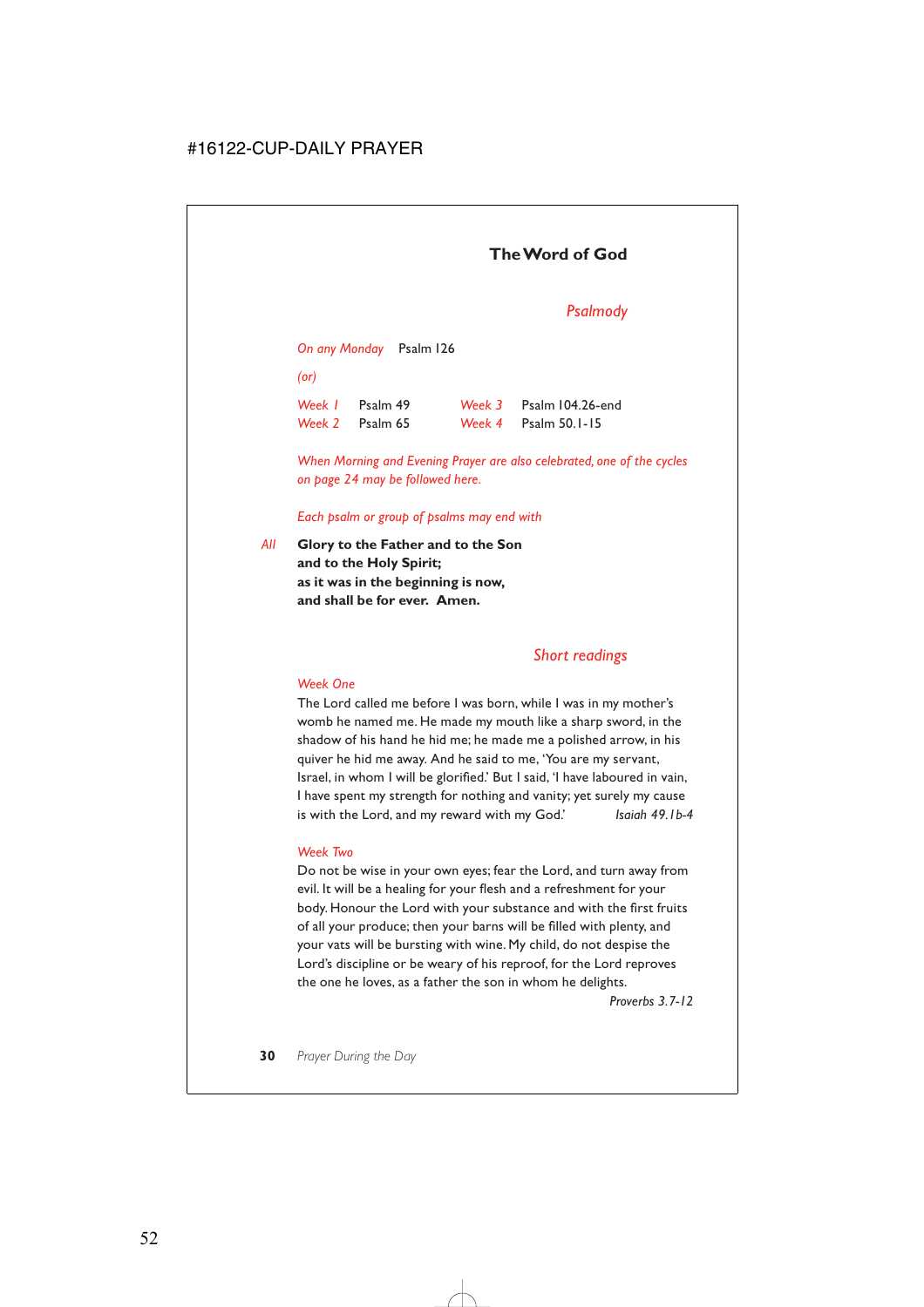## The Word of God

### *Psalmody*

*On any Monday* Psalm 126

*(or)*

| | | | |
|---|---|---|---|
| *Week 1* | Psalm 49 | *Week 3* | Psalm 104.26-end |
| *Week 2* | Psalm 65 | *Week 4* | Psalm 50.1-15 |

*When Morning and Evening Prayer are also celebrated, one of the cycles on page 24 may be followed here.*

*Each psalm or group of psalms may end with*

*All* **Glory to the Father and to the Son**
**and to the Holy Spirit;**
**as it was in the beginning is now,**
**and shall be for ever. Amen.**

### *Short readings*

*Week One*

The Lord called me before I was born, while I was in my mother's womb he named me. He made my mouth like a sharp sword, in the shadow of his hand he hid me; he made me a polished arrow, in his quiver he hid me away. And he said to me, 'You are my servant, Israel, in whom I will be glorified.' But I said, 'I have laboured in vain, I have spent my strength for nothing and vanity; yet surely my cause is with the Lord, and my reward with my God.' *Isaiah 49.1b-4*

*Week Two*

Do not be wise in your own eyes; fear the Lord, and turn away from evil. It will be a healing for your flesh and a refreshment for your body. Honour the Lord with your substance and with the first fruits of all your produce; then your barns will be filled with plenty, and your vats will be bursting with wine. My child, do not despise the Lord's discipline or be weary of his reproof, for the Lord reproves the one he loves, as a father the son in whom he delights.
*Proverbs 3.7-12*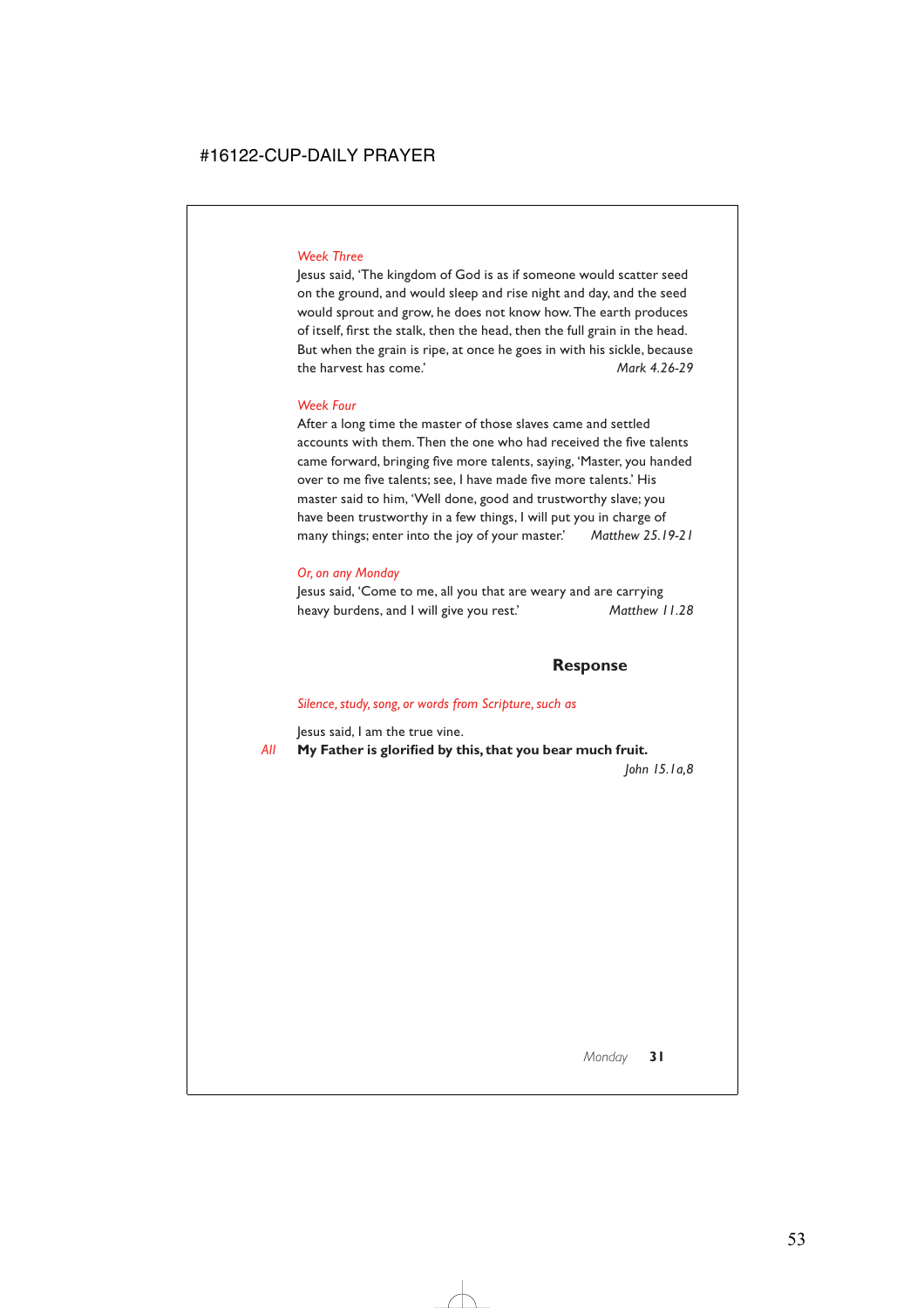*Week Three*

Jesus said, 'The kingdom of God is as if someone would scatter seed on the ground, and would sleep and rise night and day, and the seed would sprout and grow, he does not know how. The earth produces of itself, first the stalk, then the head, then the full grain in the head. But when the grain is ripe, at once he goes in with his sickle, because the harvest has come.' *Mark 4.26-29*

*Week Four*

After a long time the master of those slaves came and settled accounts with them. Then the one who had received the five talents came forward, bringing five more talents, saying, 'Master, you handed over to me five talents; see, I have made five more talents.' His master said to him, 'Well done, good and trustworthy slave; you have been trustworthy in a few things, I will put you in charge of many things; enter into the joy of your master.' *Matthew 25.19-21*

*Or, on any Monday*

Jesus said, 'Come to me, all you that are weary and are carrying heavy burdens, and I will give you rest.' *Matthew 11.28*

## Response

*Silence, study, song, or words from Scripture, such as*

Jesus said, I am the true vine.

*All* **My Father is glorified by this, that you bear much fruit.**

*John 15.1a,8*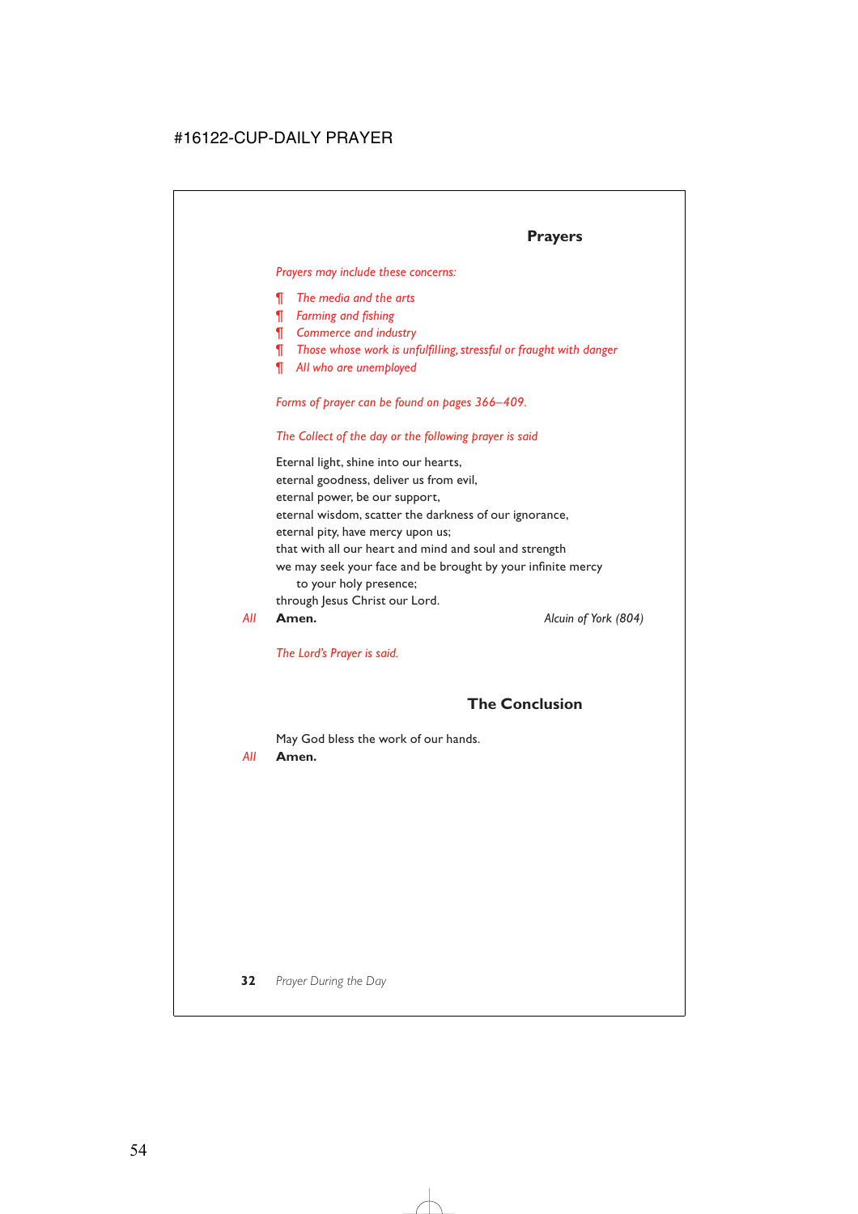## Prayers

*Prayers may include these concerns:*

- ¶ *The media and the arts*
- ¶ *Farming and fishing*
- ¶ *Commerce and industry*
- ¶ *Those whose work is unfulfilling, stressful or fraught with danger*
- ¶ *All who are unemployed*

*Forms of prayer can be found on pages 366–409.*

*The Collect of the day or the following prayer is said*

Eternal light, shine into our hearts,
eternal goodness, deliver us from evil,
eternal power, be our support,
eternal wisdom, scatter the darkness of our ignorance,
eternal pity, have mercy upon us;
that with all our heart and mind and soul and strength
we may seek your face and be brought by your infinite mercy
to your holy presence;
through Jesus Christ our Lord.

*All* **Amen.** *Alcuin of York (804)*

*The Lord's Prayer is said.*

## The Conclusion

May God bless the work of our hands.

*All* **Amen.**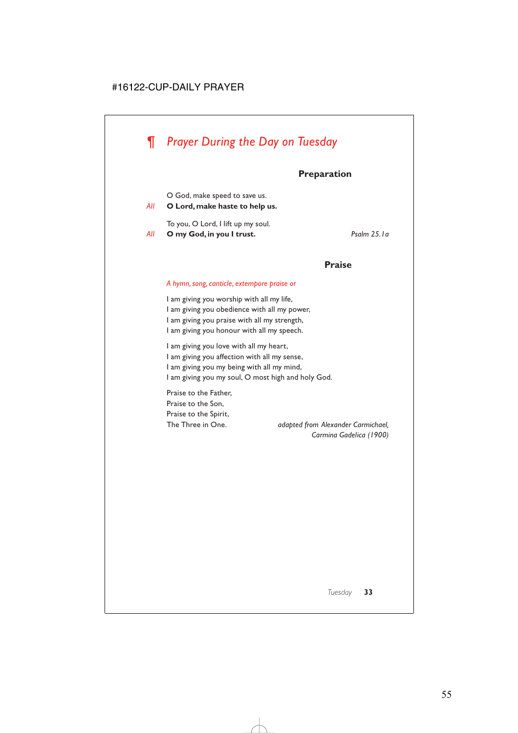# ¶ *Prayer During the Day on Tuesday*

### Preparation

O God, make speed to save us.
*All* **O Lord, make haste to help us.**

To you, O Lord, I lift up my soul.
*All* **O my God, in you I trust.** *Psalm 25.1a*

### Praise

*A hymn, song, canticle, extempore praise or*

I am giving you worship with all my life,
I am giving you obedience with all my power,
I am giving you praise with all my strength,
I am giving you honour with all my speech.

I am giving you love with all my heart,
I am giving you affection with all my sense,
I am giving you my being with all my mind,
I am giving you my soul, O most high and holy God.

Praise to the Father,
Praise to the Son,
Praise to the Spirit,
The Three in One.

*adapted from Alexander Carmichael, Carmina Gadelica (1900)*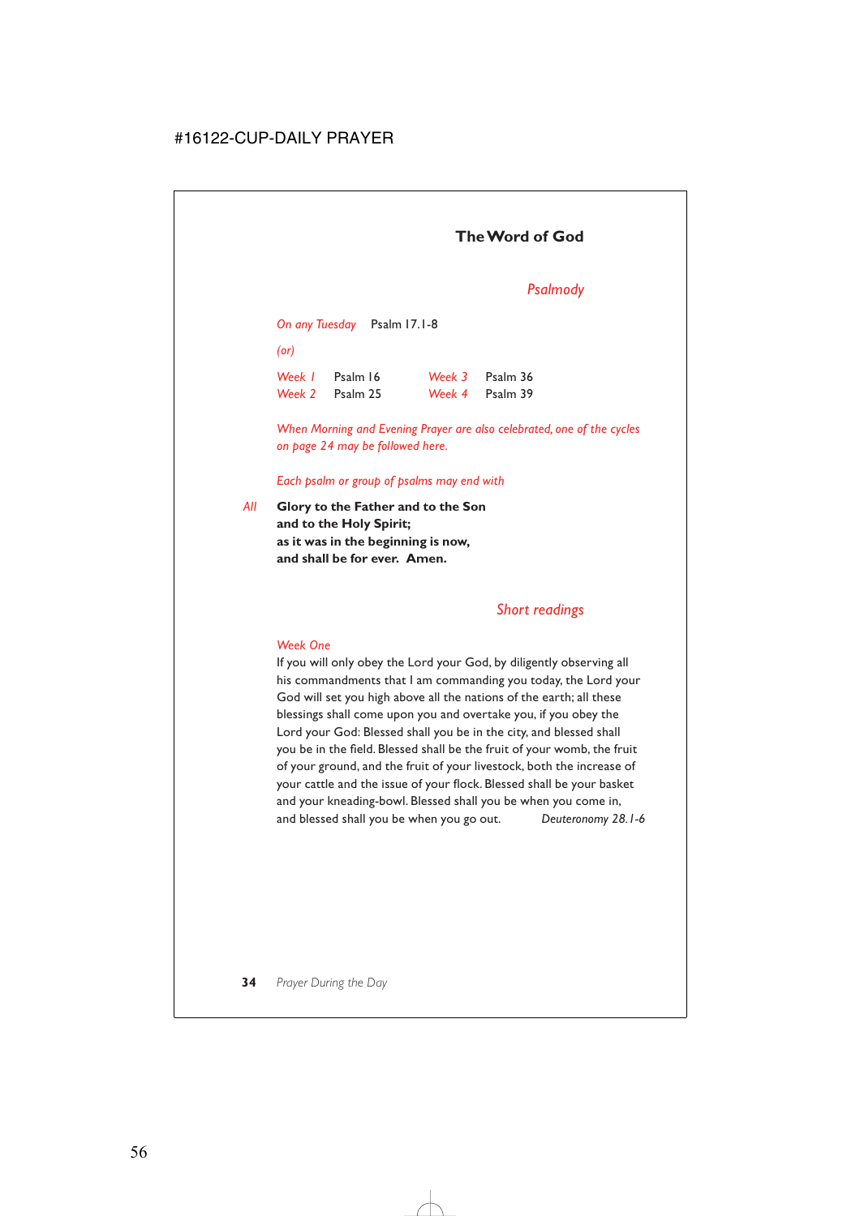## The Word of God

### *Psalmody*

*On any Tuesday* Psalm 17.1-8

*(or)*

| | | | |
|---|---|---|---|
| *Week 1* | Psalm 16 | *Week 3* | Psalm 36 |
| *Week 2* | Psalm 25 | *Week 4* | Psalm 39 |

*When Morning and Evening Prayer are also celebrated, one of the cycles on page 24 may be followed here.*

*Each psalm or group of psalms may end with*

*All* **Glory to the Father and to the Son**
**and to the Holy Spirit;**
**as it was in the beginning is now,**
**and shall be for ever. Amen.**

### *Short readings*

*Week One*

If you will only obey the Lord your God, by diligently observing all his commandments that I am commanding you today, the Lord your God will set you high above all the nations of the earth; all these blessings shall come upon you and overtake you, if you obey the Lord your God: Blessed shall you be in the city, and blessed shall you be in the field. Blessed shall be the fruit of your womb, the fruit of your ground, and the fruit of your livestock, both the increase of your cattle and the issue of your flock. Blessed shall be your basket and your kneading-bowl. Blessed shall you be when you come in, and blessed shall you be when you go out. *Deuteronomy 28.1-6*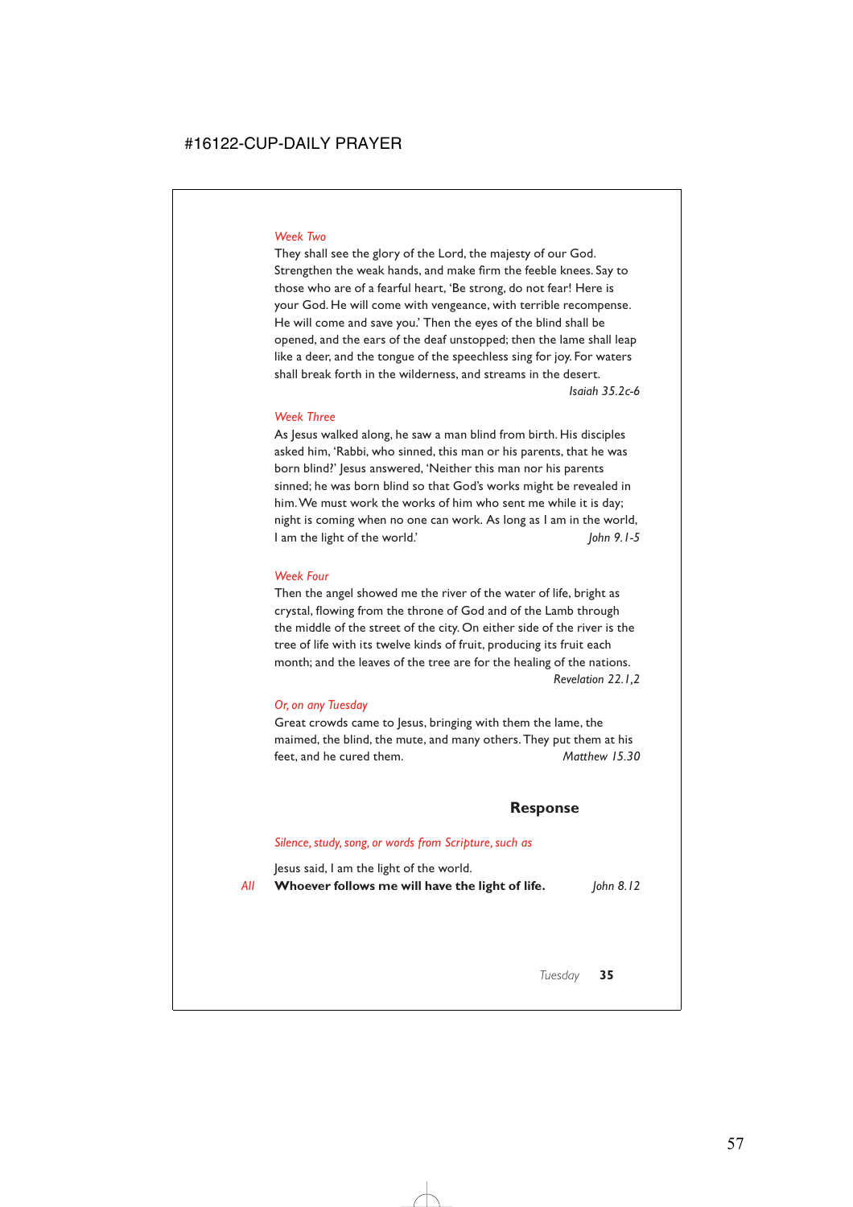*Week Two*

They shall see the glory of the Lord, the majesty of our God. Strengthen the weak hands, and make firm the feeble knees. Say to those who are of a fearful heart, 'Be strong, do not fear! Here is your God. He will come with vengeance, with terrible recompense. He will come and save you.' Then the eyes of the blind shall be opened, and the ears of the deaf unstopped; then the lame shall leap like a deer, and the tongue of the speechless sing for joy. For waters shall break forth in the wilderness, and streams in the desert.

*Isaiah 35.2c-6*

*Week Three*

As Jesus walked along, he saw a man blind from birth. His disciples asked him, 'Rabbi, who sinned, this man or his parents, that he was born blind?' Jesus answered, 'Neither this man nor his parents sinned; he was born blind so that God's works might be revealed in him. We must work the works of him who sent me while it is day; night is coming when no one can work. As long as I am in the world, I am the light of the world.' *John 9.1-5*

*Week Four*

Then the angel showed me the river of the water of life, bright as crystal, flowing from the throne of God and of the Lamb through the middle of the street of the city. On either side of the river is the tree of life with its twelve kinds of fruit, producing its fruit each month; and the leaves of the tree are for the healing of the nations.

*Revelation 22.1,2*

*Or, on any Tuesday*

Great crowds came to Jesus, bringing with them the lame, the maimed, the blind, the mute, and many others. They put them at his feet, and he cured them. *Matthew 15.30*

## Response

*Silence, study, song, or words from Scripture, such as*

Jesus said, I am the light of the world.

*All* **Whoever follows me will have the light of life.** *John 8.12*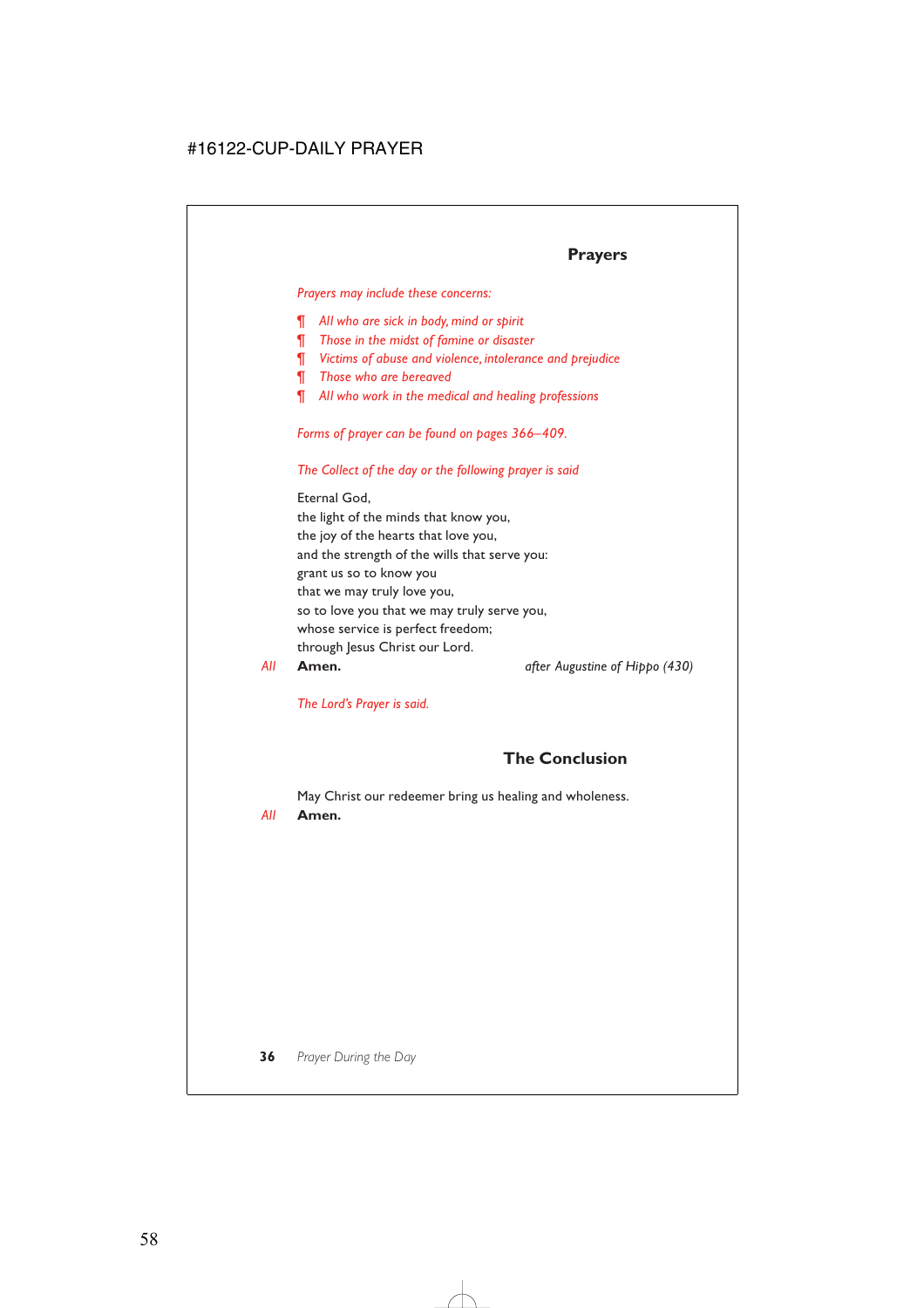## Prayers

*Prayers may include these concerns:*

¶ *All who are sick in body, mind or spirit*
¶ *Those in the midst of famine or disaster*
¶ *Victims of abuse and violence, intolerance and prejudice*
¶ *Those who are bereaved*
¶ *All who work in the medical and healing professions*

*Forms of prayer can be found on pages 366–409.*

*The Collect of the day or the following prayer is said*

Eternal God,
the light of the minds that know you,
the joy of the hearts that love you,
and the strength of the wills that serve you:
grant us so to know you
that we may truly love you,
so to love you that we may truly serve you,
whose service is perfect freedom;
through Jesus Christ our Lord.

*All* **Amen.** *after Augustine of Hippo (430)*

*The Lord's Prayer is said.*

## The Conclusion

May Christ our redeemer bring us healing and wholeness.

*All* **Amen.**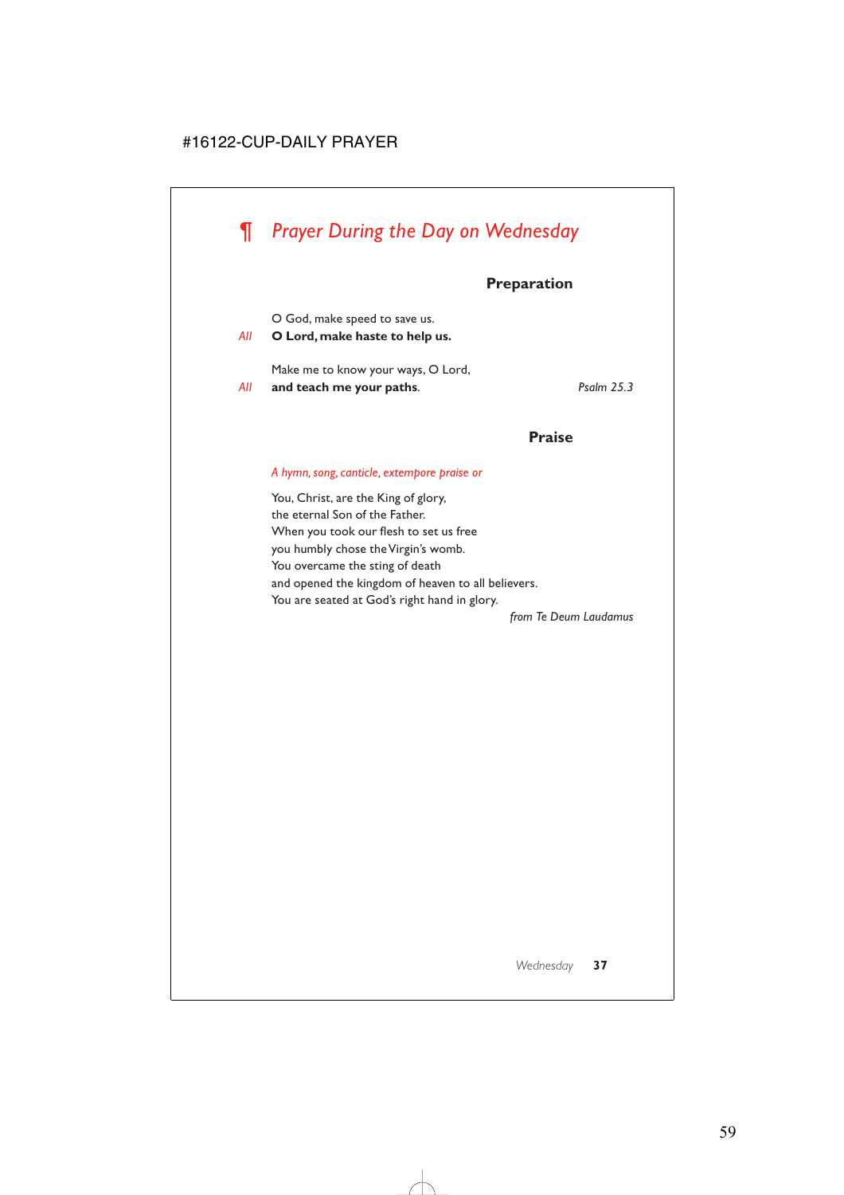# ¶ *Prayer During the Day on Wednesday*

## Preparation

O God, make speed to save us.
*All* **O Lord, make haste to help us.**

Make me to know your ways, O Lord,
*All* **and teach me your paths**. *Psalm 25.3*

## Praise

*A hymn, song, canticle, extempore praise or*

You, Christ, are the King of glory,
the eternal Son of the Father.
When you took our flesh to set us free
you humbly chose the Virgin's womb.
You overcame the sting of death
and opened the kingdom of heaven to all believers.
You are seated at God's right hand in glory.

*from Te Deum Laudamus*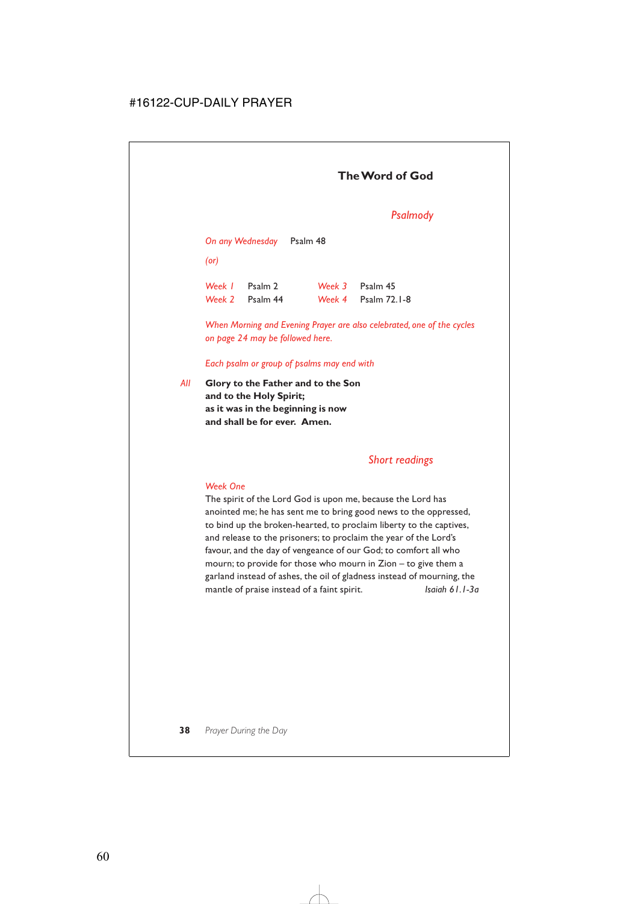## The Word of God

### *Psalmody*

*On any Wednesday* Psalm 48

*(or)*

| | | | |
|---|---|---|---|
| *Week 1* | Psalm 2 | *Week 3* | Psalm 45 |
| *Week 2* | Psalm 44 | *Week 4* | Psalm 72.1-8 |

*When Morning and Evening Prayer are also celebrated, one of the cycles on page 24 may be followed here.*

*Each psalm or group of psalms may end with*

*All* **Glory to the Father and to the Son**
**and to the Holy Spirit;**
**as it was in the beginning is now**
**and shall be for ever. Amen.**

### *Short readings*

*Week One*

The spirit of the Lord God is upon me, because the Lord has anointed me; he has sent me to bring good news to the oppressed, to bind up the broken-hearted, to proclaim liberty to the captives, and release to the prisoners; to proclaim the year of the Lord's favour, and the day of vengeance of our God; to comfort all who mourn; to provide for those who mourn in Zion – to give them a garland instead of ashes, the oil of gladness instead of mourning, the mantle of praise instead of a faint spirit. *Isaiah 61.1-3a*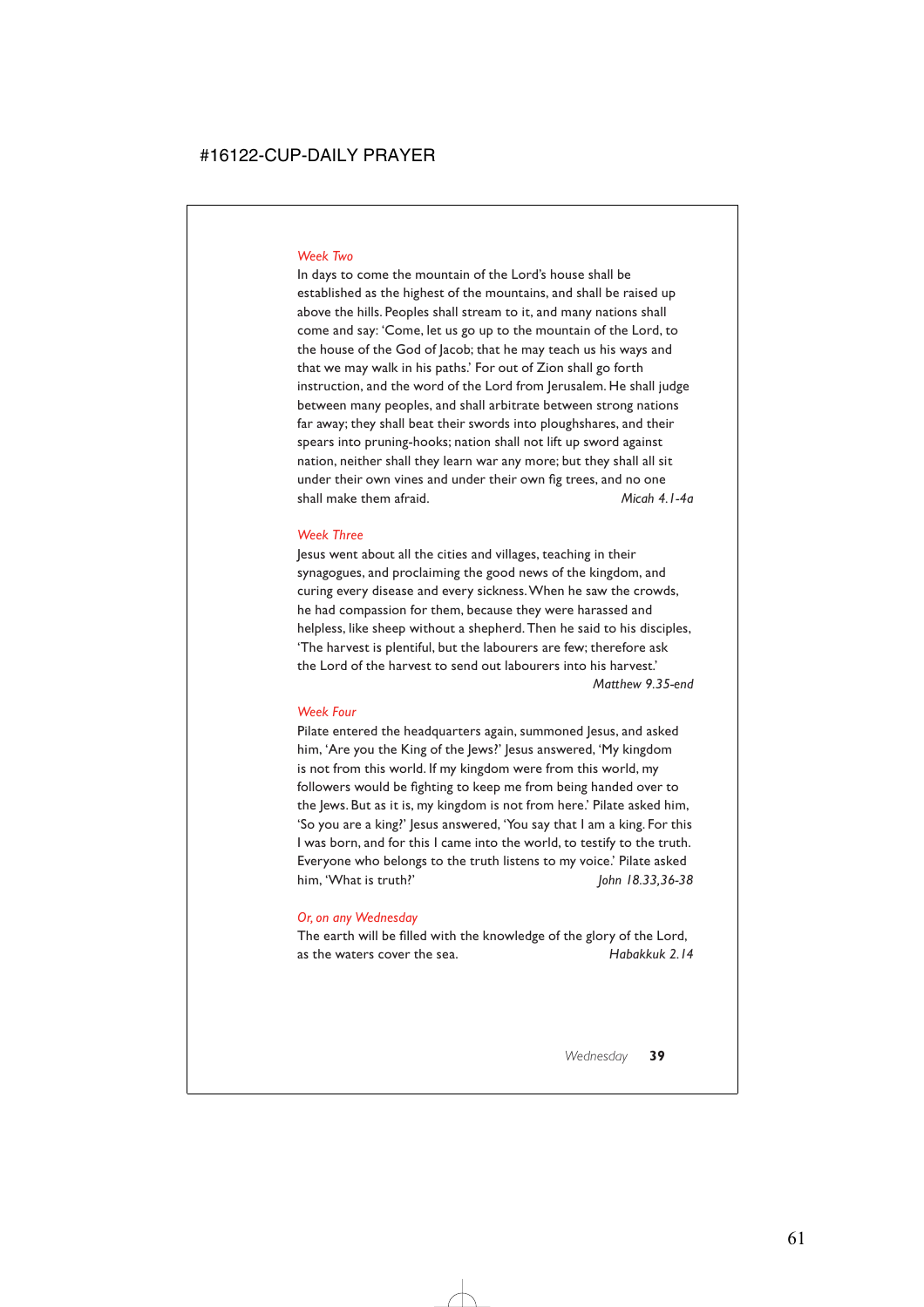*Week Two*

In days to come the mountain of the Lord's house shall be established as the highest of the mountains, and shall be raised up above the hills. Peoples shall stream to it, and many nations shall come and say: 'Come, let us go up to the mountain of the Lord, to the house of the God of Jacob; that he may teach us his ways and that we may walk in his paths.' For out of Zion shall go forth instruction, and the word of the Lord from Jerusalem. He shall judge between many peoples, and shall arbitrate between strong nations far away; they shall beat their swords into ploughshares, and their spears into pruning-hooks; nation shall not lift up sword against nation, neither shall they learn war any more; but they shall all sit under their own vines and under their own fig trees, and no one shall make them afraid. *Micah 4.1-4a*

*Week Three*

Jesus went about all the cities and villages, teaching in their synagogues, and proclaiming the good news of the kingdom, and curing every disease and every sickness. When he saw the crowds, he had compassion for them, because they were harassed and helpless, like sheep without a shepherd. Then he said to his disciples, 'The harvest is plentiful, but the labourers are few; therefore ask the Lord of the harvest to send out labourers into his harvest.' *Matthew 9.35-end*

*Week Four*

Pilate entered the headquarters again, summoned Jesus, and asked him, 'Are you the King of the Jews?' Jesus answered, 'My kingdom is not from this world. If my kingdom were from this world, my followers would be fighting to keep me from being handed over to the Jews. But as it is, my kingdom is not from here.' Pilate asked him, 'So you are a king?' Jesus answered, 'You say that I am a king. For this I was born, and for this I came into the world, to testify to the truth. Everyone who belongs to the truth listens to my voice.' Pilate asked him, 'What is truth?' *John 18.33,36-38*

*Or, on any Wednesday*

The earth will be filled with the knowledge of the glory of the Lord, as the waters cover the sea. *Habakkuk 2.14*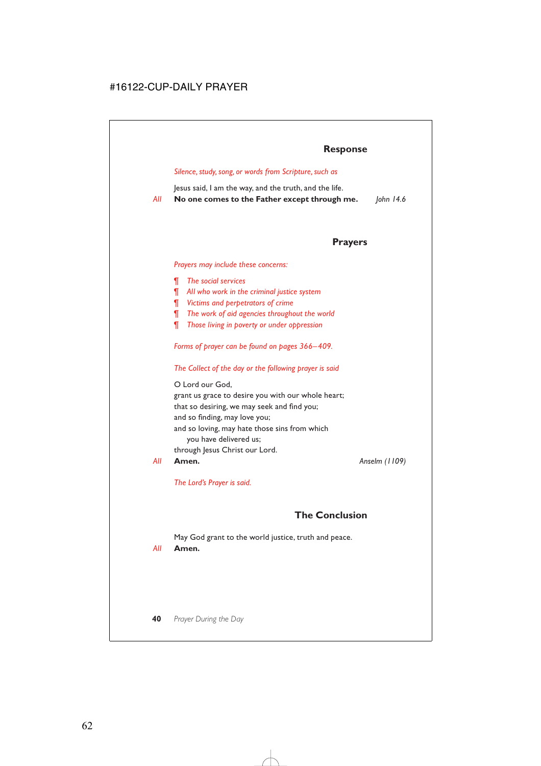## Response

*Silence, study, song, or words from Scripture, such as*

Jesus said, I am the way, and the truth, and the life.

*All* **No one comes to the Father except through me.** *John 14.6*

## Prayers

*Prayers may include these concerns:*

- ¶ *The social services*
- ¶ *All who work in the criminal justice system*
- ¶ *Victims and perpetrators of crime*
- ¶ *The work of aid agencies throughout the world*
- ¶ *Those living in poverty or under oppression*

*Forms of prayer can be found on pages 366–409.*

*The Collect of the day or the following prayer is said*

O Lord our God,
grant us grace to desire you with our whole heart;
that so desiring, we may seek and find you;
and so finding, may love you;
and so loving, may hate those sins from which
you have delivered us;
through Jesus Christ our Lord.

*All* **Amen.** *Anselm (1109)*

*The Lord's Prayer is said.*

## The Conclusion

May God grant to the world justice, truth and peace.

*All* **Amen.**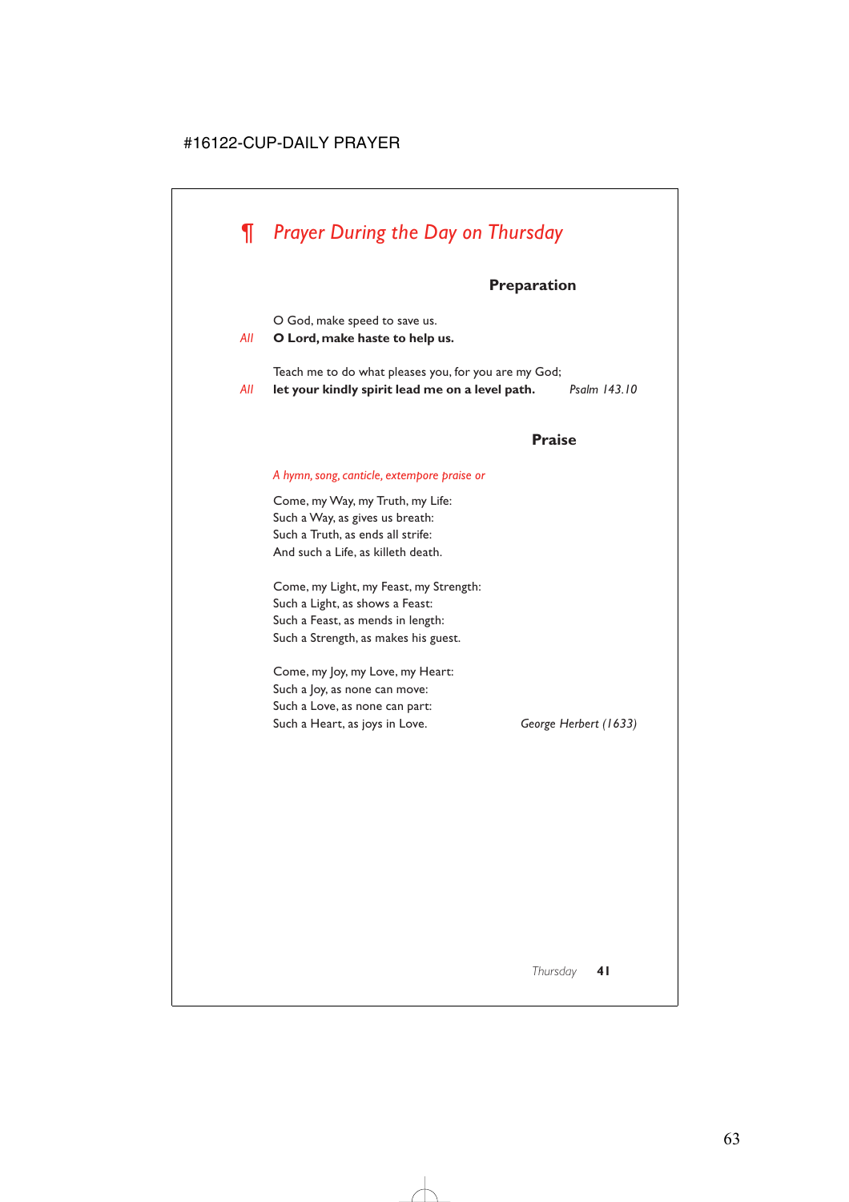# ¶ *Prayer During the Day on Thursday*

### Preparation

O God, make speed to save us.
*All* **O Lord, make haste to help us.**

Teach me to do what pleases you, for you are my God;
*All* **let your kindly spirit lead me on a level path.** *Psalm 143.10*

### Praise

*A hymn, song, canticle, extempore praise or*

Come, my Way, my Truth, my Life:
Such a Way, as gives us breath:
Such a Truth, as ends all strife:
And such a Life, as killeth death.

Come, my Light, my Feast, my Strength:
Such a Light, as shows a Feast:
Such a Feast, as mends in length:
Such a Strength, as makes his guest.

Come, my Joy, my Love, my Heart:
Such a Joy, as none can move:
Such a Love, as none can part:
Such a Heart, as joys in Love. *George Herbert (1633)*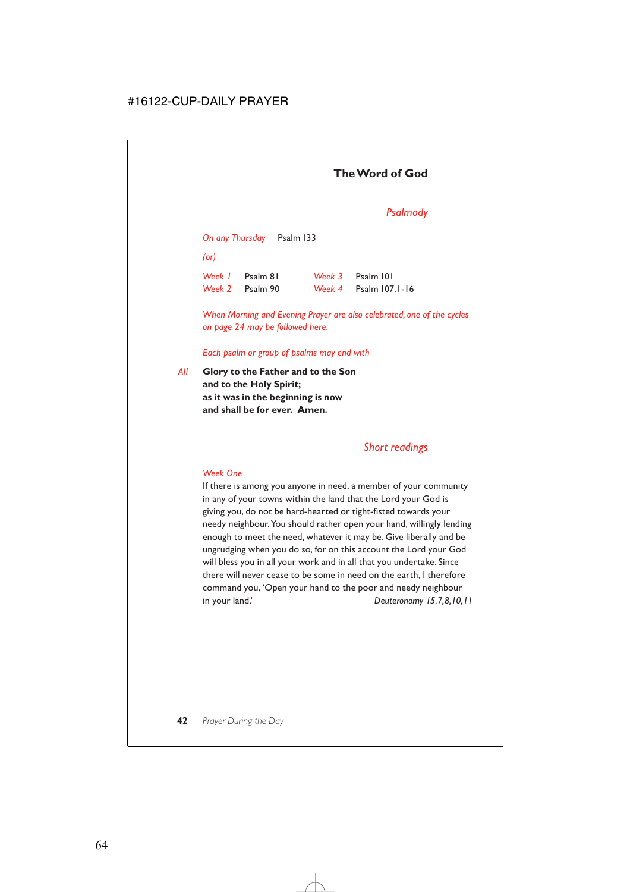## The Word of God

### *Psalmody*

*On any Thursday* Psalm 133

*(or)*

| | | | |
|---|---|---|---|
| *Week 1* | Psalm 81 | *Week 3* | Psalm 101 |
| *Week 2* | Psalm 90 | *Week 4* | Psalm 107.1-16 |

*When Morning and Evening Prayer are also celebrated, one of the cycles on page 24 may be followed here.*

*Each psalm or group of psalms may end with*

*All* **Glory to the Father and to the Son**
**and to the Holy Spirit;**
**as it was in the beginning is now**
**and shall be for ever. Amen.**

### *Short readings*

*Week One*

If there is among you anyone in need, a member of your community in any of your towns within the land that the Lord your God is giving you, do not be hard-hearted or tight-fisted towards your needy neighbour. You should rather open your hand, willingly lending enough to meet the need, whatever it may be. Give liberally and be ungrudging when you do so, for on this account the Lord your God will bless you in all your work and in all that you undertake. Since there will never cease to be some in need on the earth, I therefore command you, 'Open your hand to the poor and needy neighbour in your land.' *Deuteronomy 15.7,8,10,11*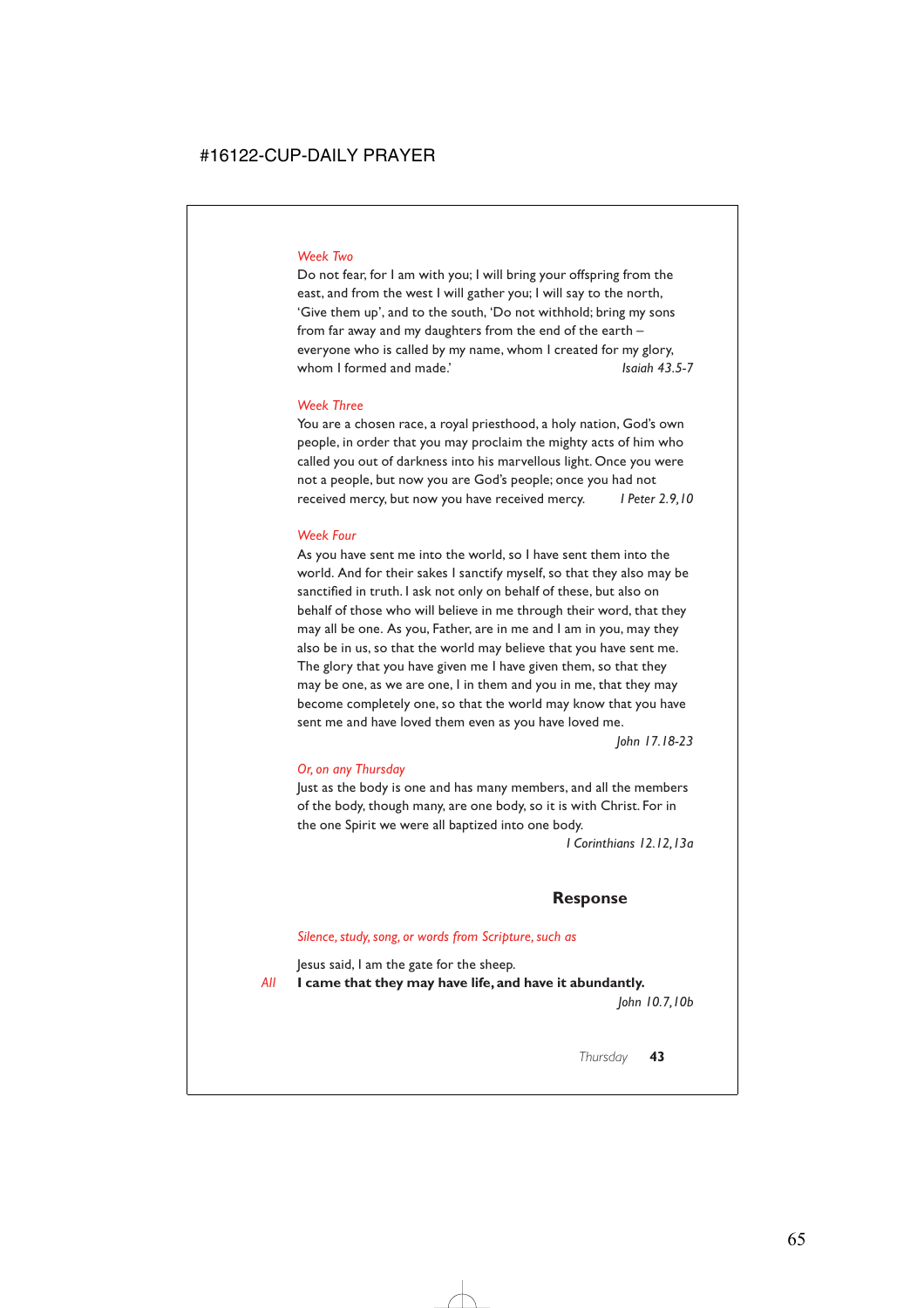*Week Two*

Do not fear, for I am with you; I will bring your offspring from the east, and from the west I will gather you; I will say to the north, 'Give them up', and to the south, 'Do not withhold; bring my sons from far away and my daughters from the end of the earth – everyone who is called by my name, whom I created for my glory, whom I formed and made.' *Isaiah 43.5-7*

*Week Three*

You are a chosen race, a royal priesthood, a holy nation, God's own people, in order that you may proclaim the mighty acts of him who called you out of darkness into his marvellous light. Once you were not a people, but now you are God's people; once you had not received mercy, but now you have received mercy. *1 Peter 2.9,10*

*Week Four*

As you have sent me into the world, so I have sent them into the world. And for their sakes I sanctify myself, so that they also may be sanctified in truth. I ask not only on behalf of these, but also on behalf of those who will believe in me through their word, that they may all be one. As you, Father, are in me and I am in you, may they also be in us, so that the world may believe that you have sent me. The glory that you have given me I have given them, so that they may be one, as we are one, I in them and you in me, that they may become completely one, so that the world may know that you have sent me and have loved them even as you have loved me.

*John 17.18-23*

*Or, on any Thursday*

Just as the body is one and has many members, and all the members of the body, though many, are one body, so it is with Christ. For in the one Spirit we were all baptized into one body.

*1 Corinthians 12.12,13a*

## Response

*Silence, study, song, or words from Scripture, such as*

Jesus said, I am the gate for the sheep.

*All* **I came that they may have life, and have it abundantly.**

*John 10.7,10b*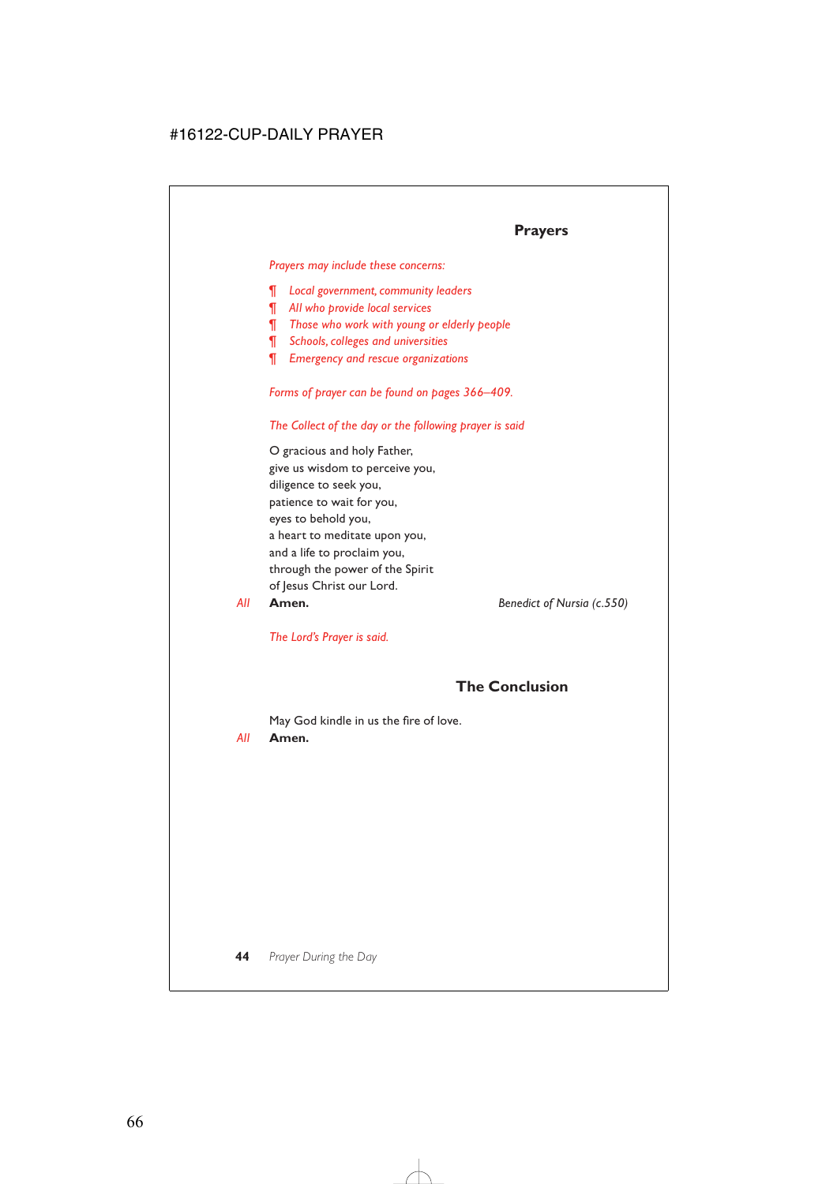## Prayers

*Prayers may include these concerns:*

- ¶ *Local government, community leaders*
- ¶ *All who provide local services*
- ¶ *Those who work with young or elderly people*
- ¶ *Schools, colleges and universities*
- ¶ *Emergency and rescue organizations*

*Forms of prayer can be found on pages 366–409.*

*The Collect of the day or the following prayer is said*

O gracious and holy Father,
give us wisdom to perceive you,
diligence to seek you,
patience to wait for you,
eyes to behold you,
a heart to meditate upon you,
and a life to proclaim you,
through the power of the Spirit
of Jesus Christ our Lord.

*All* **Amen.** *Benedict of Nursia (c.550)*

*The Lord's Prayer is said.*

## The Conclusion

May God kindle in us the fire of love.

*All* **Amen.**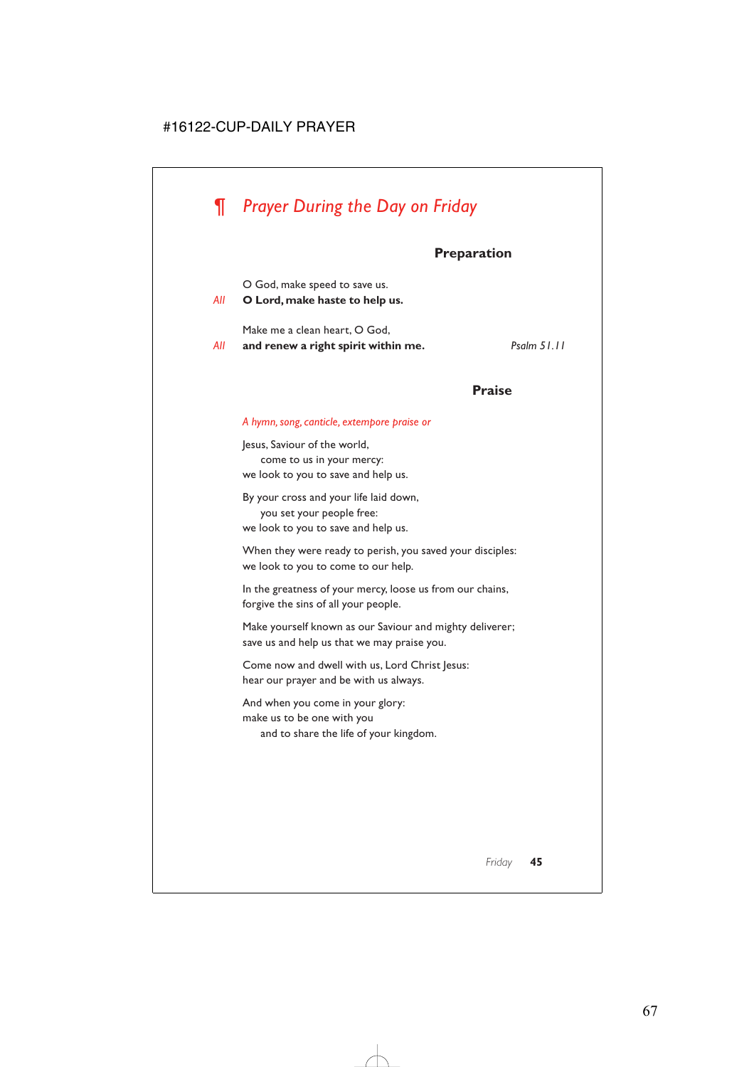## ¶ *Prayer During the Day on Friday*

### Preparation

O God, make speed to save us.
*All* **O Lord, make haste to help us.**

Make me a clean heart, O God,
*All* **and renew a right spirit within me.** *Psalm 51.11*

### Praise

*A hymn, song, canticle, extempore praise or*

Jesus, Saviour of the world,
  come to us in your mercy:
we look to you to save and help us.

By your cross and your life laid down,
  you set your people free:
we look to you to save and help us.

When they were ready to perish, you saved your disciples:
we look to you to come to our help.

In the greatness of your mercy, loose us from our chains,
forgive the sins of all your people.

Make yourself known as our Saviour and mighty deliverer;
save us and help us that we may praise you.

Come now and dwell with us, Lord Christ Jesus:
hear our prayer and be with us always.

And when you come in your glory:
make us to be one with you
  and to share the life of your kingdom.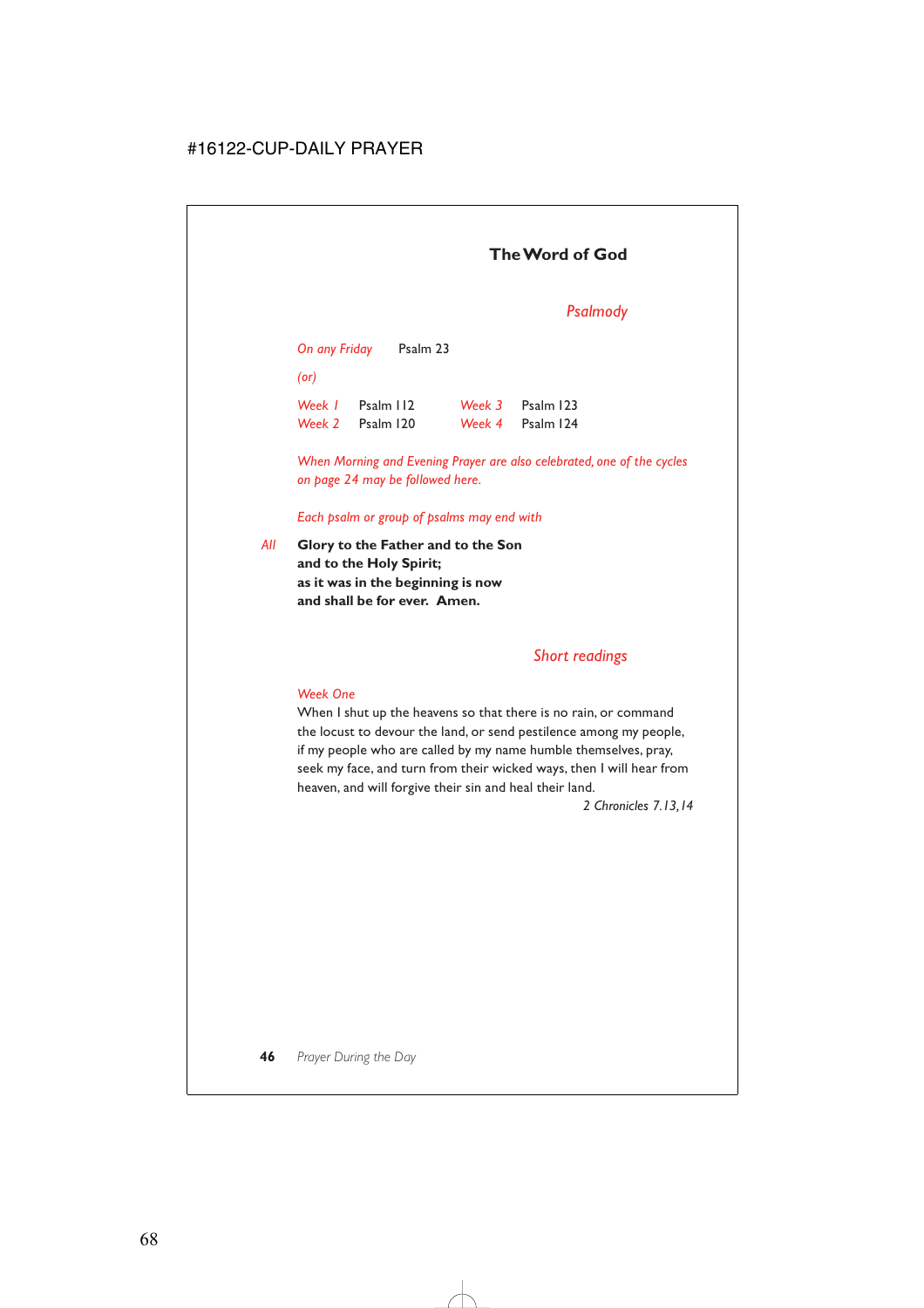## The Word of God

### *Psalmody*

*On any Friday* Psalm 23

*(or)*

| | | | |
|---|---|---|---|
| *Week 1* | Psalm 112 | *Week 3* | Psalm 123 |
| *Week 2* | Psalm 120 | *Week 4* | Psalm 124 |

*When Morning and Evening Prayer are also celebrated, one of the cycles on page 24 may be followed here.*

*Each psalm or group of psalms may end with*

*All* **Glory to the Father and to the Son**
**and to the Holy Spirit;**
**as it was in the beginning is now**
**and shall be for ever. Amen.**

### *Short readings*

*Week One*

When I shut up the heavens so that there is no rain, or command the locust to devour the land, or send pestilence among my people, if my people who are called by my name humble themselves, pray, seek my face, and turn from their wicked ways, then I will hear from heaven, and will forgive their sin and heal their land.

*2 Chronicles 7.13,14*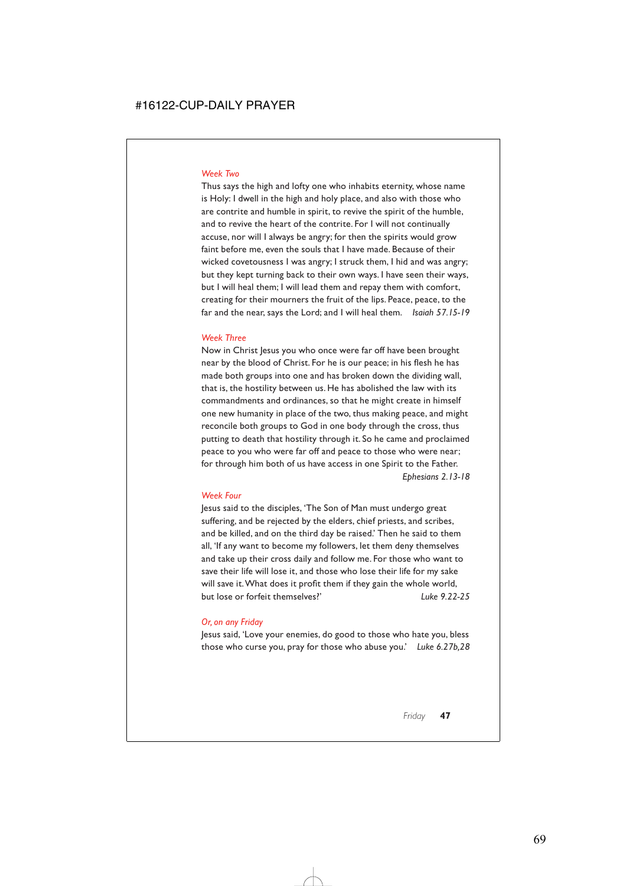*Week Two*

Thus says the high and lofty one who inhabits eternity, whose name is Holy: I dwell in the high and holy place, and also with those who are contrite and humble in spirit, to revive the spirit of the humble, and to revive the heart of the contrite. For I will not continually accuse, nor will I always be angry; for then the spirits would grow faint before me, even the souls that I have made. Because of their wicked covetousness I was angry; I struck them, I hid and was angry; but they kept turning back to their own ways. I have seen their ways, but I will heal them; I will lead them and repay them with comfort, creating for their mourners the fruit of the lips. Peace, peace, to the far and the near, says the Lord; and I will heal them. *Isaiah 57.15-19*

*Week Three*

Now in Christ Jesus you who once were far off have been brought near by the blood of Christ. For he is our peace; in his flesh he has made both groups into one and has broken down the dividing wall, that is, the hostility between us. He has abolished the law with its commandments and ordinances, so that he might create in himself one new humanity in place of the two, thus making peace, and might reconcile both groups to God in one body through the cross, thus putting to death that hostility through it. So he came and proclaimed peace to you who were far off and peace to those who were near; for through him both of us have access in one Spirit to the Father. *Ephesians 2.13-18*

*Week Four*

Jesus said to the disciples, 'The Son of Man must undergo great suffering, and be rejected by the elders, chief priests, and scribes, and be killed, and on the third day be raised.' Then he said to them all, 'If any want to become my followers, let them deny themselves and take up their cross daily and follow me. For those who want to save their life will lose it, and those who lose their life for my sake will save it. What does it profit them if they gain the whole world, but lose or forfeit themselves?' *Luke 9.22-25*

*Or, on any Friday*

Jesus said, 'Love your enemies, do good to those who hate you, bless those who curse you, pray for those who abuse you.' *Luke 6.27b,28*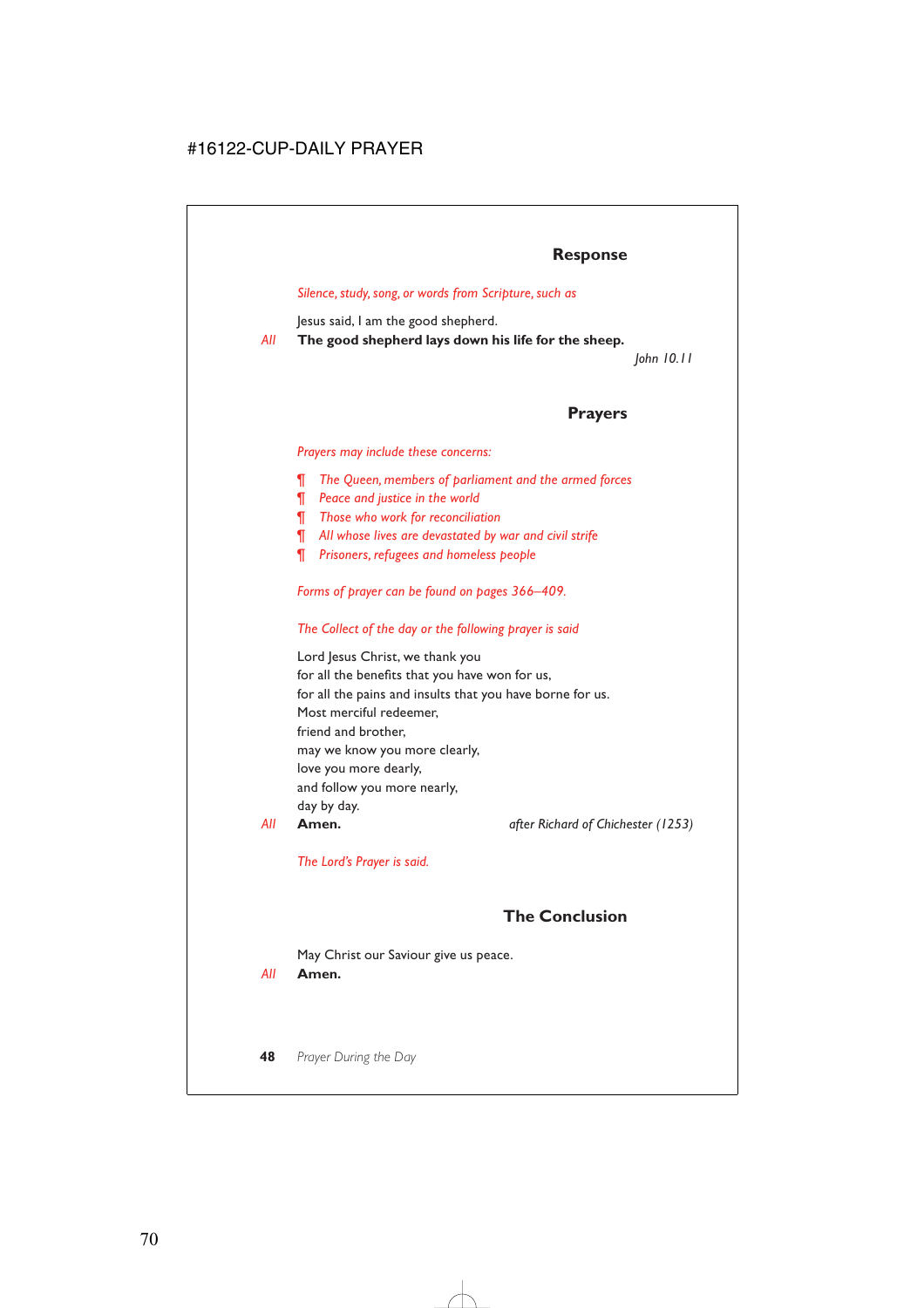## Response

*Silence, study, song, or words from Scripture, such as*

Jesus said, I am the good shepherd.
*All* **The good shepherd lays down his life for the sheep.**
*John 10.11*

## Prayers

*Prayers may include these concerns:*

- ¶ *The Queen, members of parliament and the armed forces*
- ¶ *Peace and justice in the world*
- ¶ *Those who work for reconciliation*
- ¶ *All whose lives are devastated by war and civil strife*
- ¶ *Prisoners, refugees and homeless people*

*Forms of prayer can be found on pages 366–409.*

*The Collect of the day or the following prayer is said*

Lord Jesus Christ, we thank you
for all the benefits that you have won for us,
for all the pains and insults that you have borne for us.
Most merciful redeemer,
friend and brother,
may we know you more clearly,
love you more dearly,
and follow you more nearly,
day by day.
*All* **Amen.** *after Richard of Chichester (1253)*

*The Lord's Prayer is said.*

## The Conclusion

May Christ our Saviour give us peace.
*All* **Amen.**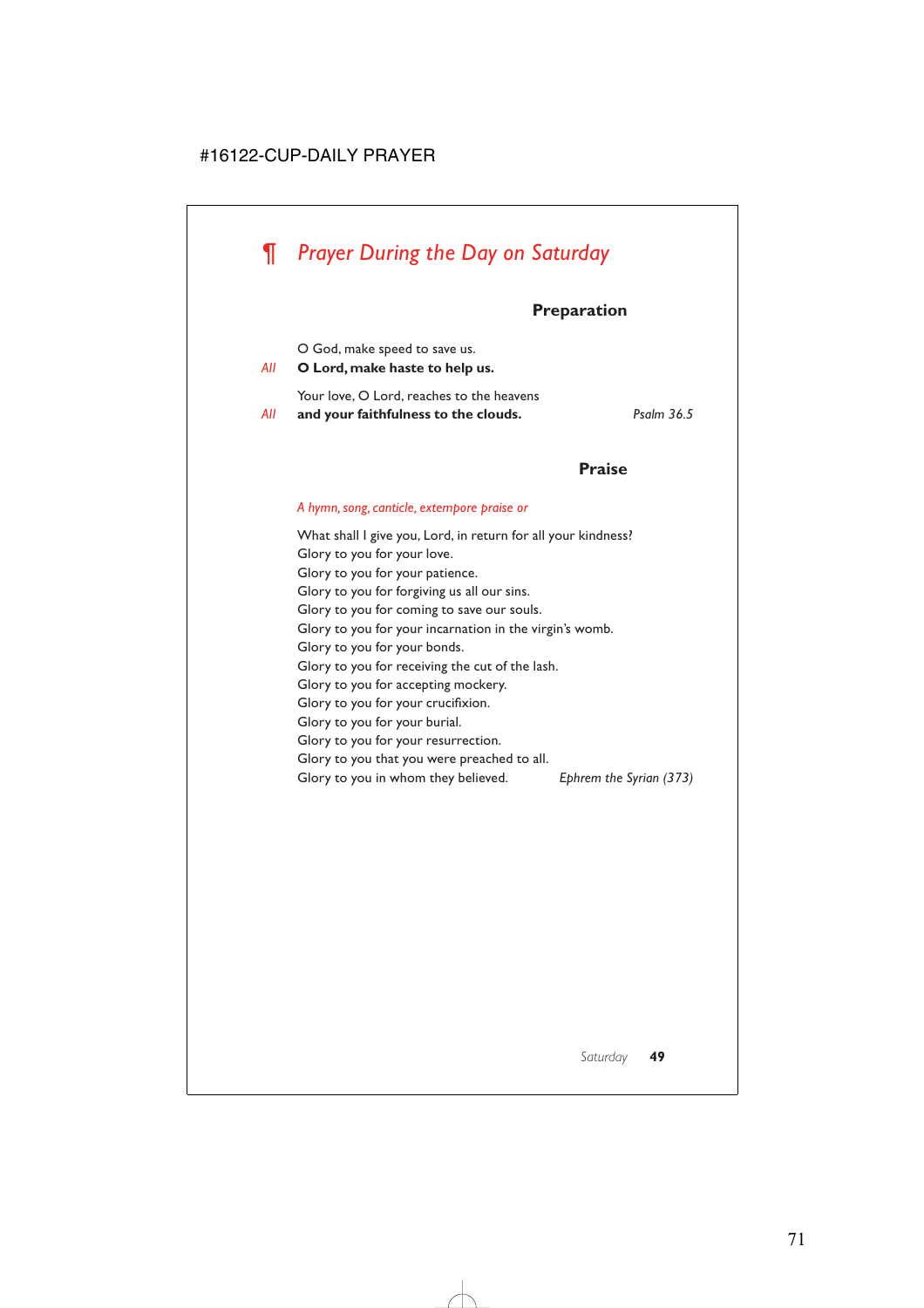## ¶ *Prayer During the Day on Saturday*

### Preparation

O God, make speed to save us.
*All* **O Lord, make haste to help us.**

Your love, O Lord, reaches to the heavens
*All* **and your faithfulness to the clouds.** *Psalm 36.5*

### Praise

*A hymn, song, canticle, extempore praise or*

What shall I give you, Lord, in return for all your kindness?
Glory to you for your love.
Glory to you for your patience.
Glory to you for forgiving us all our sins.
Glory to you for coming to save our souls.
Glory to you for your incarnation in the virgin's womb.
Glory to you for your bonds.
Glory to you for receiving the cut of the lash.
Glory to you for accepting mockery.
Glory to you for your crucifixion.
Glory to you for your burial.
Glory to you for your resurrection.
Glory to you that you were preached to all.
Glory to you in whom they believed. *Ephrem the Syrian (373)*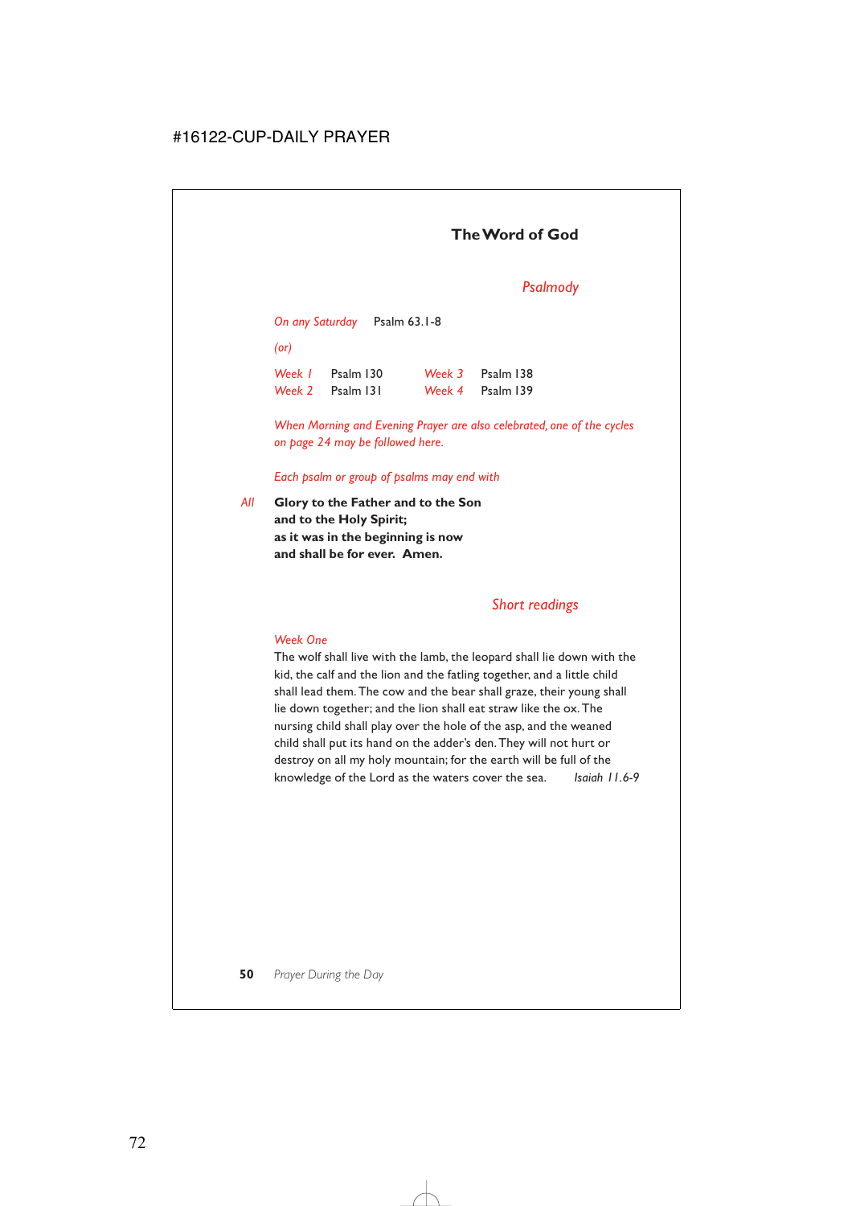## The Word of God

### *Psalmody*

*On any Saturday* Psalm 63.1-8

*(or)*

| | | | |
|---|---|---|---|
| *Week 1* | Psalm 130 | *Week 3* | Psalm 138 |
| *Week 2* | Psalm 131 | *Week 4* | Psalm 139 |

*When Morning and Evening Prayer are also celebrated, one of the cycles on page 24 may be followed here.*

*Each psalm or group of psalms may end with*

*All* **Glory to the Father and to the Son**
**and to the Holy Spirit;**
**as it was in the beginning is now**
**and shall be for ever. Amen.**

### *Short readings*

*Week One*

The wolf shall live with the lamb, the leopard shall lie down with the kid, the calf and the lion and the fatling together, and a little child shall lead them. The cow and the bear shall graze, their young shall lie down together; and the lion shall eat straw like the ox. The nursing child shall play over the hole of the asp, and the weaned child shall put its hand on the adder's den. They will not hurt or destroy on all my holy mountain; for the earth will be full of the knowledge of the Lord as the waters cover the sea. *Isaiah 11.6-9*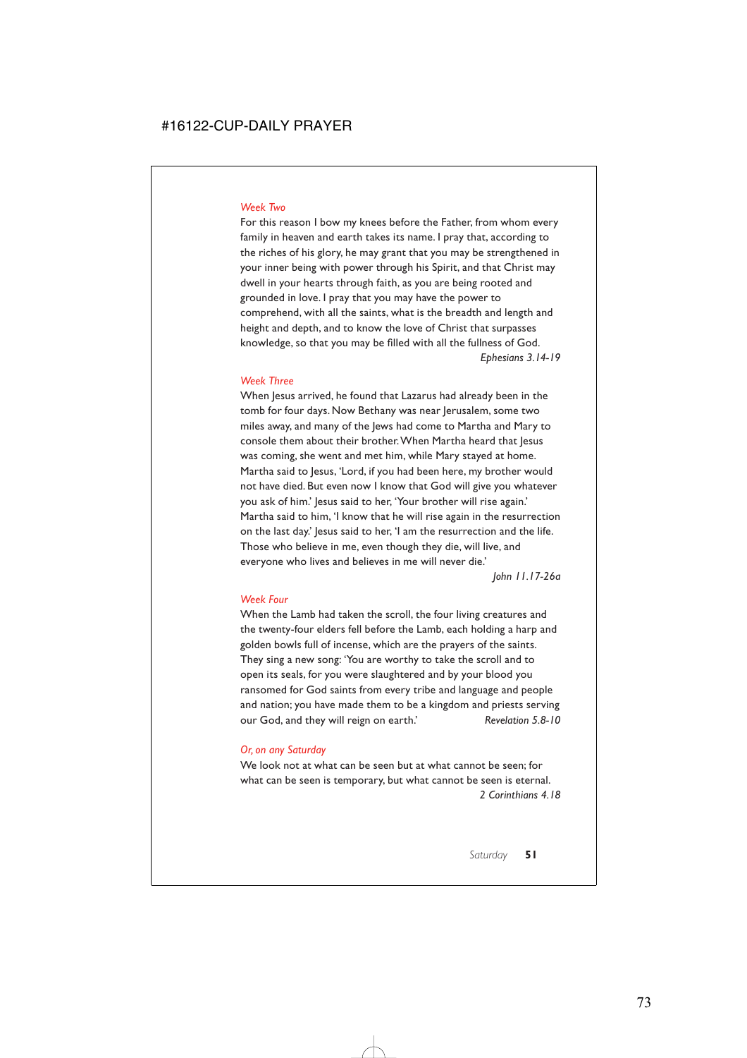*Week Two*

For this reason I bow my knees before the Father, from whom every family in heaven and earth takes its name. I pray that, according to the riches of his glory, he may grant that you may be strengthened in your inner being with power through his Spirit, and that Christ may dwell in your hearts through faith, as you are being rooted and grounded in love. I pray that you may have the power to comprehend, with all the saints, what is the breadth and length and height and depth, and to know the love of Christ that surpasses knowledge, so that you may be filled with all the fullness of God.

*Ephesians 3.14-19*

*Week Three*

When Jesus arrived, he found that Lazarus had already been in the tomb for four days. Now Bethany was near Jerusalem, some two miles away, and many of the Jews had come to Martha and Mary to console them about their brother. When Martha heard that Jesus was coming, she went and met him, while Mary stayed at home. Martha said to Jesus, 'Lord, if you had been here, my brother would not have died. But even now I know that God will give you whatever you ask of him.' Jesus said to her, 'Your brother will rise again.' Martha said to him, 'I know that he will rise again in the resurrection on the last day.' Jesus said to her, 'I am the resurrection and the life. Those who believe in me, even though they die, will live, and everyone who lives and believes in me will never die.'

*John 11.17-26a*

*Week Four*

When the Lamb had taken the scroll, the four living creatures and the twenty-four elders fell before the Lamb, each holding a harp and golden bowls full of incense, which are the prayers of the saints. They sing a new song: 'You are worthy to take the scroll and to open its seals, for you were slaughtered and by your blood you ransomed for God saints from every tribe and language and people and nation; you have made them to be a kingdom and priests serving our God, and they will reign on earth.'

*Revelation 5.8-10*

*Or, on any Saturday*

We look not at what can be seen but at what cannot be seen; for what can be seen is temporary, but what cannot be seen is eternal.

*2 Corinthians 4.18*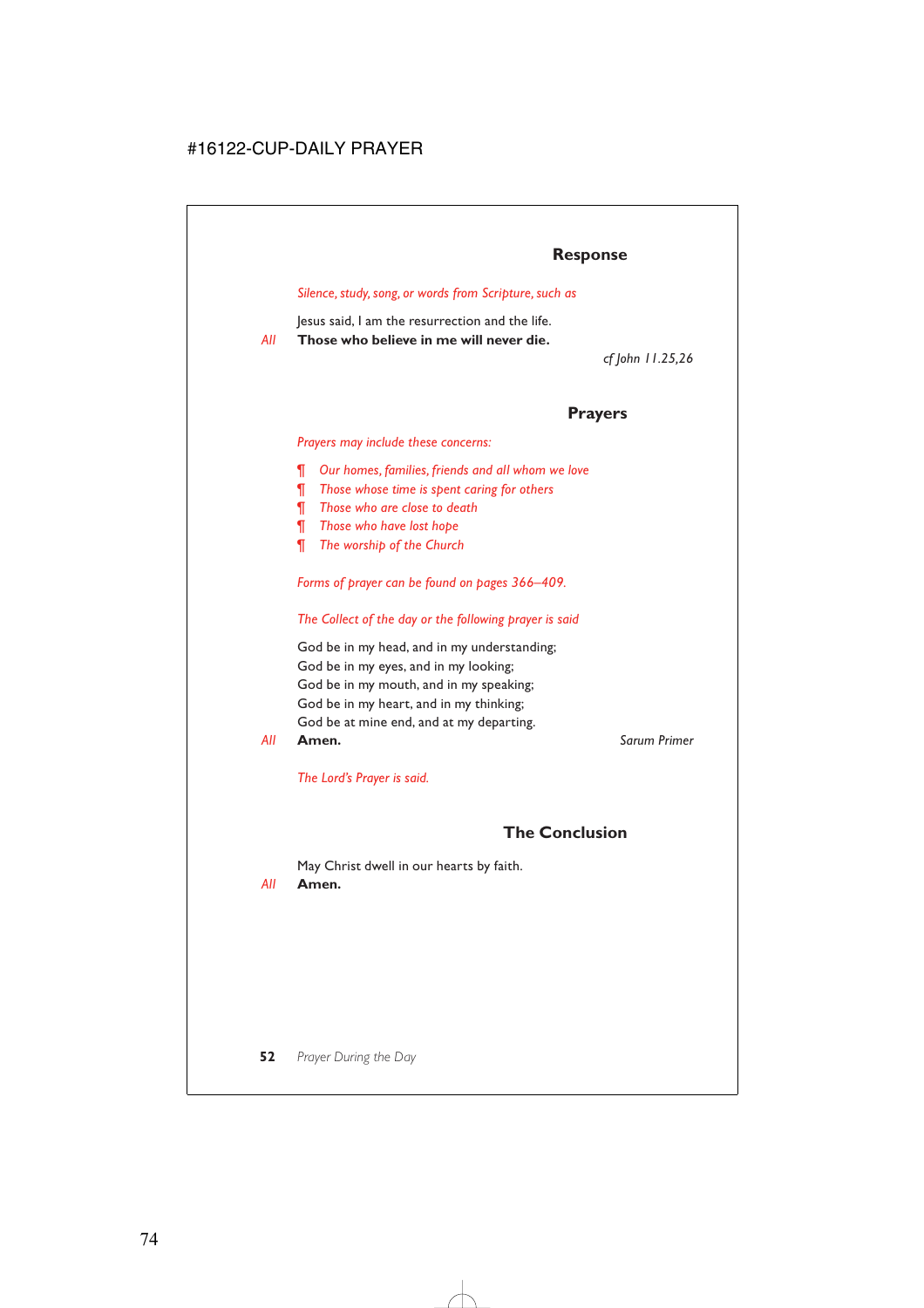## Response

*Silence, study, song, or words from Scripture, such as*

Jesus said, I am the resurrection and the life.
*All* **Those who believe in me will never die.**

*cf John 11.25,26*

## Prayers

*Prayers may include these concerns:*

- ¶ *Our homes, families, friends and all whom we love*
- ¶ *Those whose time is spent caring for others*
- ¶ *Those who are close to death*
- ¶ *Those who have lost hope*
- ¶ *The worship of the Church*

*Forms of prayer can be found on pages 366–409.*

*The Collect of the day or the following prayer is said*

God be in my head, and in my understanding;
God be in my eyes, and in my looking;
God be in my mouth, and in my speaking;
God be in my heart, and in my thinking;
God be at mine end, and at my departing.
*All* **Amen.**

*Sarum Primer*

*The Lord's Prayer is said.*

## The Conclusion

May Christ dwell in our hearts by faith.
*All* **Amen.**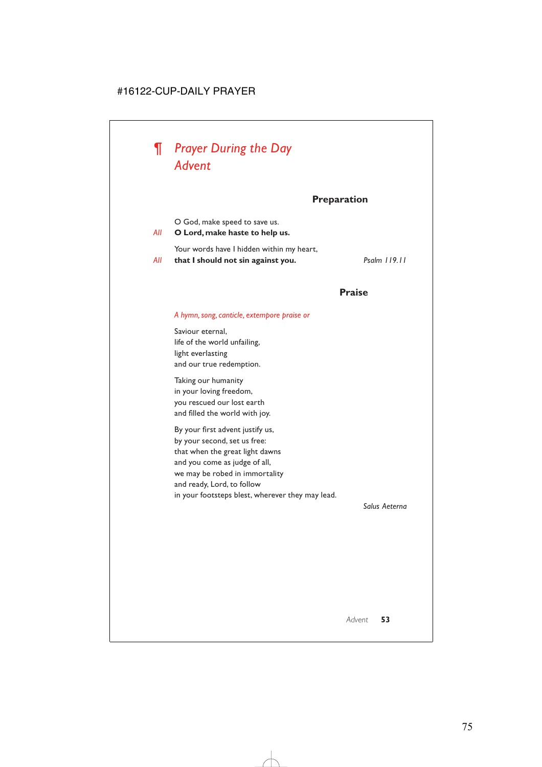# ¶ *Prayer During the Day*
# *Advent*

### Preparation

O God, make speed to save us.

*All* **O Lord, make haste to help us.**

Your words have I hidden within my heart,

*All* **that I should not sin against you.** *Psalm 119.11*

### Praise

*A hymn, song, canticle, extempore praise or*

Saviour eternal,
life of the world unfailing,
light everlasting
and our true redemption.

Taking our humanity
in your loving freedom,
you rescued our lost earth
and filled the world with joy.

By your first advent justify us,
by your second, set us free:
that when the great light dawns
and you come as judge of all,
we may be robed in immortality
and ready, Lord, to follow
in your footsteps blest, wherever they may lead.

*Salus Aeterna*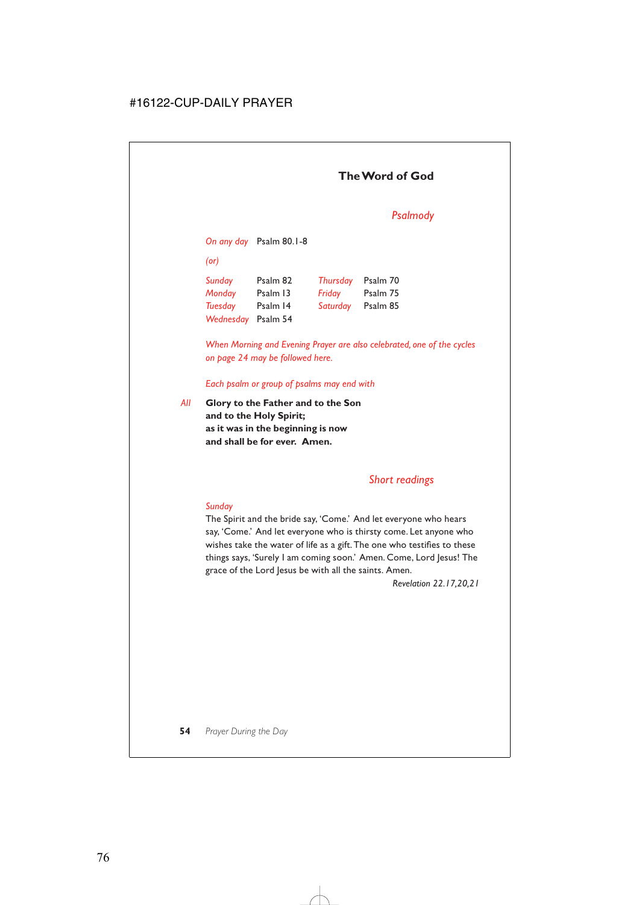## The Word of God

### *Psalmody*

*On any day* Psalm 80.1-8

*(or)*

| | | | |
|---|---|---|---|
| *Sunday* | Psalm 82 | *Thursday* | Psalm 70 |
| *Monday* | Psalm 13 | *Friday* | Psalm 75 |
| *Tuesday* | Psalm 14 | *Saturday* | Psalm 85 |
| *Wednesday* | Psalm 54 | | |

*When Morning and Evening Prayer are also celebrated, one of the cycles on page 24 may be followed here.*

*Each psalm or group of psalms may end with*

*All* **Glory to the Father and to the Son**
**and to the Holy Spirit;**
**as it was in the beginning is now**
**and shall be for ever. Amen.**

### *Short readings*

*Sunday*

The Spirit and the bride say, 'Come.' And let everyone who hears say, 'Come.' And let everyone who is thirsty come. Let anyone who wishes take the water of life as a gift. The one who testifies to these things says, 'Surely I am coming soon.' Amen. Come, Lord Jesus! The grace of the Lord Jesus be with all the saints. Amen.

*Revelation 22.17,20,21*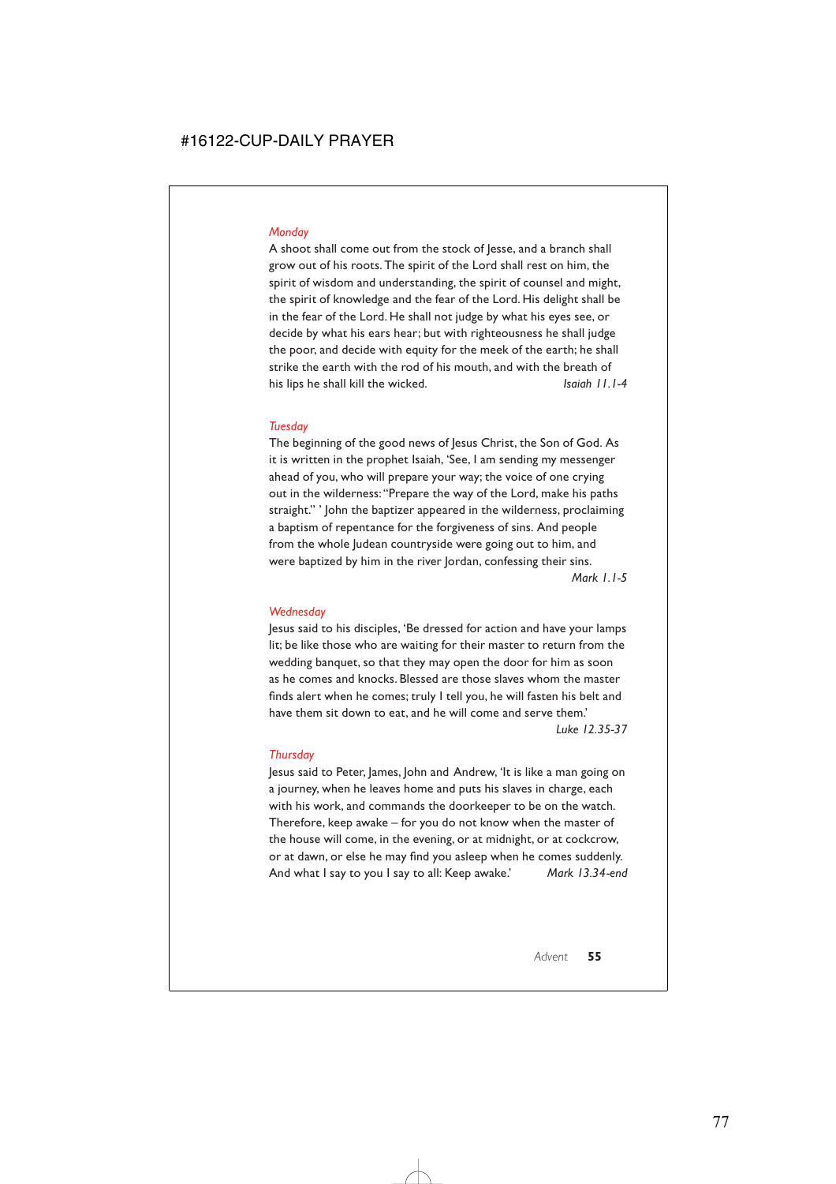*Monday*

A shoot shall come out from the stock of Jesse, and a branch shall grow out of his roots. The spirit of the Lord shall rest on him, the spirit of wisdom and understanding, the spirit of counsel and might, the spirit of knowledge and the fear of the Lord. His delight shall be in the fear of the Lord. He shall not judge by what his eyes see, or decide by what his ears hear; but with righteousness he shall judge the poor, and decide with equity for the meek of the earth; he shall strike the earth with the rod of his mouth, and with the breath of his lips he shall kill the wicked. *Isaiah 11.1-4*

*Tuesday*

The beginning of the good news of Jesus Christ, the Son of God. As it is written in the prophet Isaiah, 'See, I am sending my messenger ahead of you, who will prepare your way; the voice of one crying out in the wilderness: "Prepare the way of the Lord, make his paths straight." ' John the baptizer appeared in the wilderness, proclaiming a baptism of repentance for the forgiveness of sins. And people from the whole Judean countryside were going out to him, and were baptized by him in the river Jordan, confessing their sins.
*Mark 1.1-5*

*Wednesday*

Jesus said to his disciples, 'Be dressed for action and have your lamps lit; be like those who are waiting for their master to return from the wedding banquet, so that they may open the door for him as soon as he comes and knocks. Blessed are those slaves whom the master finds alert when he comes; truly I tell you, he will fasten his belt and have them sit down to eat, and he will come and serve them.'
*Luke 12.35-37*

*Thursday*

Jesus said to Peter, James, John and Andrew, 'It is like a man going on a journey, when he leaves home and puts his slaves in charge, each with his work, and commands the doorkeeper to be on the watch. Therefore, keep awake – for you do not know when the master of the house will come, in the evening, or at midnight, or at cockcrow, or at dawn, or else he may find you asleep when he comes suddenly. And what I say to you I say to all: Keep awake.' *Mark 13.34-end*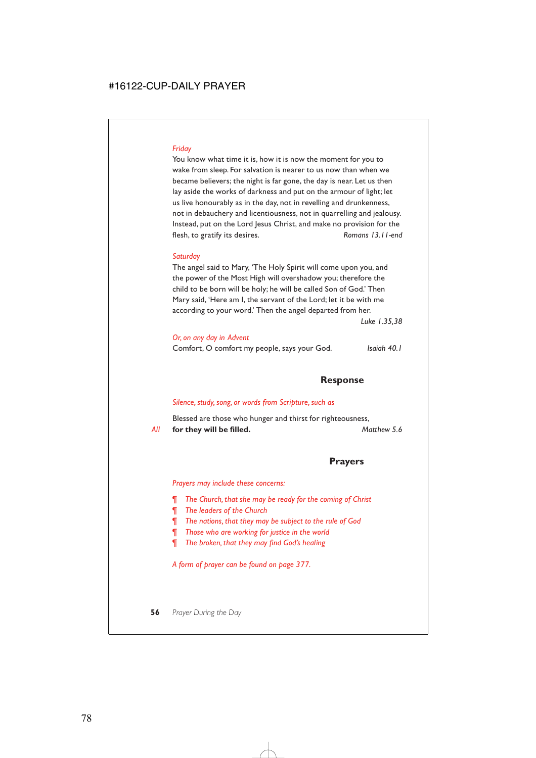*Friday*

You know what time it is, how it is now the moment for you to wake from sleep. For salvation is nearer to us now than when we became believers; the night is far gone, the day is near. Let us then lay aside the works of darkness and put on the armour of light; let us live honourably as in the day, not in revelling and drunkenness, not in debauchery and licentiousness, not in quarrelling and jealousy. Instead, put on the Lord Jesus Christ, and make no provision for the flesh, to gratify its desires. *Romans 13.11-end*

*Saturday*

The angel said to Mary, 'The Holy Spirit will come upon you, and the power of the Most High will overshadow you; therefore the child to be born will be holy; he will be called Son of God.' Then Mary said, 'Here am I, the servant of the Lord; let it be with me according to your word.' Then the angel departed from her. *Luke 1.35,38*

*Or, on any day in Advent*

Comfort, O comfort my people, says your God. *Isaiah 40.1*

## Response

*Silence, study, song, or words from Scripture, such as*

Blessed are those who hunger and thirst for righteousness,
*All* **for they will be filled.** *Matthew 5.6*

## Prayers

*Prayers may include these concerns:*

¶ *The Church, that she may be ready for the coming of Christ*
¶ *The leaders of the Church*
¶ *The nations, that they may be subject to the rule of God*
¶ *Those who are working for justice in the world*
¶ *The broken, that they may find God's healing*

*A form of prayer can be found on page 377.*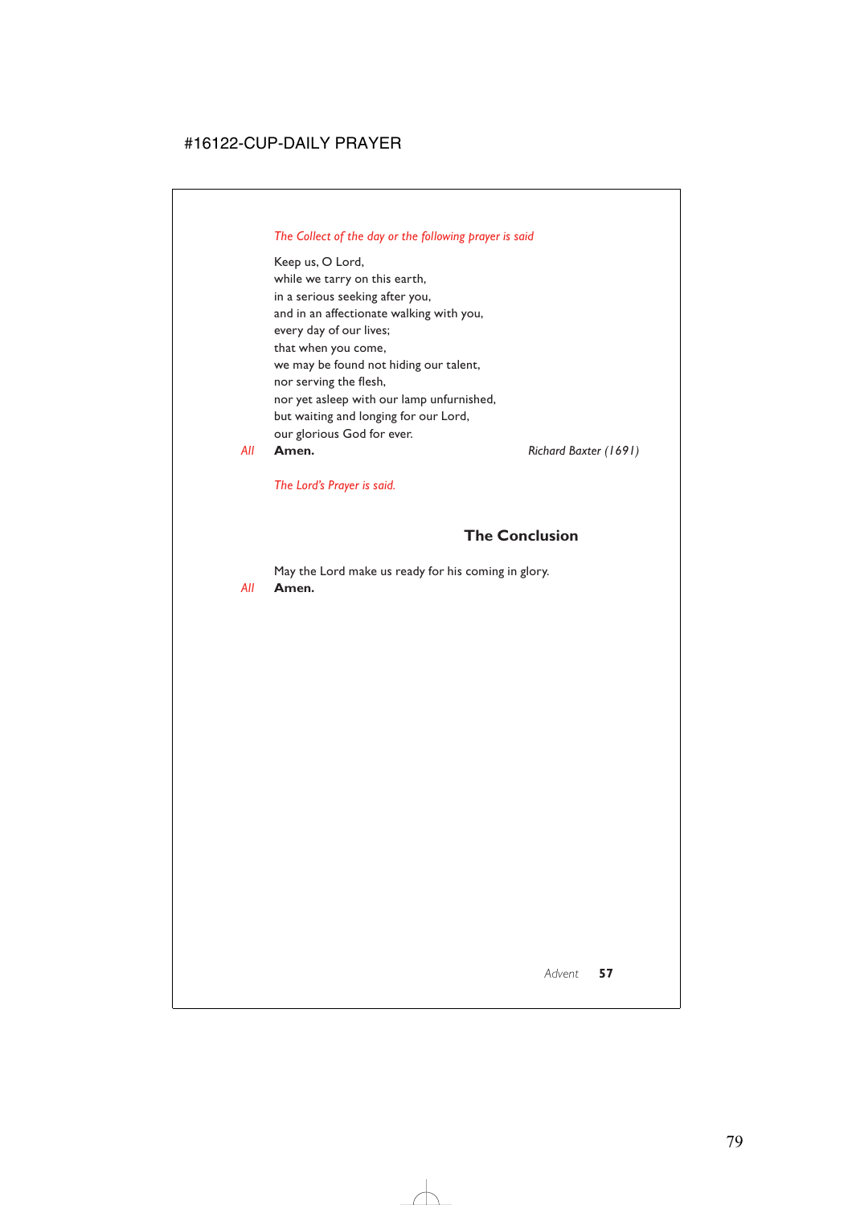*The Collect of the day or the following prayer is said*

Keep us, O Lord,
while we tarry on this earth,
in a serious seeking after you,
and in an affectionate walking with you,
every day of our lives;
that when you come,
we may be found not hiding our talent,
nor serving the flesh,
nor yet asleep with our lamp unfurnished,
but waiting and longing for our Lord,
our glorious God for ever.

*All* **Amen.** *Richard Baxter (1691)*

*The Lord's Prayer is said.*

## The Conclusion

May the Lord make us ready for his coming in glory.

*All* **Amen.**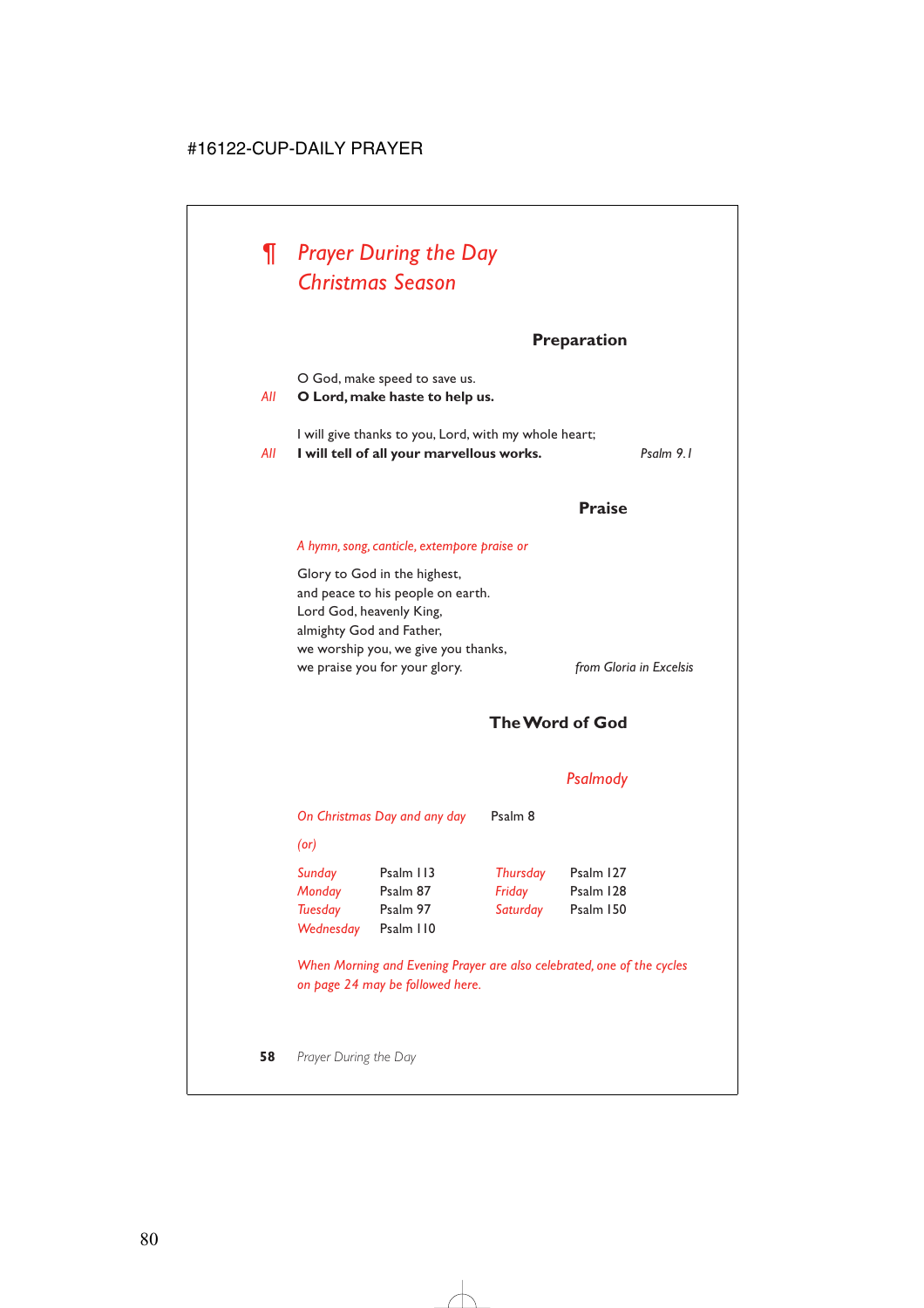# ¶ *Prayer During the Day*
# *Christmas Season*

## Preparation

O God, make speed to save us.

*All* **O Lord, make haste to help us.**

I will give thanks to you, Lord, with my whole heart;

*All* **I will tell of all your marvellous works.** *Psalm 9.1*

## Praise

*A hymn, song, canticle, extempore praise or*

Glory to God in the highest,
and peace to his people on earth.
Lord God, heavenly King,
almighty God and Father,
we worship you, we give you thanks,
we praise you for your glory. *from Gloria in Excelsis*

## The Word of God

### *Psalmody*

*On Christmas Day and any day* Psalm 8

*(or)*

| | | | |
|---|---|---|---|
| *Sunday* | Psalm 113 | *Thursday* | Psalm 127 |
| *Monday* | Psalm 87 | *Friday* | Psalm 128 |
| *Tuesday* | Psalm 97 | *Saturday* | Psalm 150 |
| *Wednesday* | Psalm 110 | | |

*When Morning and Evening Prayer are also celebrated, one of the cycles on page 24 may be followed here.*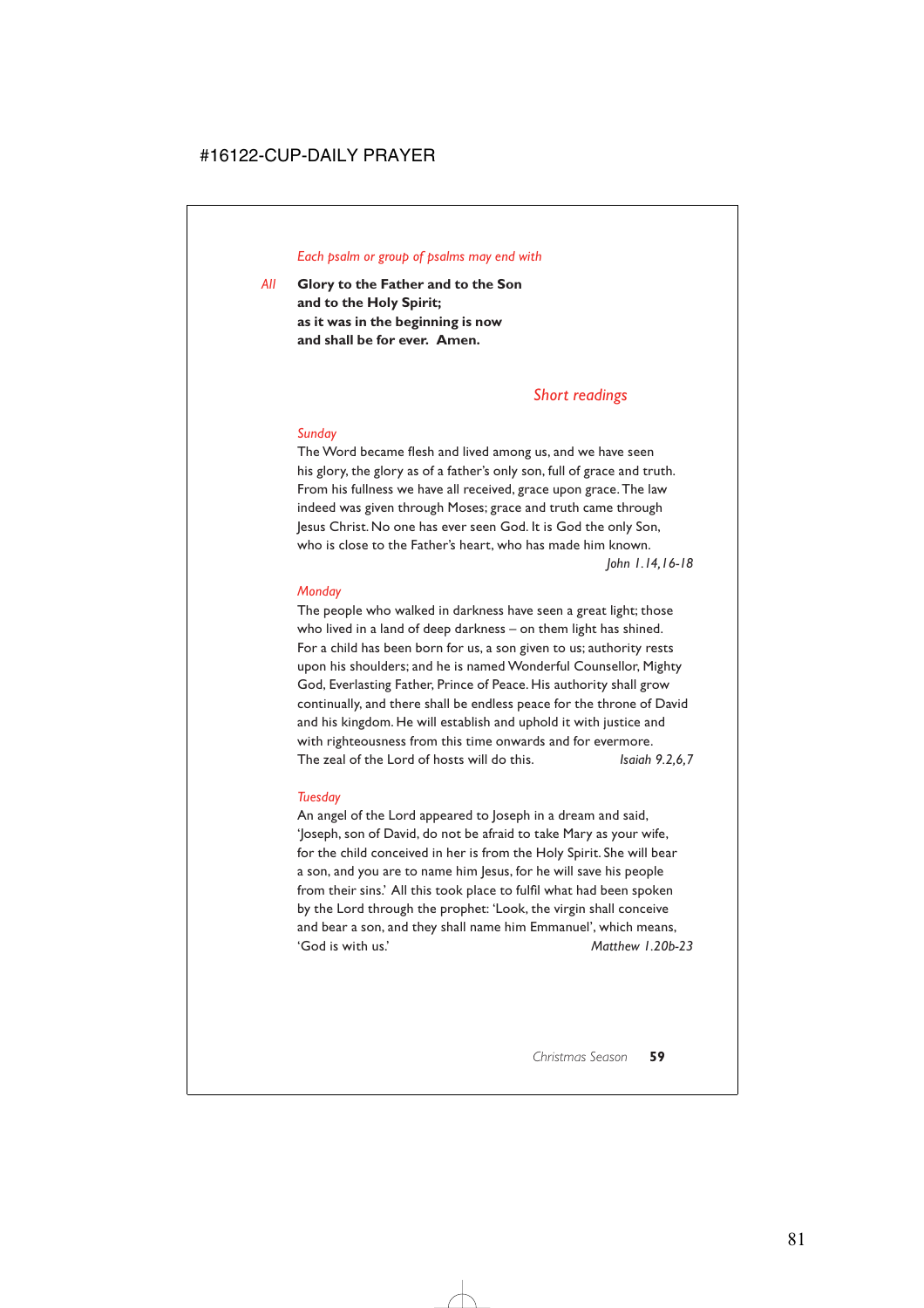*Each psalm or group of psalms may end with*

*All* **Glory to the Father and to the Son**
**and to the Holy Spirit;**
**as it was in the beginning is now**
**and shall be for ever. Amen.**

## *Short readings*

*Sunday*

The Word became flesh and lived among us, and we have seen his glory, the glory as of a father's only son, full of grace and truth. From his fullness we have all received, grace upon grace. The law indeed was given through Moses; grace and truth came through Jesus Christ. No one has ever seen God. It is God the only Son, who is close to the Father's heart, who has made him known.
*John 1.14,16-18*

*Monday*

The people who walked in darkness have seen a great light; those who lived in a land of deep darkness – on them light has shined. For a child has been born for us, a son given to us; authority rests upon his shoulders; and he is named Wonderful Counsellor, Mighty God, Everlasting Father, Prince of Peace. His authority shall grow continually, and there shall be endless peace for the throne of David and his kingdom. He will establish and uphold it with justice and with righteousness from this time onwards and for evermore. The zeal of the Lord of hosts will do this. *Isaiah 9.2,6,7*

*Tuesday*

An angel of the Lord appeared to Joseph in a dream and said, 'Joseph, son of David, do not be afraid to take Mary as your wife, for the child conceived in her is from the Holy Spirit. She will bear a son, and you are to name him Jesus, for he will save his people from their sins.' All this took place to fulfil what had been spoken by the Lord through the prophet: 'Look, the virgin shall conceive and bear a son, and they shall name him Emmanuel', which means, 'God is with us.' *Matthew 1.20b-23*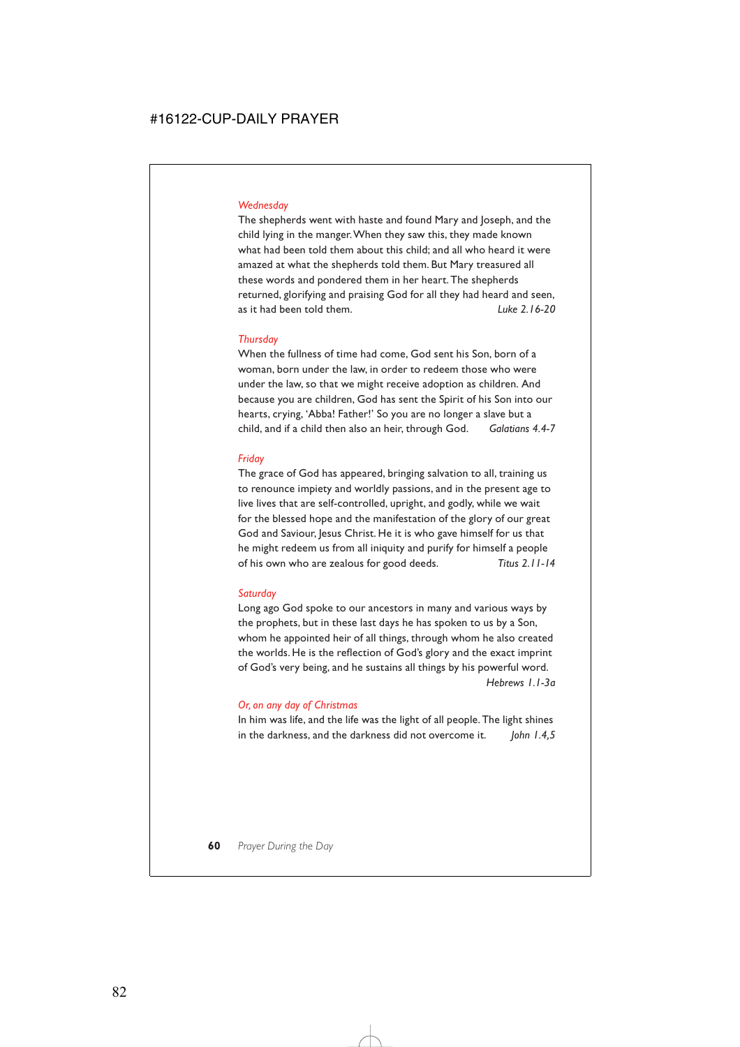*Wednesday*

The shepherds went with haste and found Mary and Joseph, and the child lying in the manger. When they saw this, they made known what had been told them about this child; and all who heard it were amazed at what the shepherds told them. But Mary treasured all these words and pondered them in her heart. The shepherds returned, glorifying and praising God for all they had heard and seen, as it had been told them. *Luke 2.16-20*

*Thursday*

When the fullness of time had come, God sent his Son, born of a woman, born under the law, in order to redeem those who were under the law, so that we might receive adoption as children. And because you are children, God has sent the Spirit of his Son into our hearts, crying, 'Abba! Father!' So you are no longer a slave but a child, and if a child then also an heir, through God. *Galatians 4.4-7*

*Friday*

The grace of God has appeared, bringing salvation to all, training us to renounce impiety and worldly passions, and in the present age to live lives that are self-controlled, upright, and godly, while we wait for the blessed hope and the manifestation of the glory of our great God and Saviour, Jesus Christ. He it is who gave himself for us that he might redeem us from all iniquity and purify for himself a people of his own who are zealous for good deeds. *Titus 2.11-14*

*Saturday*

Long ago God spoke to our ancestors in many and various ways by the prophets, but in these last days he has spoken to us by a Son, whom he appointed heir of all things, through whom he also created the worlds. He is the reflection of God's glory and the exact imprint of God's very being, and he sustains all things by his powerful word. *Hebrews 1.1-3a*

*Or, on any day of Christmas*

In him was life, and the life was the light of all people. The light shines in the darkness, and the darkness did not overcome it. *John 1.4,5*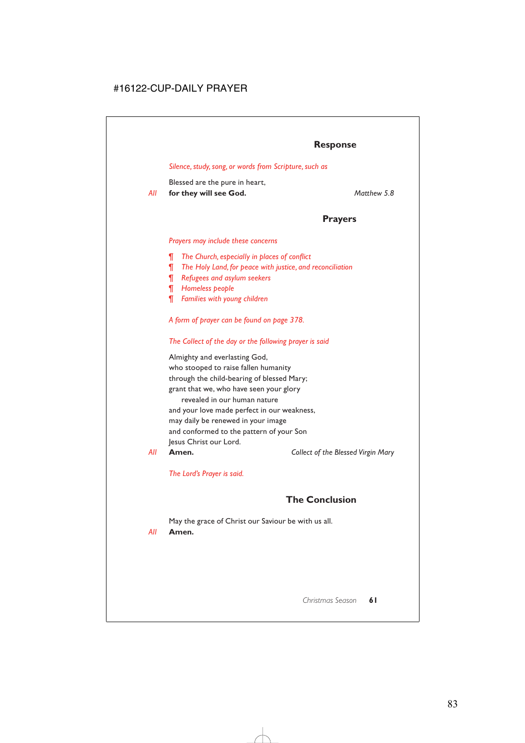#16122-CUP-DAILY PRAYER

## Response

*Silence, study, song, or words from Scripture, such as*

Blessed are the pure in heart,
*All* **for they will see God.** *Matthew 5.8*

## Prayers

*Prayers may include these concerns*

- *The Church, especially in places of conflict*
- *The Holy Land, for peace with justice, and reconciliation*
- *Refugees and asylum seekers*
- *Homeless people*
- *Families with young children*

*A form of prayer can be found on page 378.*

*The Collect of the day or the following prayer is said*

Almighty and everlasting God,
who stooped to raise fallen humanity
through the child-bearing of blessed Mary;
grant that we, who have seen your glory
revealed in our human nature
and your love made perfect in our weakness,
may daily be renewed in your image
and conformed to the pattern of your Son
Jesus Christ our Lord.
*All* **Amen.** *Collect of the Blessed Virgin Mary*

*The Lord's Prayer is said.*

## The Conclusion

May the grace of Christ our Saviour be with us all.
*All* **Amen.**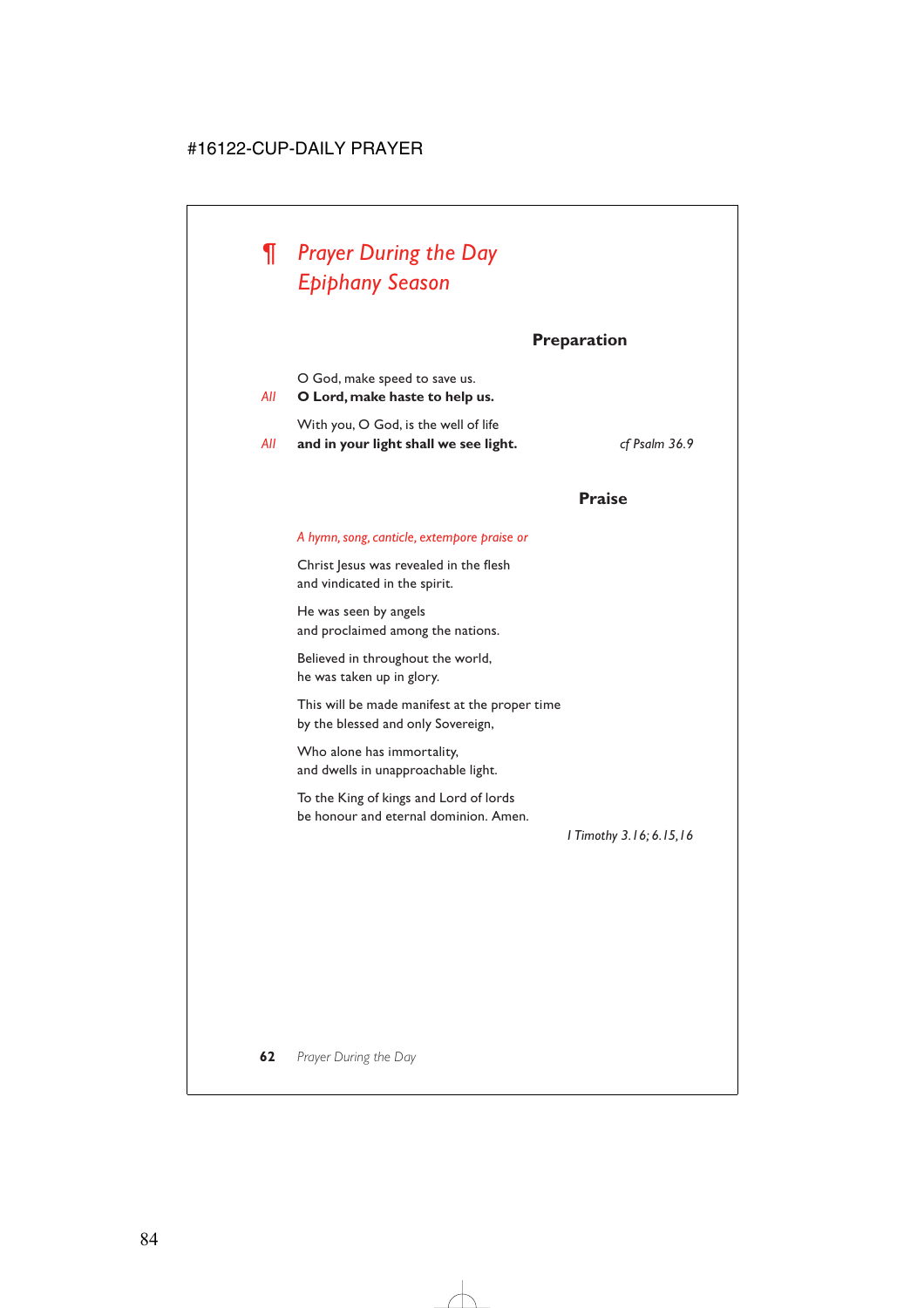# ¶ *Prayer During the Day*
# *Epiphany Season*

## Preparation

O God, make speed to save us.

*All* **O Lord, make haste to help us.**

With you, O God, is the well of life

*All* **and in your light shall we see light.** *cf Psalm 36.9*

## Praise

*A hymn, song, canticle, extempore praise or*

Christ Jesus was revealed in the flesh
and vindicated in the spirit.

He was seen by angels
and proclaimed among the nations.

Believed in throughout the world,
he was taken up in glory.

This will be made manifest at the proper time
by the blessed and only Sovereign,

Who alone has immortality,
and dwells in unapproachable light.

To the King of kings and Lord of lords
be honour and eternal dominion. Amen.

*I Timothy 3.16; 6.15,16*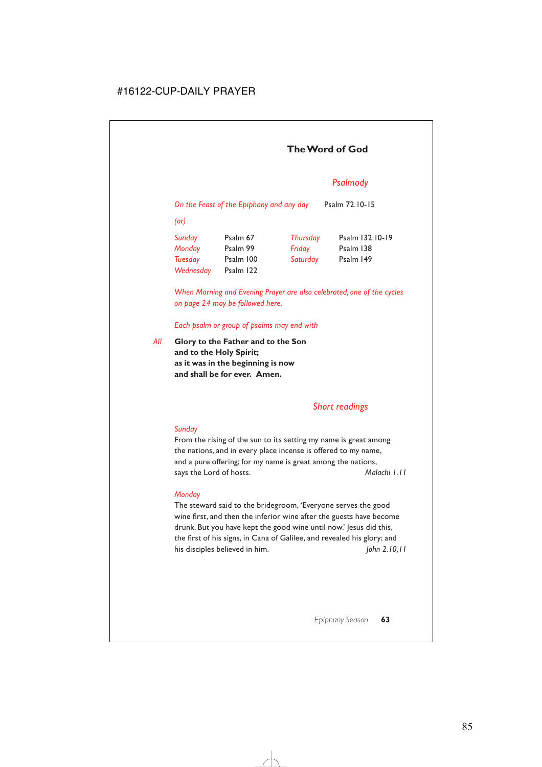## The Word of God

### *Psalmody*

*On the Feast of the Epiphany and any day* Psalm 72.10-15

*(or)*

| | | | |
|---|---|---|---|
| *Sunday* | Psalm 67 | *Thursday* | Psalm 132.10-19 |
| *Monday* | Psalm 99 | *Friday* | Psalm 138 |
| *Tuesday* | Psalm 100 | *Saturday* | Psalm 149 |
| *Wednesday* | Psalm 122 | | |

*When Morning and Evening Prayer are also celebrated, one of the cycles on page 24 may be followed here.*

*Each psalm or group of psalms may end with*

*All* **Glory to the Father and to the Son
and to the Holy Spirit;
as it was in the beginning is now
and shall be for ever. Amen.**

### *Short readings*

*Sunday*

From the rising of the sun to its setting my name is great among the nations, and in every place incense is offered to my name, and a pure offering; for my name is great among the nations, says the Lord of hosts. *Malachi 1.11*

*Monday*

The steward said to the bridegroom, 'Everyone serves the good wine first, and then the inferior wine after the guests have become drunk. But you have kept the good wine until now.' Jesus did this, the first of his signs, in Cana of Galilee, and revealed his glory; and his disciples believed in him. *John 2.10,11*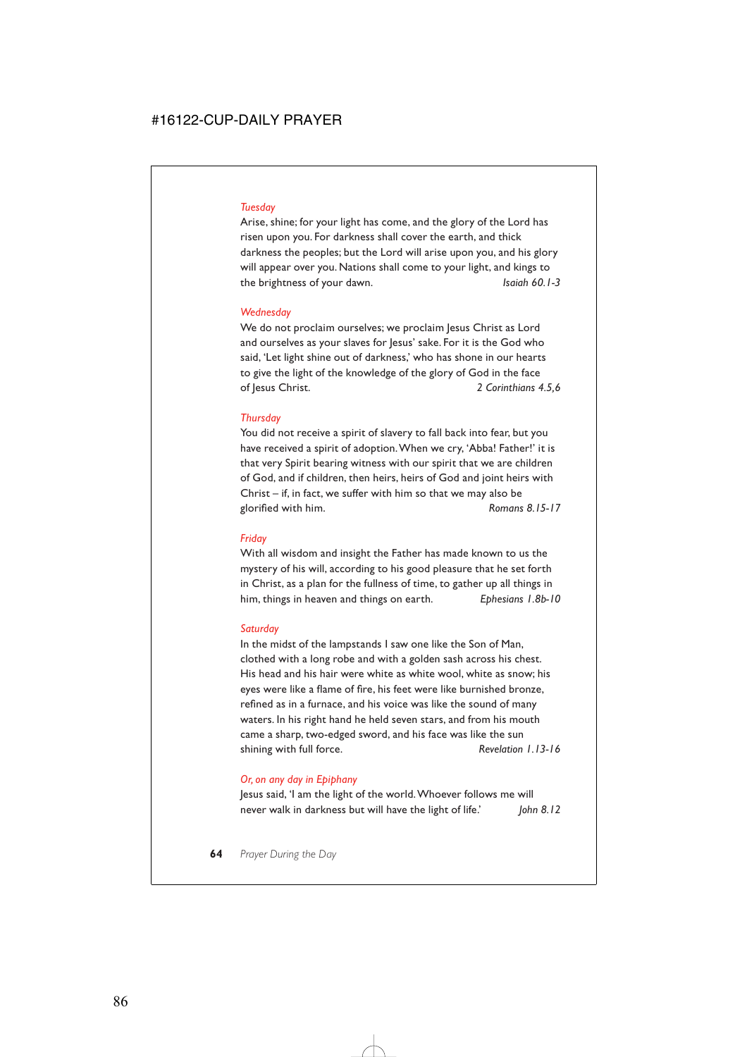*Tuesday*

Arise, shine; for your light has come, and the glory of the Lord has risen upon you. For darkness shall cover the earth, and thick darkness the peoples; but the Lord will arise upon you, and his glory will appear over you. Nations shall come to your light, and kings to the brightness of your dawn. *Isaiah 60.1-3*

*Wednesday*

We do not proclaim ourselves; we proclaim Jesus Christ as Lord and ourselves as your slaves for Jesus' sake. For it is the God who said, 'Let light shine out of darkness,' who has shone in our hearts to give the light of the knowledge of the glory of God in the face of Jesus Christ. *2 Corinthians 4.5,6*

*Thursday*

You did not receive a spirit of slavery to fall back into fear, but you have received a spirit of adoption. When we cry, 'Abba! Father!' it is that very Spirit bearing witness with our spirit that we are children of God, and if children, then heirs, heirs of God and joint heirs with Christ – if, in fact, we suffer with him so that we may also be glorified with him. *Romans 8.15-17*

*Friday*

With all wisdom and insight the Father has made known to us the mystery of his will, according to his good pleasure that he set forth in Christ, as a plan for the fullness of time, to gather up all things in him, things in heaven and things on earth. *Ephesians 1.8b-10*

*Saturday*

In the midst of the lampstands I saw one like the Son of Man, clothed with a long robe and with a golden sash across his chest. His head and his hair were white as white wool, white as snow; his eyes were like a flame of fire, his feet were like burnished bronze, refined as in a furnace, and his voice was like the sound of many waters. In his right hand he held seven stars, and from his mouth came a sharp, two-edged sword, and his face was like the sun shining with full force. *Revelation 1.13-16*

*Or, on any day in Epiphany*

Jesus said, 'I am the light of the world. Whoever follows me will never walk in darkness but will have the light of life.' *John 8.12*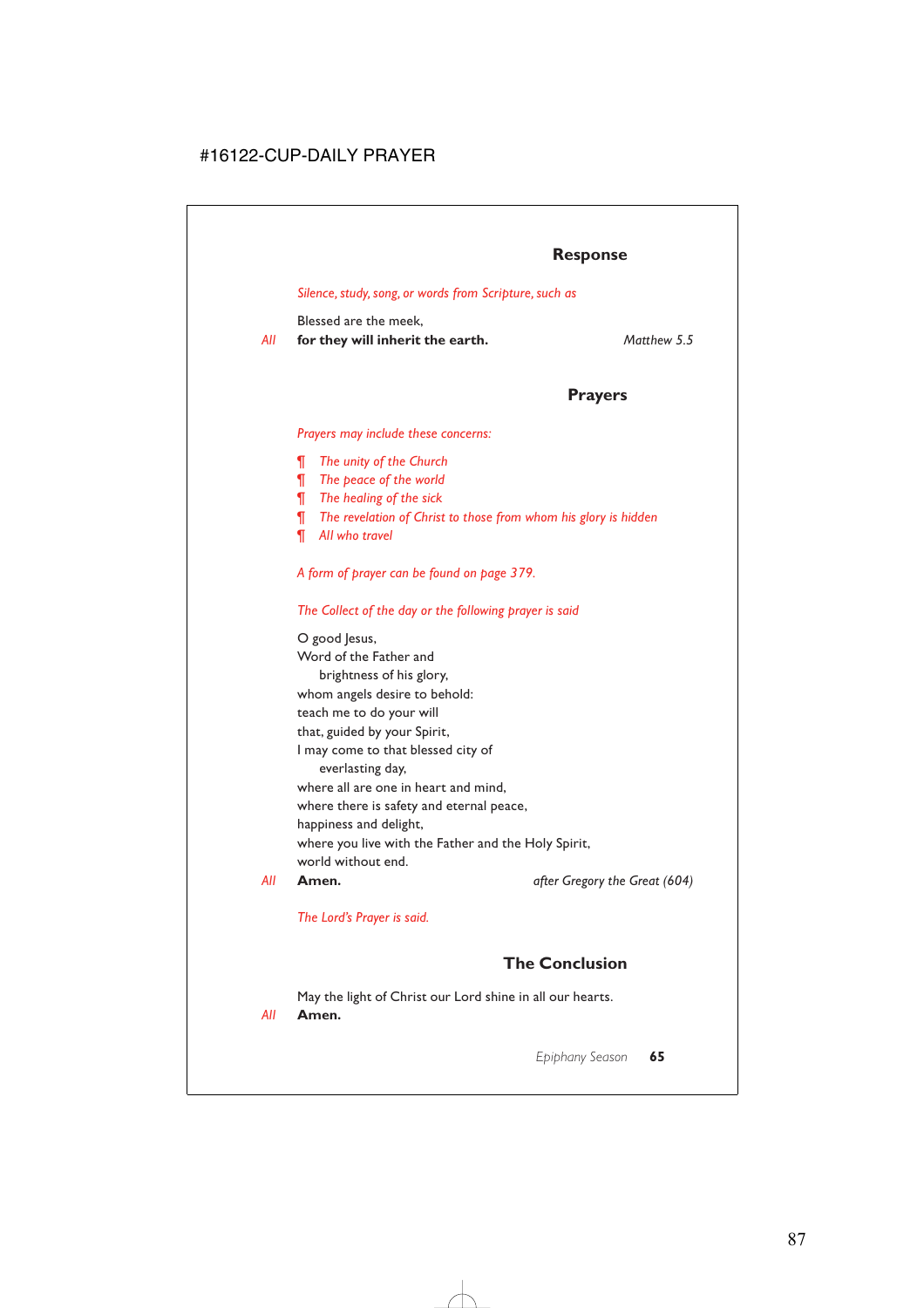## Response

*Silence, study, song, or words from Scripture, such as*

Blessed are the meek,
*All* **for they will inherit the earth.** *Matthew 5.5*

## Prayers

*Prayers may include these concerns:*

- ¶ *The unity of the Church*
- ¶ *The peace of the world*
- ¶ *The healing of the sick*
- ¶ *The revelation of Christ to those from whom his glory is hidden*
- ¶ *All who travel*

*A form of prayer can be found on page 379.*

*The Collect of the day or the following prayer is said*

O good Jesus,
Word of the Father and
brightness of his glory,
whom angels desire to behold:
teach me to do your will
that, guided by your Spirit,
I may come to that blessed city of
everlasting day,
where all are one in heart and mind,
where there is safety and eternal peace,
happiness and delight,
where you live with the Father and the Holy Spirit,
world without end.
*All* **Amen.** *after Gregory the Great (604)*

*The Lord's Prayer is said.*

## The Conclusion

May the light of Christ our Lord shine in all our hearts.
*All* **Amen.**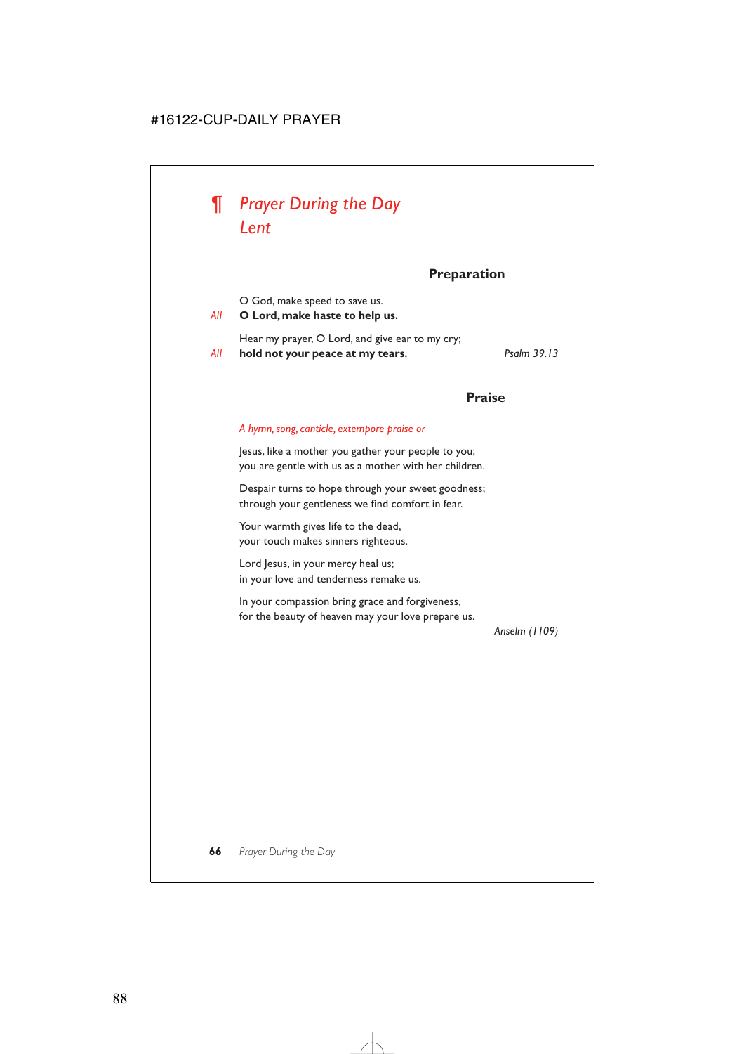# ¶ *Prayer During the Day*
# *Lent*

### Preparation

O God, make speed to save us.
*All* **O Lord, make haste to help us.**

Hear my prayer, O Lord, and give ear to my cry;
*All* **hold not your peace at my tears.** *Psalm 39.13*

### Praise

*A hymn, song, canticle, extempore praise or*

Jesus, like a mother you gather your people to you;
you are gentle with us as a mother with her children.

Despair turns to hope through your sweet goodness;
through your gentleness we find comfort in fear.

Your warmth gives life to the dead,
your touch makes sinners righteous.

Lord Jesus, in your mercy heal us;
in your love and tenderness remake us.

In your compassion bring grace and forgiveness,
for the beauty of heaven may your love prepare us.

*Anselm (1109)*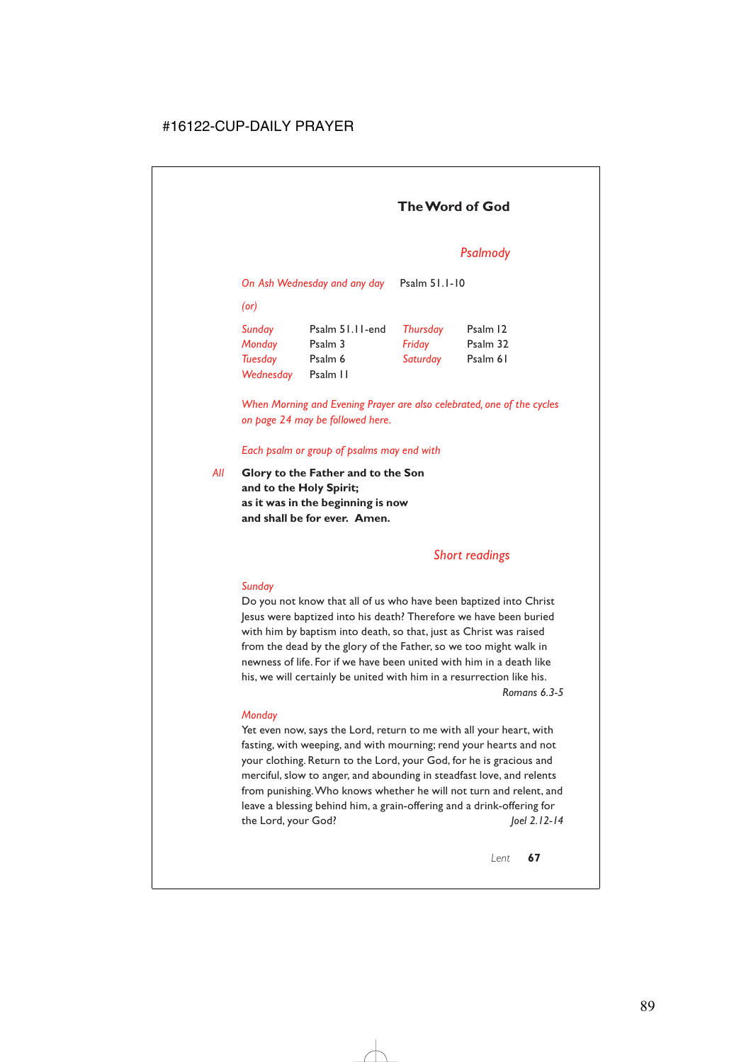## The Word of God

### *Psalmody*

*On Ash Wednesday and any day* Psalm 51.1-10

*(or)*

| | | | |
|---|---|---|---|
| *Sunday* | Psalm 51.11-end | *Thursday* | Psalm 12 |
| *Monday* | Psalm 3 | *Friday* | Psalm 32 |
| *Tuesday* | Psalm 6 | *Saturday* | Psalm 61 |
| *Wednesday* | Psalm 11 | | |

*When Morning and Evening Prayer are also celebrated, one of the cycles on page 24 may be followed here.*

*Each psalm or group of psalms may end with*

*All* **Glory to the Father and to the Son**
**and to the Holy Spirit;**
**as it was in the beginning is now**
**and shall be for ever. Amen.**

### *Short readings*

*Sunday*
Do you not know that all of us who have been baptized into Christ Jesus were baptized into his death? Therefore we have been buried with him by baptism into death, so that, just as Christ was raised from the dead by the glory of the Father, so we too might walk in newness of life. For if we have been united with him in a death like his, we will certainly be united with him in a resurrection like his.
*Romans 6.3-5*

*Monday*
Yet even now, says the Lord, return to me with all your heart, with fasting, with weeping, and with mourning; rend your hearts and not your clothing. Return to the Lord, your God, for he is gracious and merciful, slow to anger, and abounding in steadfast love, and relents from punishing. Who knows whether he will not turn and relent, and leave a blessing behind him, a grain-offering and a drink-offering for the Lord, your God? *Joel 2.12-14*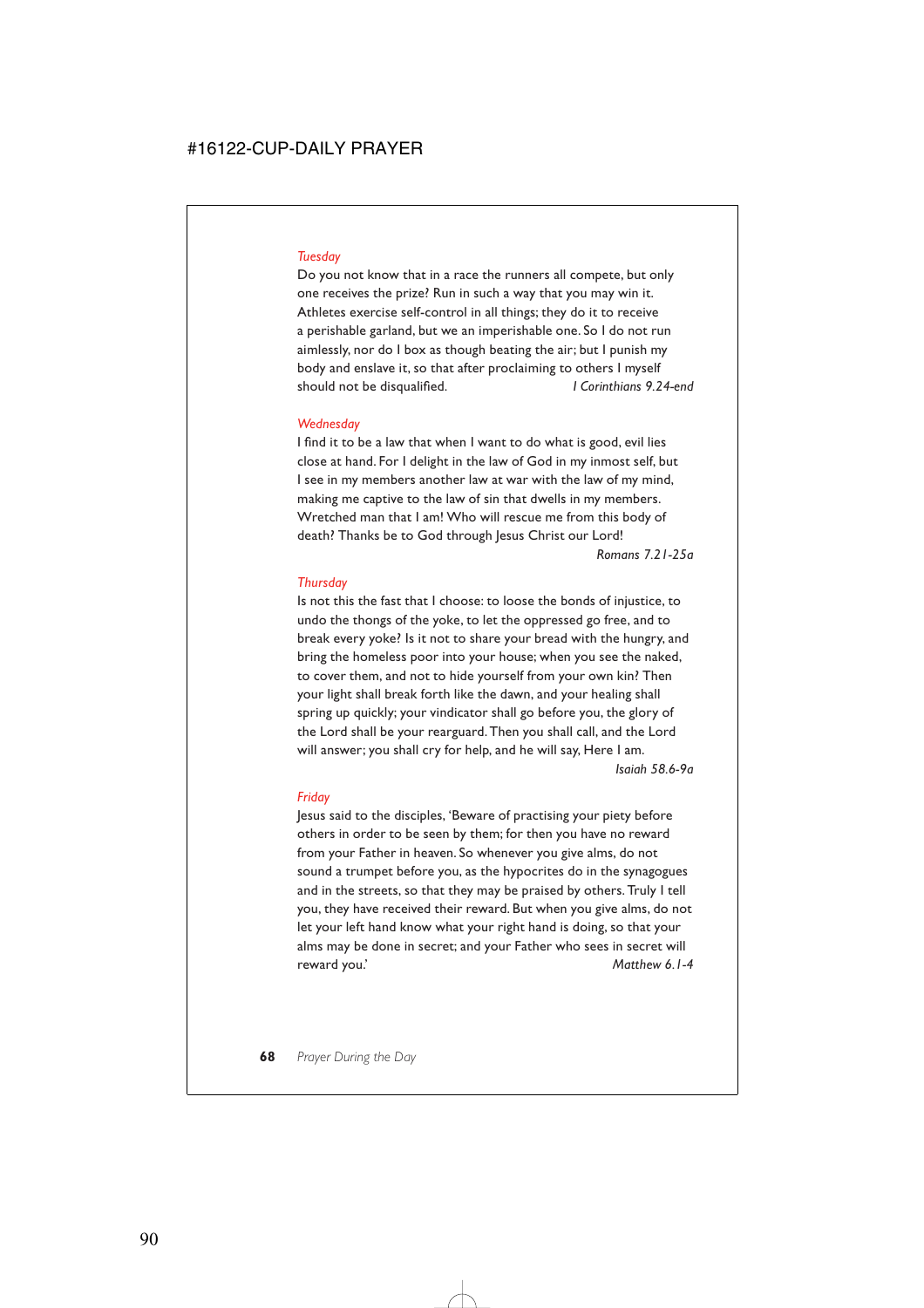*Tuesday*

Do you not know that in a race the runners all compete, but only one receives the prize? Run in such a way that you may win it. Athletes exercise self-control in all things; they do it to receive a perishable garland, but we an imperishable one. So I do not run aimlessly, nor do I box as though beating the air; but I punish my body and enslave it, so that after proclaiming to others I myself should not be disqualified. *1 Corinthians 9.24-end*

*Wednesday*

I find it to be a law that when I want to do what is good, evil lies close at hand. For I delight in the law of God in my inmost self, but I see in my members another law at war with the law of my mind, making me captive to the law of sin that dwells in my members. Wretched man that I am! Who will rescue me from this body of death? Thanks be to God through Jesus Christ our Lord!

*Romans 7.21-25a*

*Thursday*

Is not this the fast that I choose: to loose the bonds of injustice, to undo the thongs of the yoke, to let the oppressed go free, and to break every yoke? Is it not to share your bread with the hungry, and bring the homeless poor into your house; when you see the naked, to cover them, and not to hide yourself from your own kin? Then your light shall break forth like the dawn, and your healing shall spring up quickly; your vindicator shall go before you, the glory of the Lord shall be your rearguard. Then you shall call, and the Lord will answer; you shall cry for help, and he will say, Here I am.

*Isaiah 58.6-9a*

*Friday*

Jesus said to the disciples, 'Beware of practising your piety before others in order to be seen by them; for then you have no reward from your Father in heaven. So whenever you give alms, do not sound a trumpet before you, as the hypocrites do in the synagogues and in the streets, so that they may be praised by others. Truly I tell you, they have received their reward. But when you give alms, do not let your left hand know what your right hand is doing, so that your alms may be done in secret; and your Father who sees in secret will reward you.' *Matthew 6.1-4*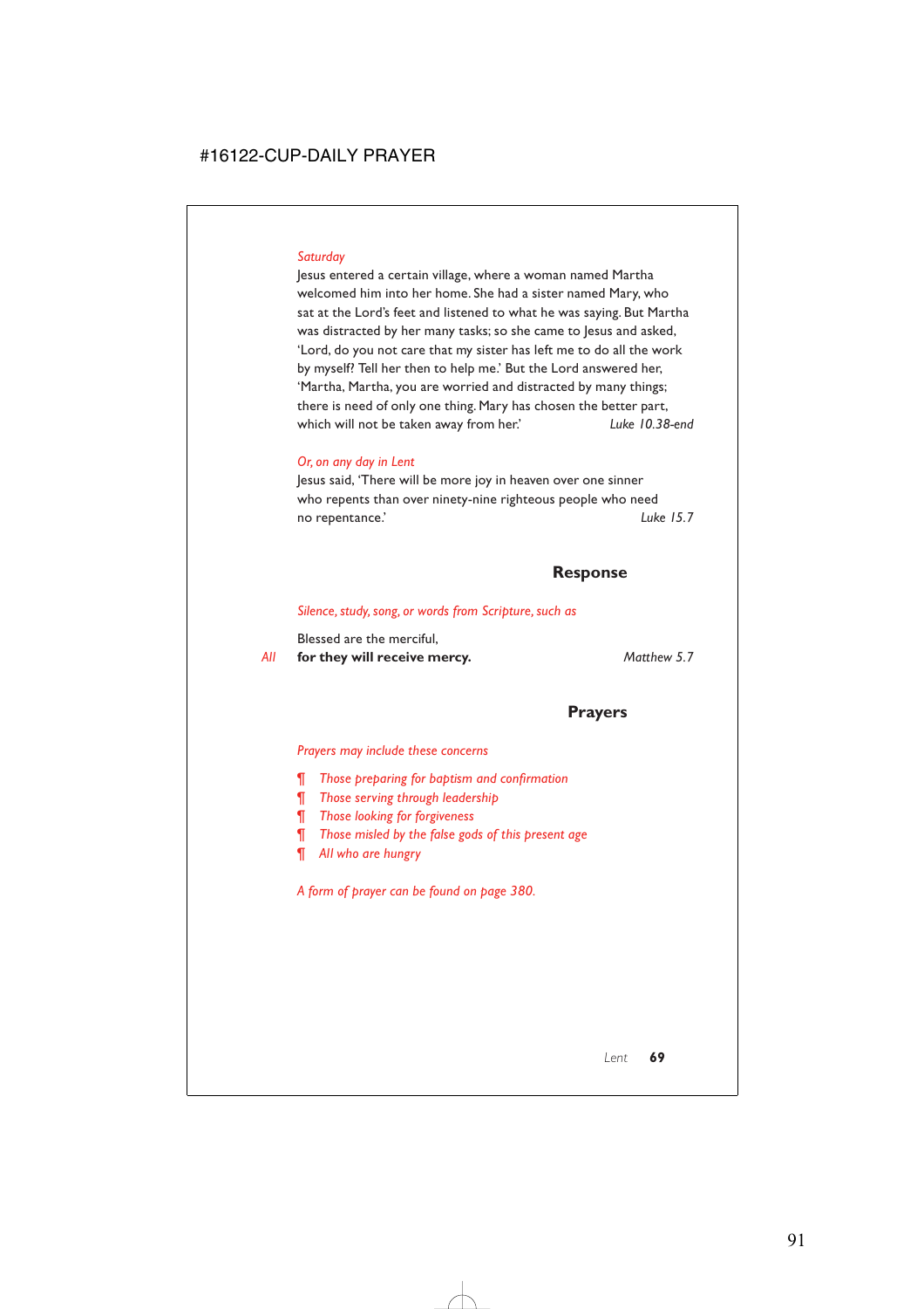*Saturday*

Jesus entered a certain village, where a woman named Martha welcomed him into her home. She had a sister named Mary, who sat at the Lord's feet and listened to what he was saying. But Martha was distracted by her many tasks; so she came to Jesus and asked, 'Lord, do you not care that my sister has left me to do all the work by myself? Tell her then to help me.' But the Lord answered her, 'Martha, Martha, you are worried and distracted by many things; there is need of only one thing. Mary has chosen the better part, which will not be taken away from her.' *Luke 10.38-end*

*Or, on any day in Lent*

Jesus said, 'There will be more joy in heaven over one sinner who repents than over ninety-nine righteous people who need no repentance.' *Luke 15.7*

## Response

*Silence, study, song, or words from Scripture, such as*

Blessed are the merciful,

*All* **for they will receive mercy.** *Matthew 5.7*

## Prayers

*Prayers may include these concerns*

- ¶ *Those preparing for baptism and confirmation*
- ¶ *Those serving through leadership*
- ¶ *Those looking for forgiveness*
- ¶ *Those misled by the false gods of this present age*
- ¶ *All who are hungry*

*A form of prayer can be found on page 380.*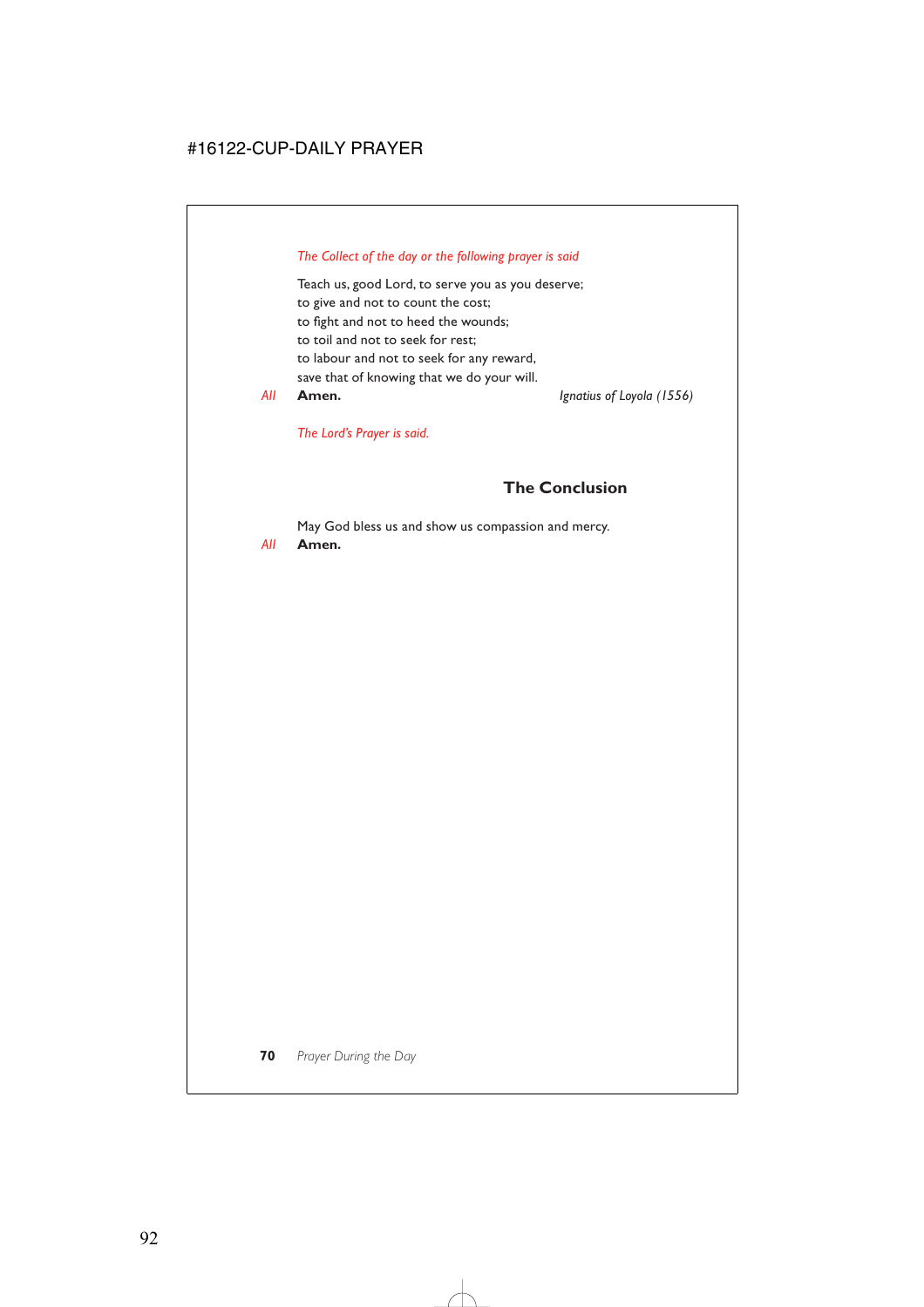*The Collect of the day or the following prayer is said*

Teach us, good Lord, to serve you as you deserve;
to give and not to count the cost;
to fight and not to heed the wounds;
to toil and not to seek for rest;
to labour and not to seek for any reward,
save that of knowing that we do your will.

*All* **Amen.** *Ignatius of Loyola (1556)*

*The Lord's Prayer is said.*

## The Conclusion

May God bless us and show us compassion and mercy.

*All* **Amen.**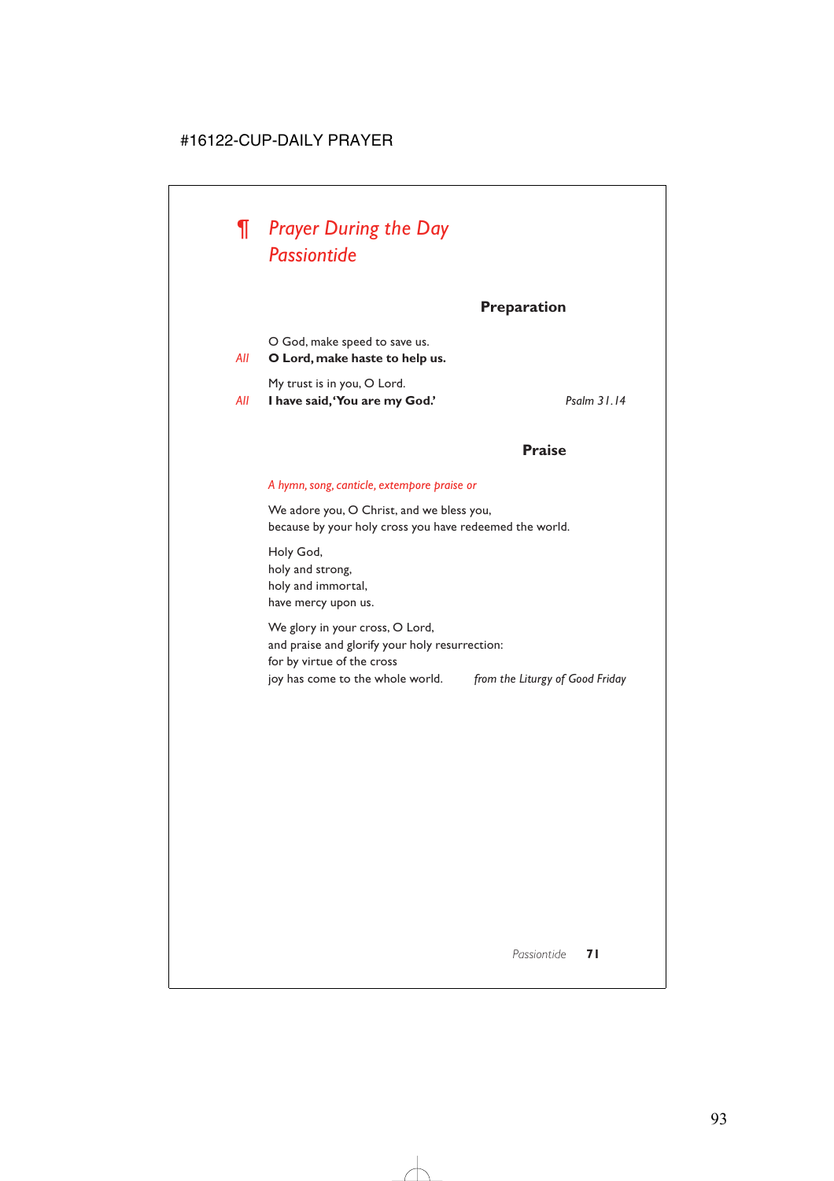# ¶ *Prayer During the Day*
# *Passiontide*

## Preparation

O God, make speed to save us.

*All* **O Lord, make haste to help us.**

My trust is in you, O Lord.

*All* **I have said, 'You are my God.'** *Psalm 31.14*

## Praise

*A hymn, song, canticle, extempore praise or*

We adore you, O Christ, and we bless you,
because by your holy cross you have redeemed the world.

Holy God,
holy and strong,
holy and immortal,
have mercy upon us.

We glory in your cross, O Lord,
and praise and glorify your holy resurrection:
for by virtue of the cross
joy has come to the whole world. *from the Liturgy of Good Friday*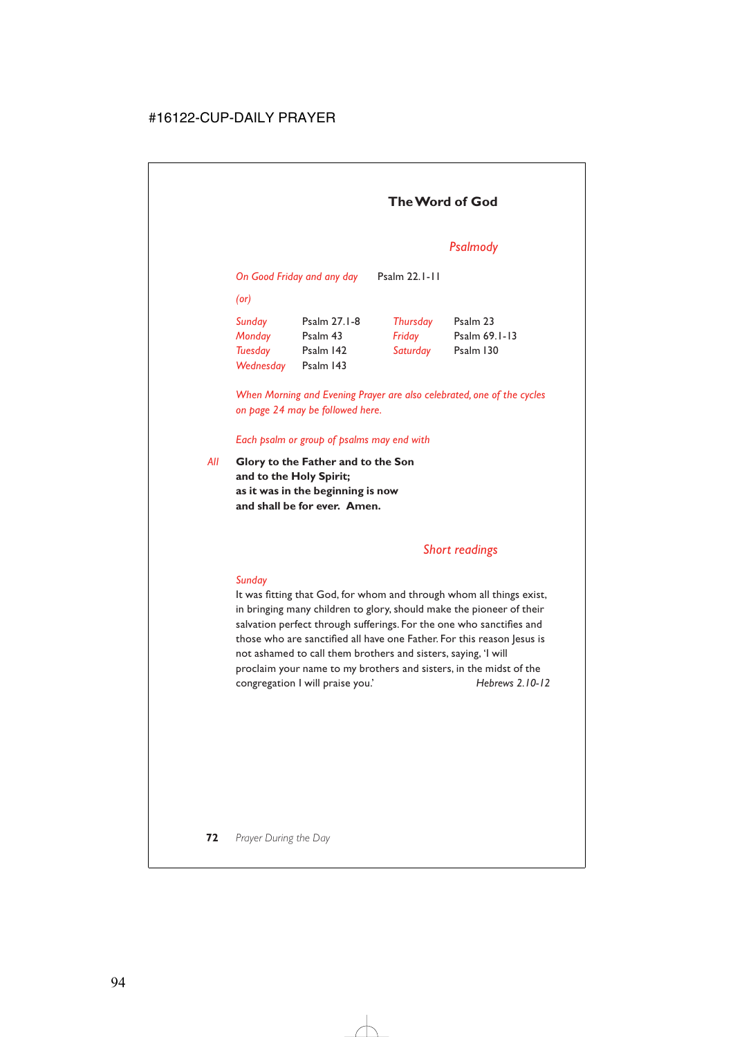## The Word of God

### *Psalmody*

*On Good Friday and any day* Psalm 22.1-11

*(or)*

| | | | |
|---|---|---|---|
| *Sunday* | Psalm 27.1-8 | *Thursday* | Psalm 23 |
| *Monday* | Psalm 43 | *Friday* | Psalm 69.1-13 |
| *Tuesday* | Psalm 142 | *Saturday* | Psalm 130 |
| *Wednesday* | Psalm 143 | | |

*When Morning and Evening Prayer are also celebrated, one of the cycles on page 24 may be followed here.*

*Each psalm or group of psalms may end with*

*All* **Glory to the Father and to the Son**
**and to the Holy Spirit;**
**as it was in the beginning is now**
**and shall be for ever. Amen.**

### *Short readings*

*Sunday*

It was fitting that God, for whom and through whom all things exist, in bringing many children to glory, should make the pioneer of their salvation perfect through sufferings. For the one who sanctifies and those who are sanctified all have one Father. For this reason Jesus is not ashamed to call them brothers and sisters, saying, 'I will proclaim your name to my brothers and sisters, in the midst of the congregation I will praise you.' *Hebrews 2.10-12*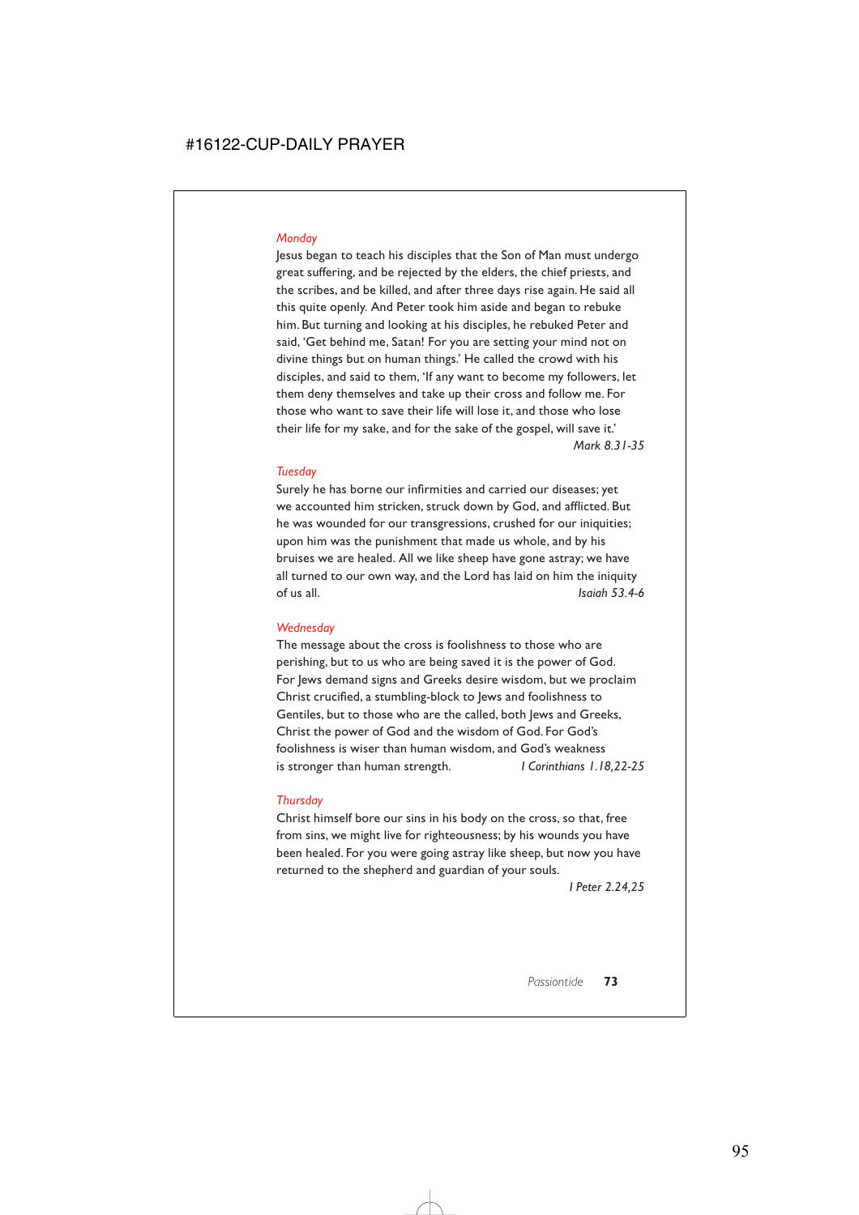*Monday*

Jesus began to teach his disciples that the Son of Man must undergo great suffering, and be rejected by the elders, the chief priests, and the scribes, and be killed, and after three days rise again. He said all this quite openly. And Peter took him aside and began to rebuke him. But turning and looking at his disciples, he rebuked Peter and said, 'Get behind me, Satan! For you are setting your mind not on divine things but on human things.' He called the crowd with his disciples, and said to them, 'If any want to become my followers, let them deny themselves and take up their cross and follow me. For those who want to save their life will lose it, and those who lose their life for my sake, and for the sake of the gospel, will save it.'

*Mark 8.31-35*

*Tuesday*

Surely he has borne our infirmities and carried our diseases; yet we accounted him stricken, struck down by God, and afflicted. But he was wounded for our transgressions, crushed for our iniquities; upon him was the punishment that made us whole, and by his bruises we are healed. All we like sheep have gone astray; we have all turned to our own way, and the Lord has laid on him the iniquity of us all.

*Isaiah 53.4-6*

*Wednesday*

The message about the cross is foolishness to those who are perishing, but to us who are being saved it is the power of God. For Jews demand signs and Greeks desire wisdom, but we proclaim Christ crucified, a stumbling-block to Jews and foolishness to Gentiles, but to those who are the called, both Jews and Greeks, Christ the power of God and the wisdom of God. For God's foolishness is wiser than human wisdom, and God's weakness is stronger than human strength.

*I Corinthians 1.18,22-25*

*Thursday*

Christ himself bore our sins in his body on the cross, so that, free from sins, we might live for righteousness; by his wounds you have been healed. For you were going astray like sheep, but now you have returned to the shepherd and guardian of your souls.

*I Peter 2.24,25*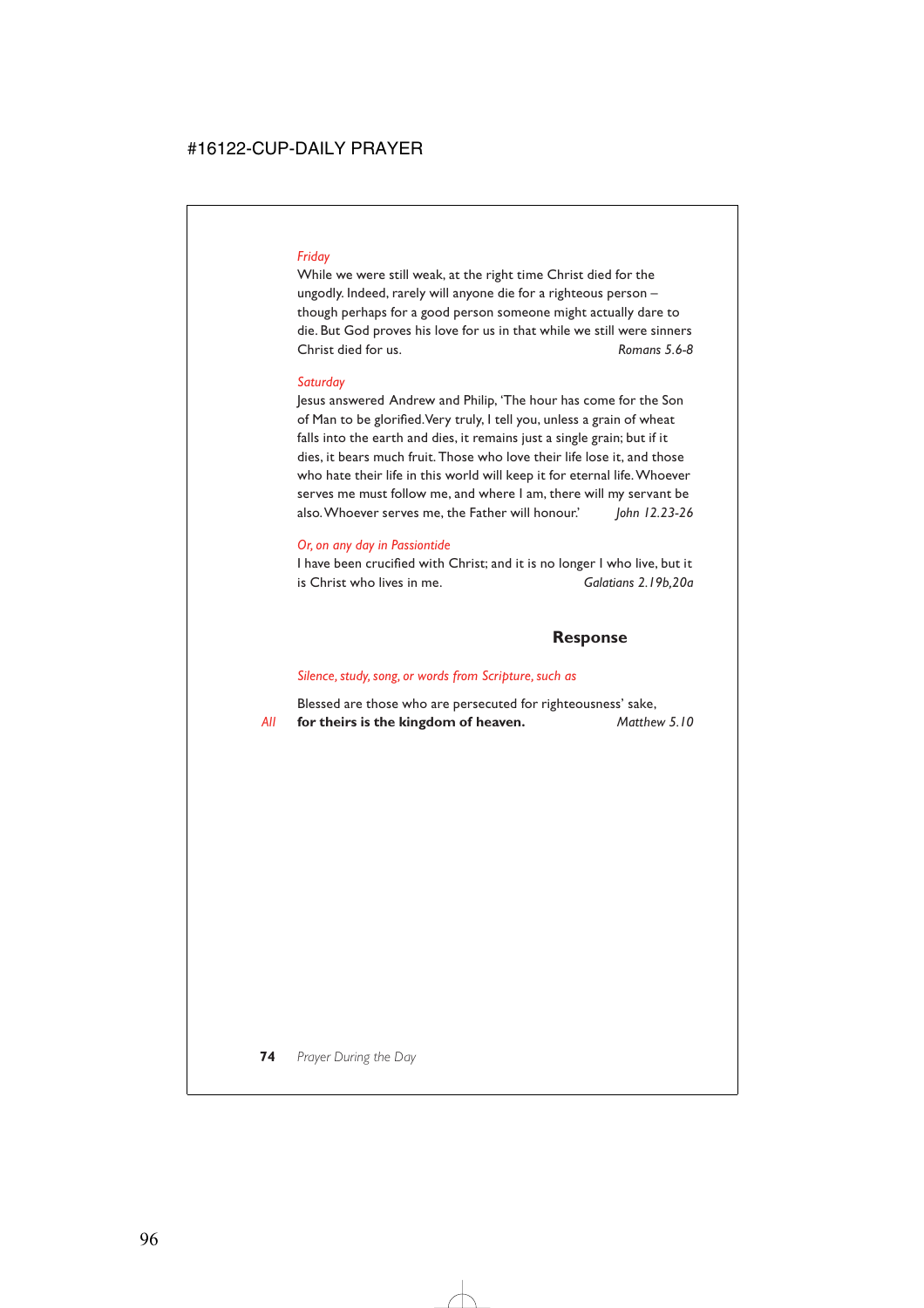*Friday*

While we were still weak, at the right time Christ died for the ungodly. Indeed, rarely will anyone die for a righteous person – though perhaps for a good person someone might actually dare to die. But God proves his love for us in that while we still were sinners Christ died for us. *Romans 5.6-8*

*Saturday*

Jesus answered Andrew and Philip, 'The hour has come for the Son of Man to be glorified. Very truly, I tell you, unless a grain of wheat falls into the earth and dies, it remains just a single grain; but if it dies, it bears much fruit. Those who love their life lose it, and those who hate their life in this world will keep it for eternal life. Whoever serves me must follow me, and where I am, there will my servant be also. Whoever serves me, the Father will honour.' *John 12.23-26*

*Or, on any day in Passiontide*

I have been crucified with Christ; and it is no longer I who live, but it is Christ who lives in me. *Galatians 2.19b,20a*

## Response

*Silence, study, song, or words from Scripture, such as*

Blessed are those who are persecuted for righteousness' sake,

*All* **for theirs is the kingdom of heaven.** *Matthew 5.10*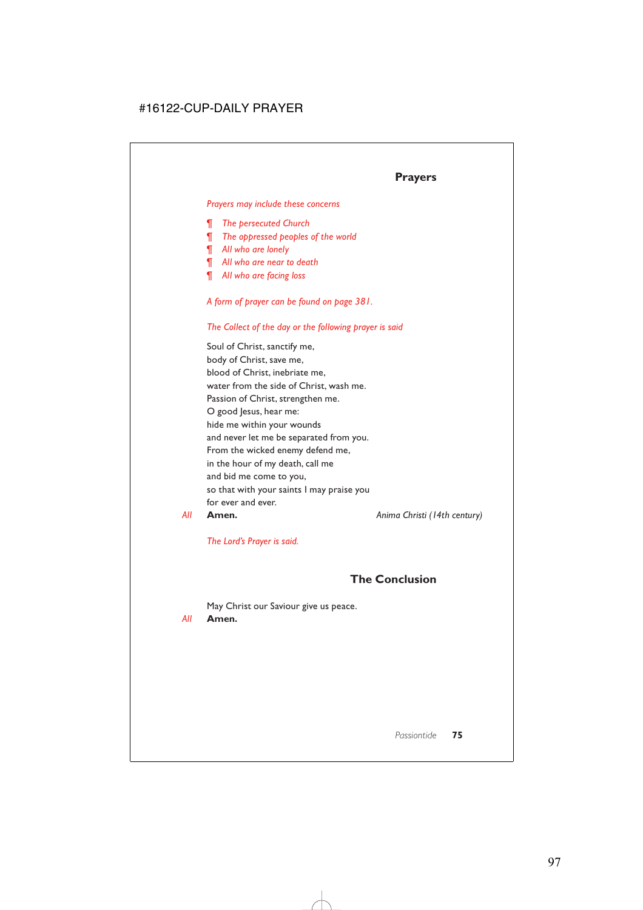## Prayers

*Prayers may include these concerns*

- ¶ *The persecuted Church*
- ¶ *The oppressed peoples of the world*
- ¶ *All who are lonely*
- ¶ *All who are near to death*
- ¶ *All who are facing loss*

*A form of prayer can be found on page 381.*

*The Collect of the day or the following prayer is said*

Soul of Christ, sanctify me,
body of Christ, save me,
blood of Christ, inebriate me,
water from the side of Christ, wash me.
Passion of Christ, strengthen me.
O good Jesus, hear me:
hide me within your wounds
and never let me be separated from you.
From the wicked enemy defend me,
in the hour of my death, call me
and bid me come to you,
so that with your saints I may praise you
for ever and ever.

*All* **Amen.** *Anima Christi (14th century)*

*The Lord's Prayer is said.*

## The Conclusion

May Christ our Saviour give us peace.

*All* **Amen.**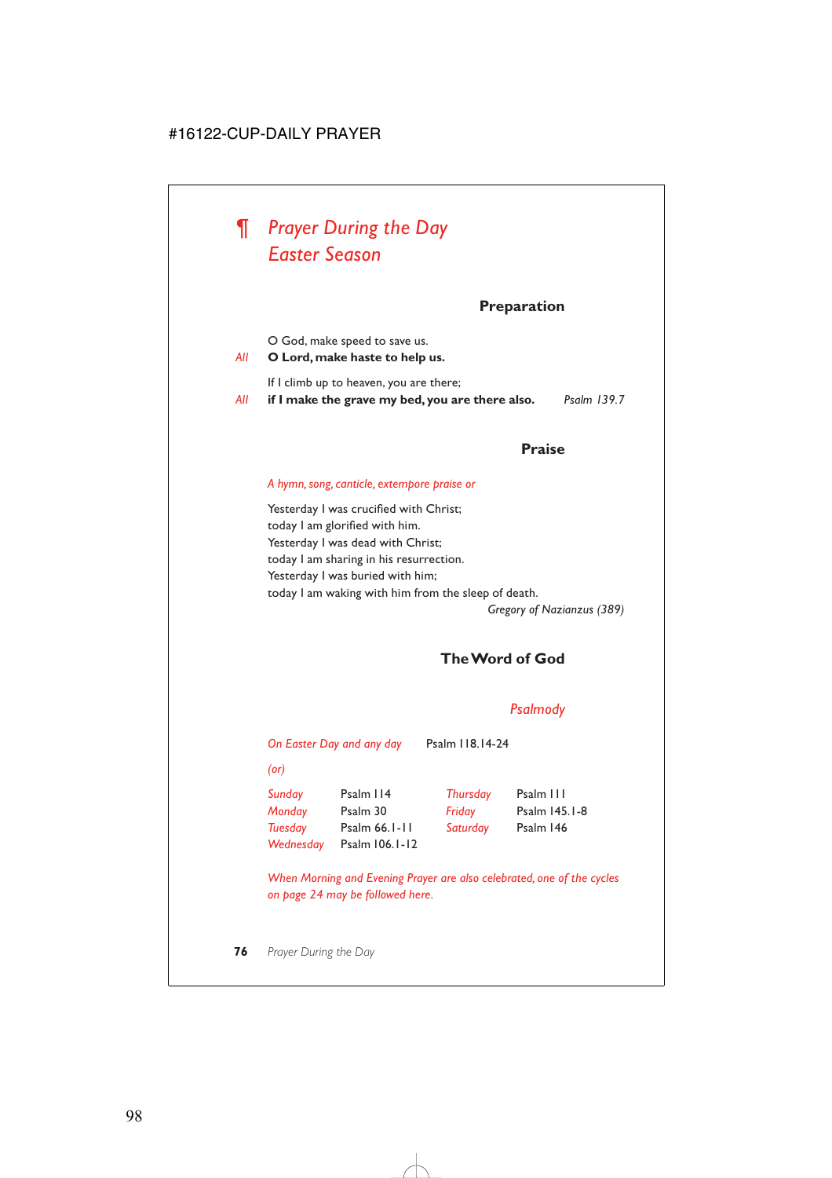# ¶ *Prayer During the Day*
# *Easter Season*

### Preparation

O God, make speed to save us.

*All* **O Lord, make haste to help us.**

If I climb up to heaven, you are there;

*All* **if I make the grave my bed, you are there also.** *Psalm 139.7*

### Praise

*A hymn, song, canticle, extempore praise or*

Yesterday I was crucified with Christ;
today I am glorified with him.
Yesterday I was dead with Christ;
today I am sharing in his resurrection.
Yesterday I was buried with him;
today I am waking with him from the sleep of death.

*Gregory of Nazianzus (389)*

### The Word of God

#### *Psalmody*

*On Easter Day and any day* Psalm 118.14-24

*(or)*

| | | | |
|---|---|---|---|
| *Sunday* | Psalm 114 | *Thursday* | Psalm 111 |
| *Monday* | Psalm 30 | *Friday* | Psalm 145.1-8 |
| *Tuesday* | Psalm 66.1-11 | *Saturday* | Psalm 146 |
| *Wednesday* | Psalm 106.1-12 | | |

*When Morning and Evening Prayer are also celebrated, one of the cycles on page 24 may be followed here.*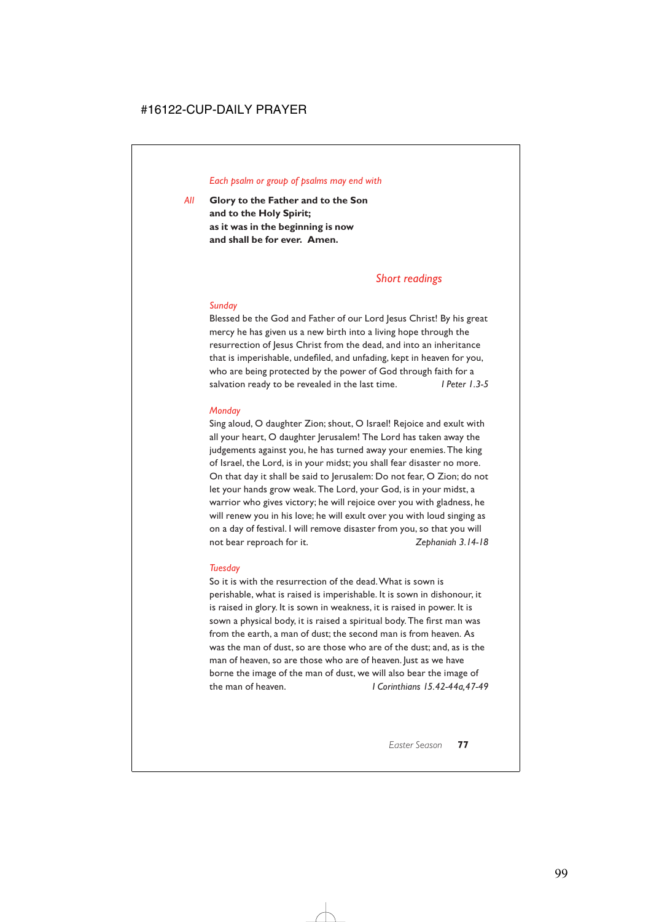*Each psalm or group of psalms may end with*

*All* **Glory to the Father and to the Son**
**and to the Holy Spirit;**
**as it was in the beginning is now**
**and shall be for ever. Amen.**

## *Short readings*

*Sunday*

Blessed be the God and Father of our Lord Jesus Christ! By his great mercy he has given us a new birth into a living hope through the resurrection of Jesus Christ from the dead, and into an inheritance that is imperishable, undefiled, and unfading, kept in heaven for you, who are being protected by the power of God through faith for a salvation ready to be revealed in the last time. *1 Peter 1.3-5*

*Monday*

Sing aloud, O daughter Zion; shout, O Israel! Rejoice and exult with all your heart, O daughter Jerusalem! The Lord has taken away the judgements against you, he has turned away your enemies. The king of Israel, the Lord, is in your midst; you shall fear disaster no more. On that day it shall be said to Jerusalem: Do not fear, O Zion; do not let your hands grow weak. The Lord, your God, is in your midst, a warrior who gives victory; he will rejoice over you with gladness, he will renew you in his love; he will exult over you with loud singing as on a day of festival. I will remove disaster from you, so that you will not bear reproach for it. *Zephaniah 3.14-18*

*Tuesday*

So it is with the resurrection of the dead. What is sown is perishable, what is raised is imperishable. It is sown in dishonour, it is raised in glory. It is sown in weakness, it is raised in power. It is sown a physical body, it is raised a spiritual body. The first man was from the earth, a man of dust; the second man is from heaven. As was the man of dust, so are those who are of the dust; and, as is the man of heaven, so are those who are of heaven. Just as we have borne the image of the man of dust, we will also bear the image of the man of heaven. *1 Corinthians 15.42-44a,47-49*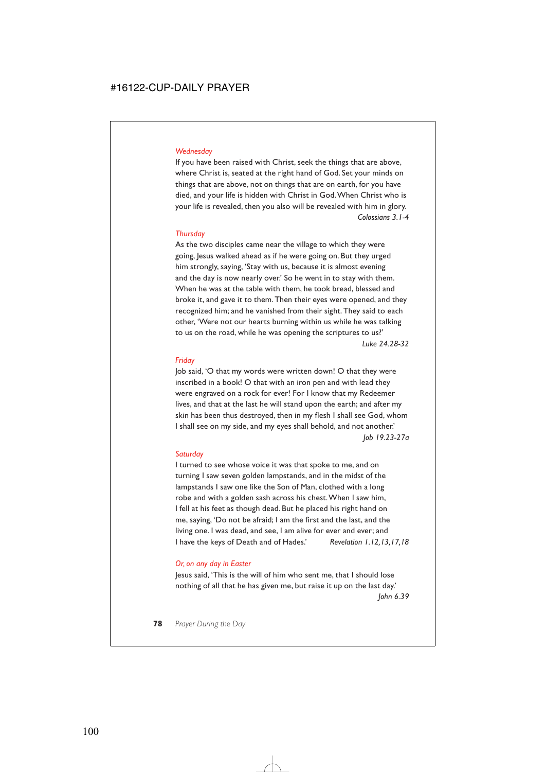*Wednesday*

If you have been raised with Christ, seek the things that are above, where Christ is, seated at the right hand of God. Set your minds on things that are above, not on things that are on earth, for you have died, and your life is hidden with Christ in God. When Christ who is your life is revealed, then you also will be revealed with him in glory.

*Colossians 3.1-4*

*Thursday*

As the two disciples came near the village to which they were going, Jesus walked ahead as if he were going on. But they urged him strongly, saying, 'Stay with us, because it is almost evening and the day is now nearly over.' So he went in to stay with them. When he was at the table with them, he took bread, blessed and broke it, and gave it to them. Then their eyes were opened, and they recognized him; and he vanished from their sight. They said to each other, 'Were not our hearts burning within us while he was talking to us on the road, while he was opening the scriptures to us?'

*Luke 24.28-32*

*Friday*

Job said, 'O that my words were written down! O that they were inscribed in a book! O that with an iron pen and with lead they were engraved on a rock for ever! For I know that my Redeemer lives, and that at the last he will stand upon the earth; and after my skin has been thus destroyed, then in my flesh I shall see God, whom I shall see on my side, and my eyes shall behold, and not another.'

*Job 19.23-27a*

*Saturday*

I turned to see whose voice it was that spoke to me, and on turning I saw seven golden lampstands, and in the midst of the lampstands I saw one like the Son of Man, clothed with a long robe and with a golden sash across his chest. When I saw him, I fell at his feet as though dead. But he placed his right hand on me, saying, 'Do not be afraid; I am the first and the last, and the living one. I was dead, and see, I am alive for ever and ever; and I have the keys of Death and of Hades.'

*Revelation 1.12,13,17,18*

*Or, on any day in Easter*

Jesus said, 'This is the will of him who sent me, that I should lose nothing of all that he has given me, but raise it up on the last day.'

*John 6.39*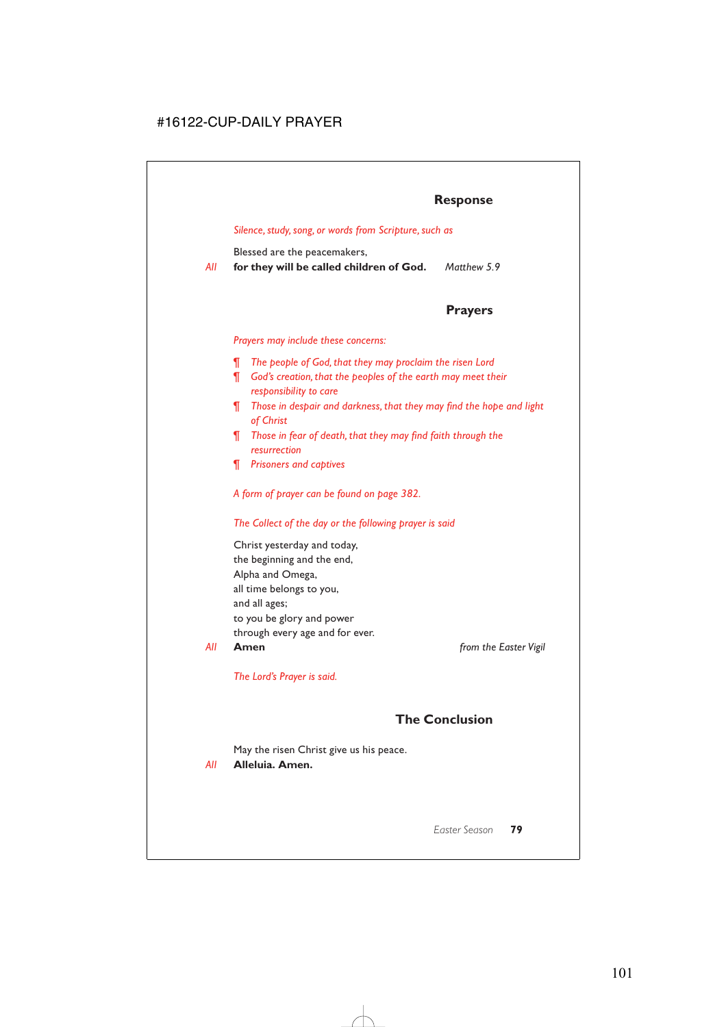## Response

*Silence, study, song, or words from Scripture, such as*

Blessed are the peacemakers,
*All* **for they will be called children of God.** *Matthew 5.9*

## Prayers

*Prayers may include these concerns:*

- *The people of God, that they may proclaim the risen Lord*
- *God's creation, that the peoples of the earth may meet their responsibility to care*
- *Those in despair and darkness, that they may find the hope and light of Christ*
- *Those in fear of death, that they may find faith through the resurrection*
- *Prisoners and captives*

*A form of prayer can be found on page 382.*

*The Collect of the day or the following prayer is said*

Christ yesterday and today,
the beginning and the end,
Alpha and Omega,
all time belongs to you,
and all ages;
to you be glory and power
through every age and for ever.
*All* **Amen** *from the Easter Vigil*

*The Lord's Prayer is said.*

## The Conclusion

May the risen Christ give us his peace.
*All* **Alleluia. Amen.**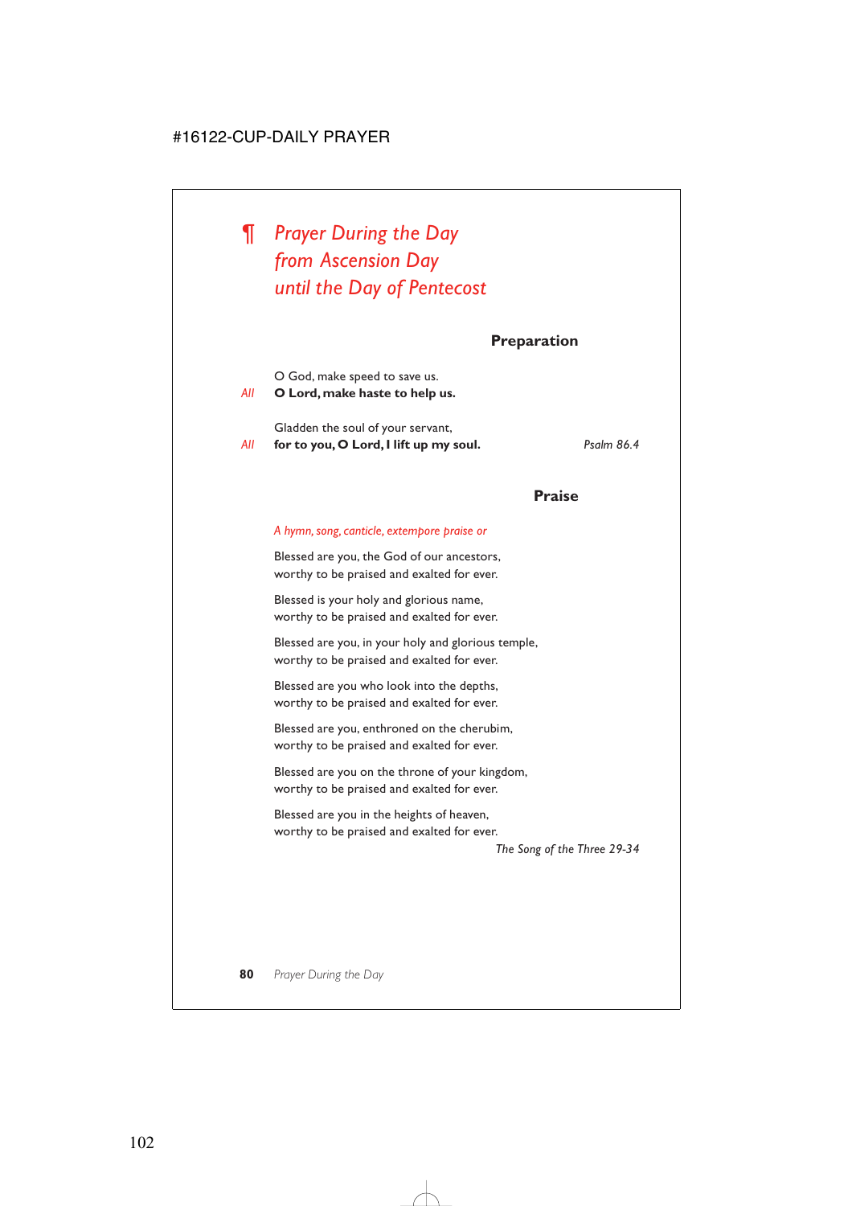# ¶ *Prayer During the Day from Ascension Day until the Day of Pentecost*

### Preparation

O God, make speed to save us.
*All* **O Lord, make haste to help us.**

Gladden the soul of your servant,
*All* **for to you, O Lord, I lift up my soul.** *Psalm 86.4*

### Praise

*A hymn, song, canticle, extempore praise or*

Blessed are you, the God of our ancestors,
worthy to be praised and exalted for ever.

Blessed is your holy and glorious name,
worthy to be praised and exalted for ever.

Blessed are you, in your holy and glorious temple,
worthy to be praised and exalted for ever.

Blessed are you who look into the depths,
worthy to be praised and exalted for ever.

Blessed are you, enthroned on the cherubim,
worthy to be praised and exalted for ever.

Blessed are you on the throne of your kingdom,
worthy to be praised and exalted for ever.

Blessed are you in the heights of heaven,
worthy to be praised and exalted for ever.

*The Song of the Three 29-34*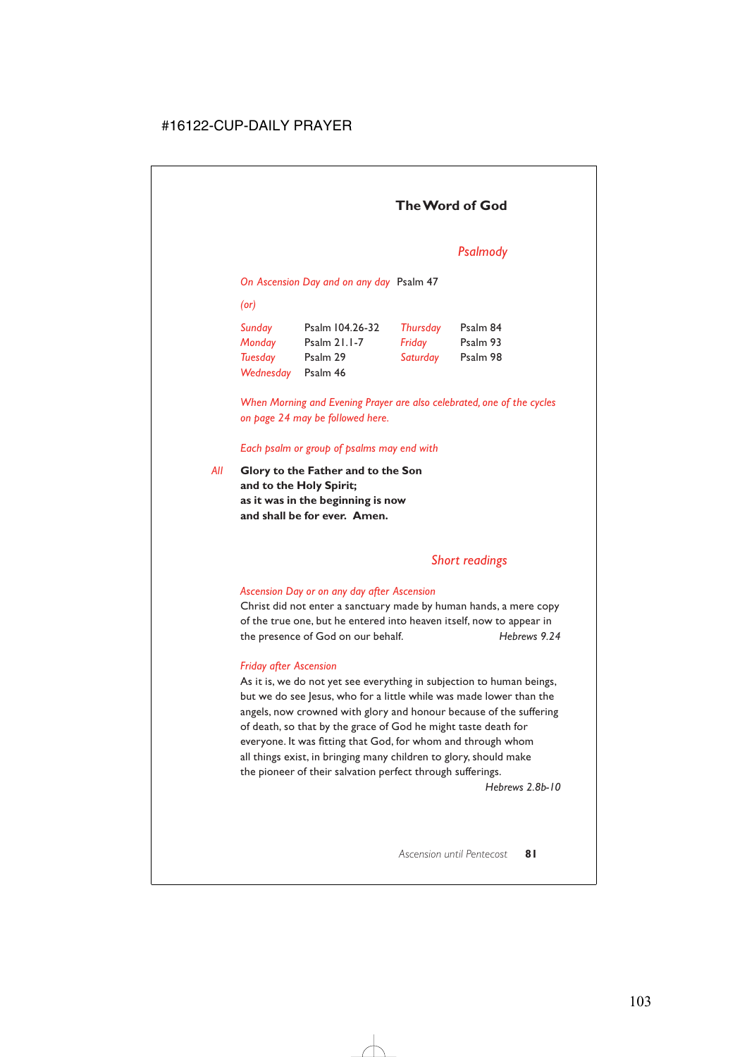## The Word of God

### *Psalmody*

*On Ascension Day and on any day* Psalm 47

*(or)*

| | | | |
|---|---|---|---|
| *Sunday* | Psalm 104.26-32 | *Thursday* | Psalm 84 |
| *Monday* | Psalm 21.1-7 | *Friday* | Psalm 93 |
| *Tuesday* | Psalm 29 | *Saturday* | Psalm 98 |
| *Wednesday* | Psalm 46 | | |

*When Morning and Evening Prayer are also celebrated, one of the cycles on page 24 may be followed here.*

*Each psalm or group of psalms may end with*

*All* **Glory to the Father and to the Son**
**and to the Holy Spirit;**
**as it was in the beginning is now**
**and shall be for ever. Amen.**

### *Short readings*

*Ascension Day or on any day after Ascension*

Christ did not enter a sanctuary made by human hands, a mere copy of the true one, but he entered into heaven itself, now to appear in the presence of God on our behalf. *Hebrews 9.24*

*Friday after Ascension*

As it is, we do not yet see everything in subjection to human beings, but we do see Jesus, who for a little while was made lower than the angels, now crowned with glory and honour because of the suffering of death, so that by the grace of God he might taste death for everyone. It was fitting that God, for whom and through whom all things exist, in bringing many children to glory, should make the pioneer of their salvation perfect through sufferings.
*Hebrews 2.8b-10*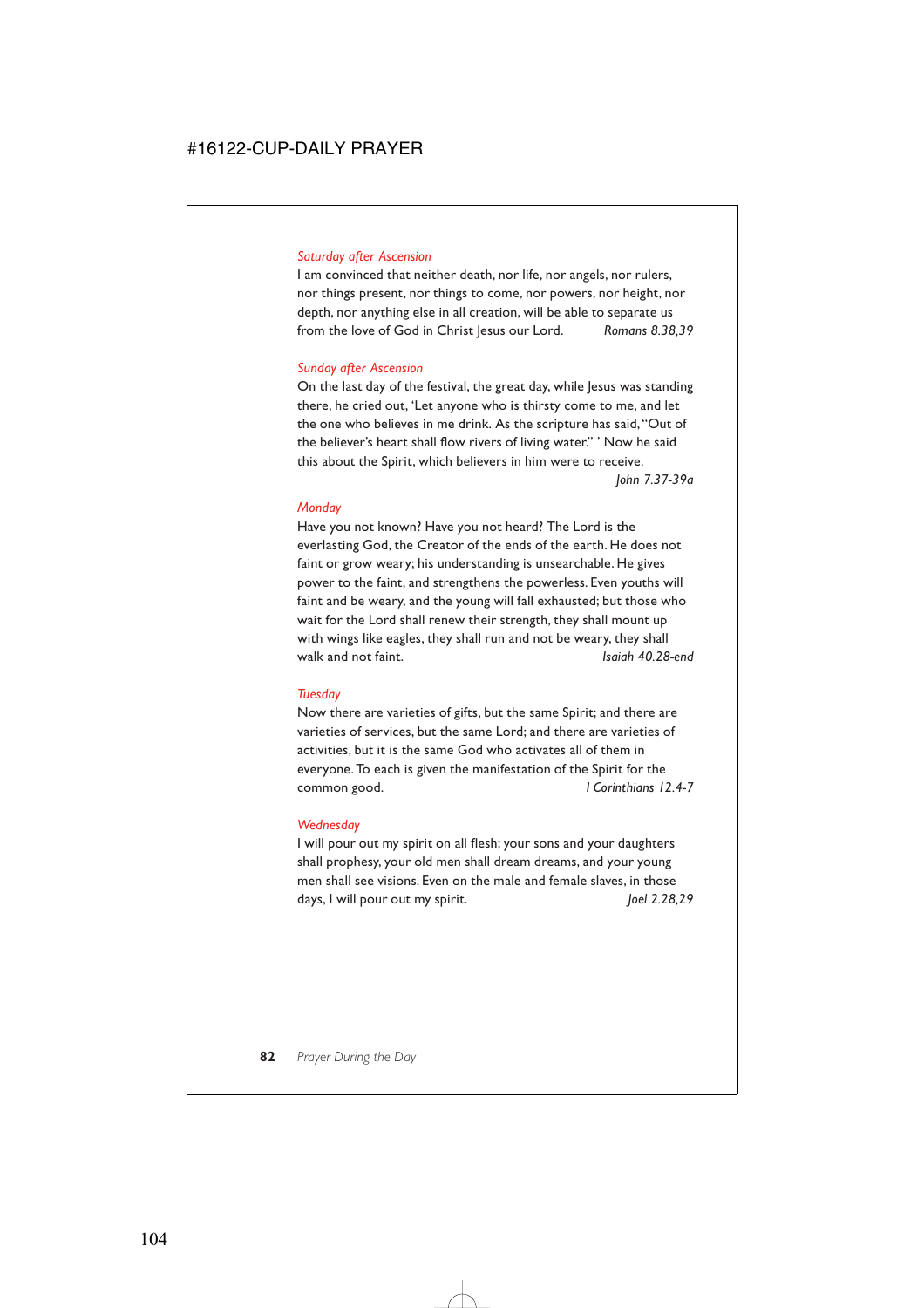*Saturday after Ascension*

I am convinced that neither death, nor life, nor angels, nor rulers, nor things present, nor things to come, nor powers, nor height, nor depth, nor anything else in all creation, will be able to separate us from the love of God in Christ Jesus our Lord. *Romans 8.38,39*

*Sunday after Ascension*

On the last day of the festival, the great day, while Jesus was standing there, he cried out, 'Let anyone who is thirsty come to me, and let the one who believes in me drink. As the scripture has said, "Out of the believer's heart shall flow rivers of living water." ' Now he said this about the Spirit, which believers in him were to receive. *John 7.37-39a*

*Monday*

Have you not known? Have you not heard? The Lord is the everlasting God, the Creator of the ends of the earth. He does not faint or grow weary; his understanding is unsearchable. He gives power to the faint, and strengthens the powerless. Even youths will faint and be weary, and the young will fall exhausted; but those who wait for the Lord shall renew their strength, they shall mount up with wings like eagles, they shall run and not be weary, they shall walk and not faint. *Isaiah 40.28-end*

*Tuesday*

Now there are varieties of gifts, but the same Spirit; and there are varieties of services, but the same Lord; and there are varieties of activities, but it is the same God who activates all of them in everyone. To each is given the manifestation of the Spirit for the common good. *1 Corinthians 12.4-7*

*Wednesday*

I will pour out my spirit on all flesh; your sons and your daughters shall prophesy, your old men shall dream dreams, and your young men shall see visions. Even on the male and female slaves, in those days, I will pour out my spirit. *Joel 2.28,29*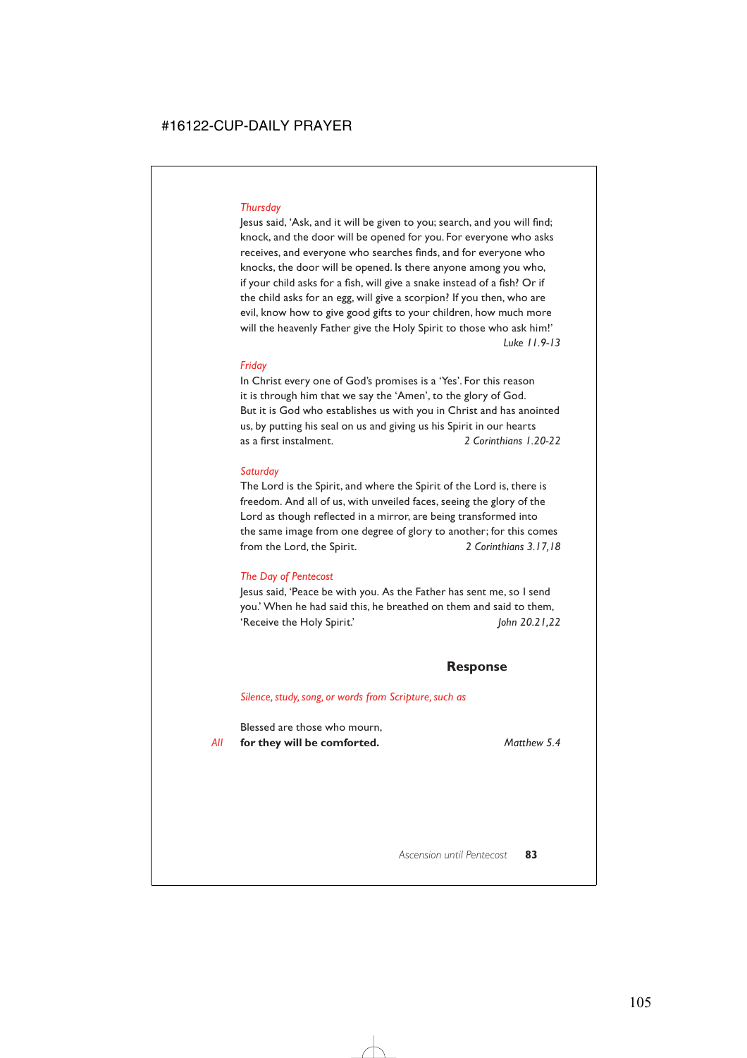*Thursday*

Jesus said, 'Ask, and it will be given to you; search, and you will find; knock, and the door will be opened for you. For everyone who asks receives, and everyone who searches finds, and for everyone who knocks, the door will be opened. Is there anyone among you who, if your child asks for a fish, will give a snake instead of a fish? Or if the child asks for an egg, will give a scorpion? If you then, who are evil, know how to give good gifts to your children, how much more will the heavenly Father give the Holy Spirit to those who ask him!'
*Luke 11.9-13*

*Friday*

In Christ every one of God's promises is a 'Yes'. For this reason it is through him that we say the 'Amen', to the glory of God. But it is God who establishes us with you in Christ and has anointed us, by putting his seal on us and giving us his Spirit in our hearts as a first instalment. *2 Corinthians 1.20-22*

*Saturday*

The Lord is the Spirit, and where the Spirit of the Lord is, there is freedom. And all of us, with unveiled faces, seeing the glory of the Lord as though reflected in a mirror, are being transformed into the same image from one degree of glory to another; for this comes from the Lord, the Spirit. *2 Corinthians 3.17,18*

*The Day of Pentecost*

Jesus said, 'Peace be with you. As the Father has sent me, so I send you.' When he had said this, he breathed on them and said to them, 'Receive the Holy Spirit.' *John 20.21,22*

## Response

*Silence, study, song, or words from Scripture, such as*

Blessed are those who mourn,
*All* **for they will be comforted.** *Matthew 5.4*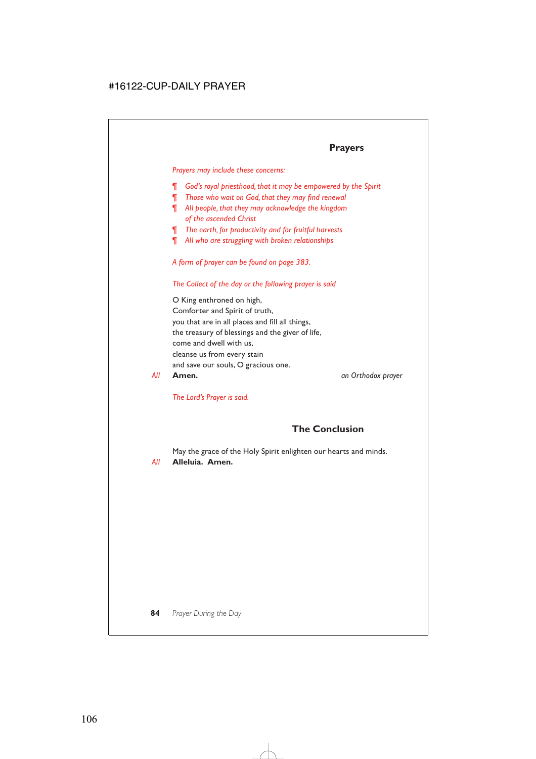## Prayers

*Prayers may include these concerns:*

- ¶ *God's royal priesthood, that it may be empowered by the Spirit*
- ¶ *Those who wait on God, that they may find renewal*
- ¶ *All people, that they may acknowledge the kingdom of the ascended Christ*
- ¶ *The earth, for productivity and for fruitful harvests*
- ¶ *All who are struggling with broken relationships*

*A form of prayer can be found on page 383.*

*The Collect of the day or the following prayer is said*

O King enthroned on high,
Comforter and Spirit of truth,
you that are in all places and fill all things,
the treasury of blessings and the giver of life,
come and dwell with us,
cleanse us from every stain
and save our souls, O gracious one.

*All* **Amen.** *an Orthodox prayer*

*The Lord's Prayer is said.*

## The Conclusion

May the grace of the Holy Spirit enlighten our hearts and minds.

*All* **Alleluia. Amen.**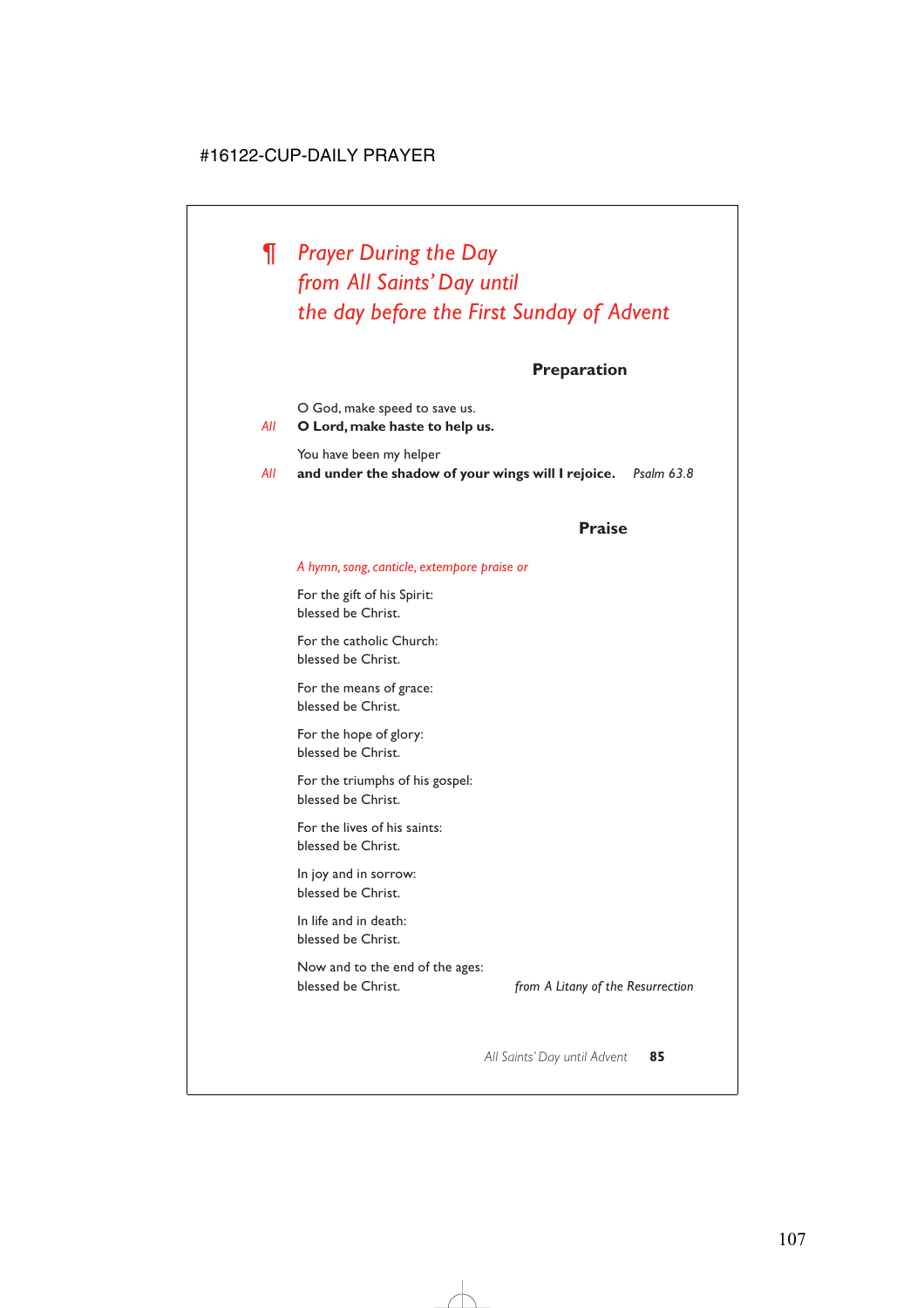# ¶ *Prayer During the Day from All Saints' Day until the day before the First Sunday of Advent*

## Preparation

O God, make speed to save us.

*All* **O Lord, make haste to help us.**

You have been my helper

*All* **and under the shadow of your wings will I rejoice.** *Psalm 63.8*

## Praise

*A hymn, song, canticle, extempore praise or*

For the gift of his Spirit:
blessed be Christ.

For the catholic Church:
blessed be Christ.

For the means of grace:
blessed be Christ.

For the hope of glory:
blessed be Christ.

For the triumphs of his gospel:
blessed be Christ.

For the lives of his saints:
blessed be Christ.

In joy and in sorrow:
blessed be Christ.

In life and in death:
blessed be Christ.

Now and to the end of the ages:
blessed be Christ. *from A Litany of the Resurrection*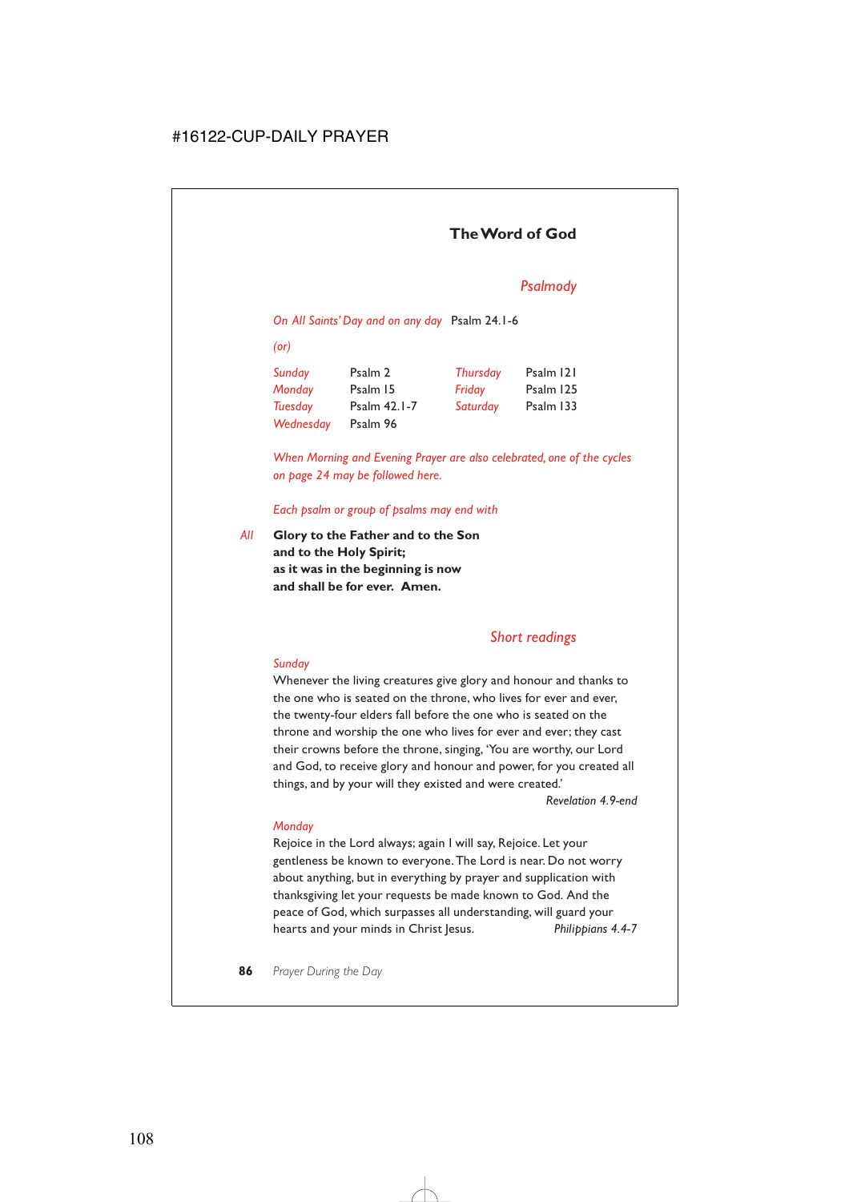## The Word of God

### *Psalmody*

*On All Saints' Day and on any day* Psalm 24.1-6

*(or)*

| | | | |
|---|---|---|---|
| *Sunday* | Psalm 2 | *Thursday* | Psalm 121 |
| *Monday* | Psalm 15 | *Friday* | Psalm 125 |
| *Tuesday* | Psalm 42.1-7 | *Saturday* | Psalm 133 |
| *Wednesday* | Psalm 96 | | |

*When Morning and Evening Prayer are also celebrated, one of the cycles on page 24 may be followed here.*

*Each psalm or group of psalms may end with*

*All* **Glory to the Father and to the Son**
**and to the Holy Spirit;**
**as it was in the beginning is now**
**and shall be for ever. Amen.**

### *Short readings*

*Sunday*

Whenever the living creatures give glory and honour and thanks to the one who is seated on the throne, who lives for ever and ever, the twenty-four elders fall before the one who is seated on the throne and worship the one who lives for ever and ever; they cast their crowns before the throne, singing, 'You are worthy, our Lord and God, to receive glory and honour and power, for you created all things, and by your will they existed and were created.'

*Revelation 4.9-end*

*Monday*

Rejoice in the Lord always; again I will say, Rejoice. Let your gentleness be known to everyone. The Lord is near. Do not worry about anything, but in everything by prayer and supplication with thanksgiving let your requests be made known to God. And the peace of God, which surpasses all understanding, will guard your hearts and your minds in Christ Jesus. *Philippians 4.4-7*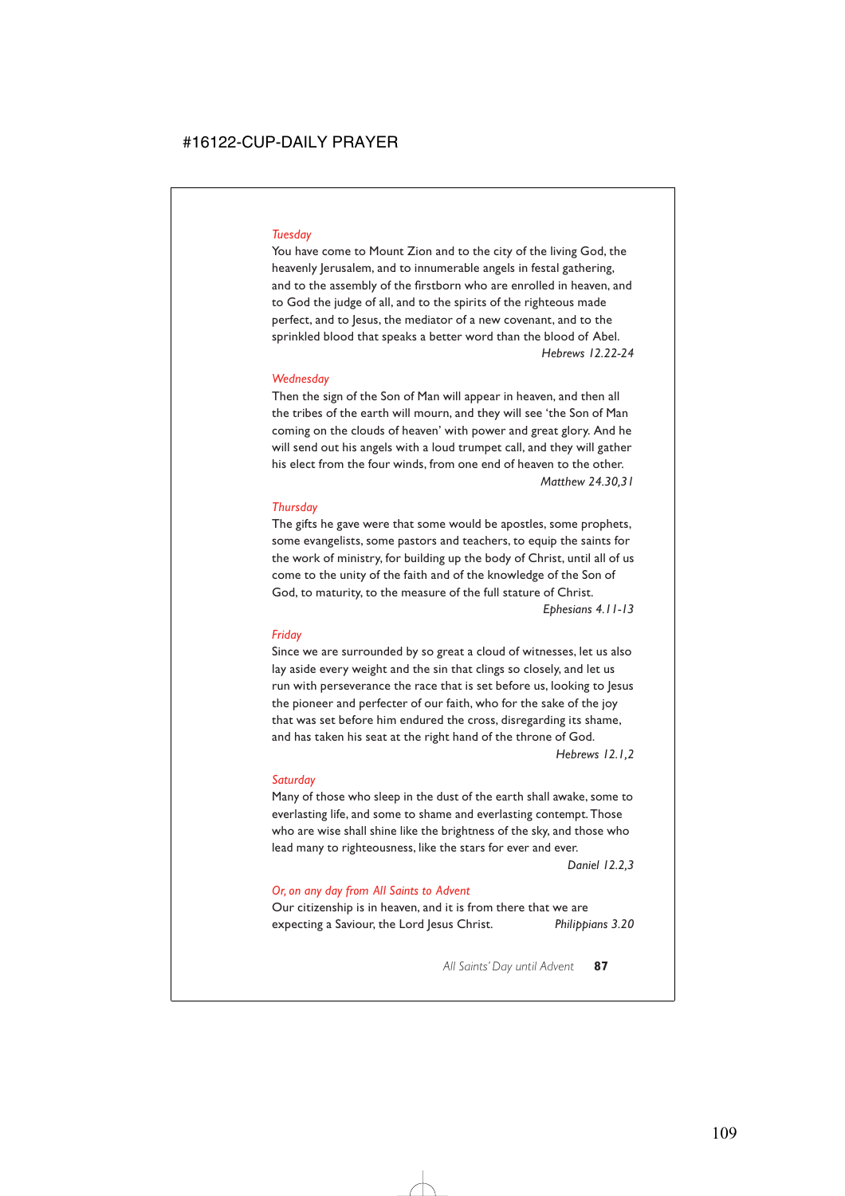*Tuesday*

You have come to Mount Zion and to the city of the living God, the heavenly Jerusalem, and to innumerable angels in festal gathering, and to the assembly of the firstborn who are enrolled in heaven, and to God the judge of all, and to the spirits of the righteous made perfect, and to Jesus, the mediator of a new covenant, and to the sprinkled blood that speaks a better word than the blood of Abel.

*Hebrews 12.22-24*

*Wednesday*

Then the sign of the Son of Man will appear in heaven, and then all the tribes of the earth will mourn, and they will see 'the Son of Man coming on the clouds of heaven' with power and great glory. And he will send out his angels with a loud trumpet call, and they will gather his elect from the four winds, from one end of heaven to the other.

*Matthew 24.30,31*

*Thursday*

The gifts he gave were that some would be apostles, some prophets, some evangelists, some pastors and teachers, to equip the saints for the work of ministry, for building up the body of Christ, until all of us come to the unity of the faith and of the knowledge of the Son of God, to maturity, to the measure of the full stature of Christ.

*Ephesians 4.11-13*

*Friday*

Since we are surrounded by so great a cloud of witnesses, let us also lay aside every weight and the sin that clings so closely, and let us run with perseverance the race that is set before us, looking to Jesus the pioneer and perfecter of our faith, who for the sake of the joy that was set before him endured the cross, disregarding its shame, and has taken his seat at the right hand of the throne of God.

*Hebrews 12.1,2*

*Saturday*

Many of those who sleep in the dust of the earth shall awake, some to everlasting life, and some to shame and everlasting contempt. Those who are wise shall shine like the brightness of the sky, and those who lead many to righteousness, like the stars for ever and ever.

*Daniel 12.2,3*

*Or, on any day from All Saints to Advent*

Our citizenship is in heaven, and it is from there that we are expecting a Saviour, the Lord Jesus Christ. *Philippians 3.20*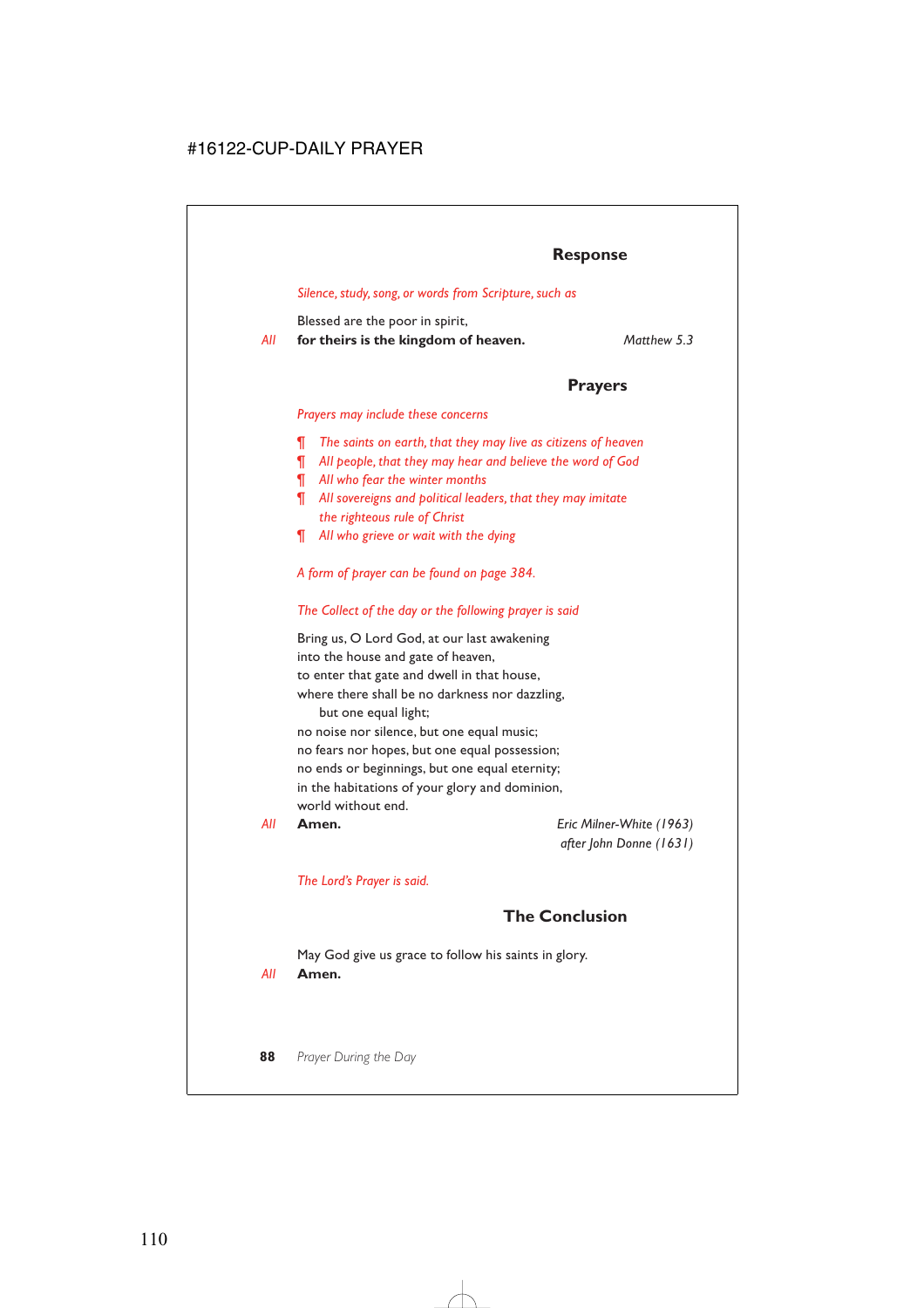## Response

*Silence, study, song, or words from Scripture, such as*

Blessed are the poor in spirit,
*All* **for theirs is the kingdom of heaven.** *Matthew 5.3*

## Prayers

*Prayers may include these concerns*

- ¶ *The saints on earth, that they may live as citizens of heaven*
- ¶ *All people, that they may hear and believe the word of God*
- ¶ *All who fear the winter months*
- ¶ *All sovereigns and political leaders, that they may imitate the righteous rule of Christ*
- ¶ *All who grieve or wait with the dying*

*A form of prayer can be found on page 384.*

*The Collect of the day or the following prayer is said*

Bring us, O Lord God, at our last awakening
into the house and gate of heaven,
to enter that gate and dwell in that house,
where there shall be no darkness nor dazzling,
  but one equal light;
no noise nor silence, but one equal music;
no fears nor hopes, but one equal possession;
no ends or beginnings, but one equal eternity;
in the habitations of your glory and dominion,
world without end.
*All* **Amen.** *Eric Milner-White (1963) after John Donne (1631)*

*The Lord's Prayer is said.*

## The Conclusion

May God give us grace to follow his saints in glory.
*All* **Amen.**